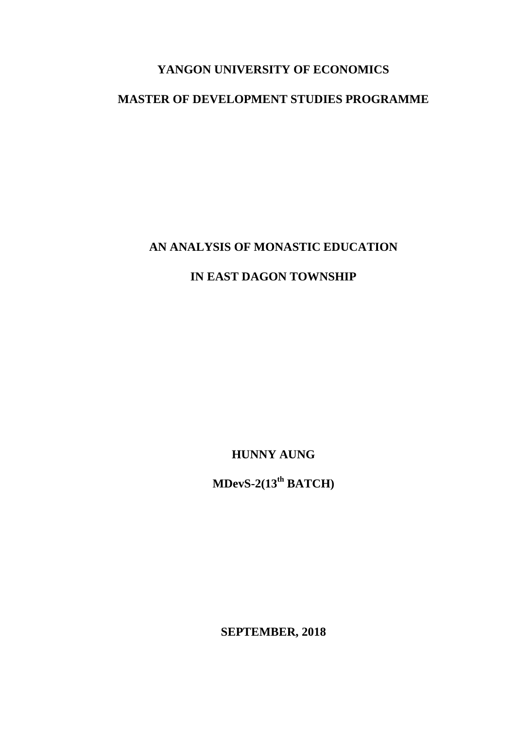**YANGON UNIVERSITY OF ECONOMICS**

**MASTER OF DEVELOPMENT STUDIES PROGRAMME**

# AN ANALYSIS OF MONASTIC EDUCATION IN EAST DAGON TOWNSHIP

**HUNNY AUNG**

**MDevS-2(13th BATCH)**

**SEPTEMBER, 2018**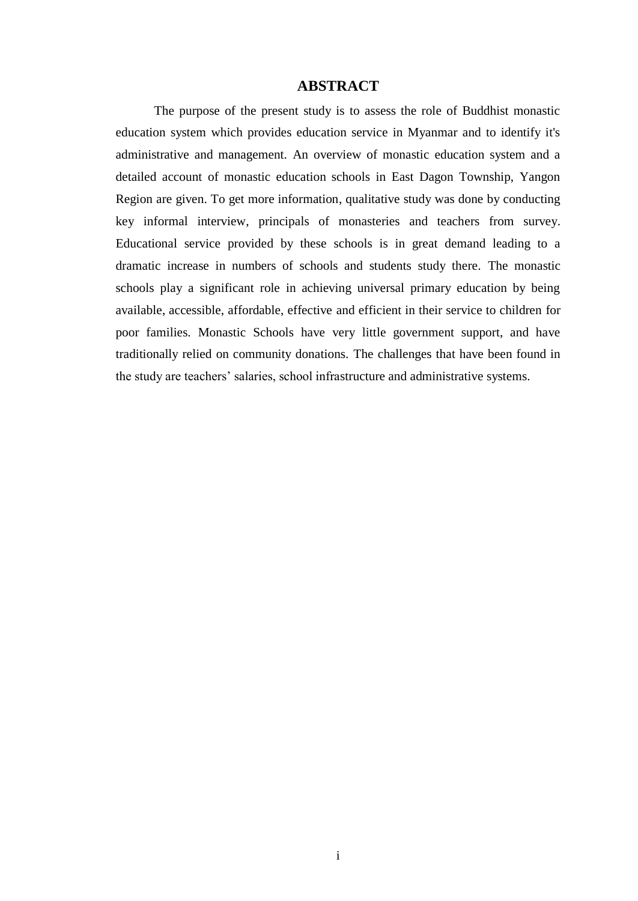# ABSTRACT

The purpose of the present study is to assess the role of Buddhist monastic education system which provides education service in Myanmar and to identify it's administrative and management. An overview of monastic education system and a detailed account of monastic education schools in East Dagon Township, Yangon Region are given. To get more information, qualitative study was done by conducting key informal interview, principals of monasteries and teachers from survey. Educational service provided by these schools is in great demand leading to a dramatic increase in numbers of schools and students study there. The monastic schools play a significant role in achieving universal primary education by being available, accessible, affordable, effective and efficient in their service to children for poor families. Monastic Schools have very little government support, and have traditionally relied on community donations. The challenges that have been found in the study are teachers' salaries, school infrastructure and administrative systems.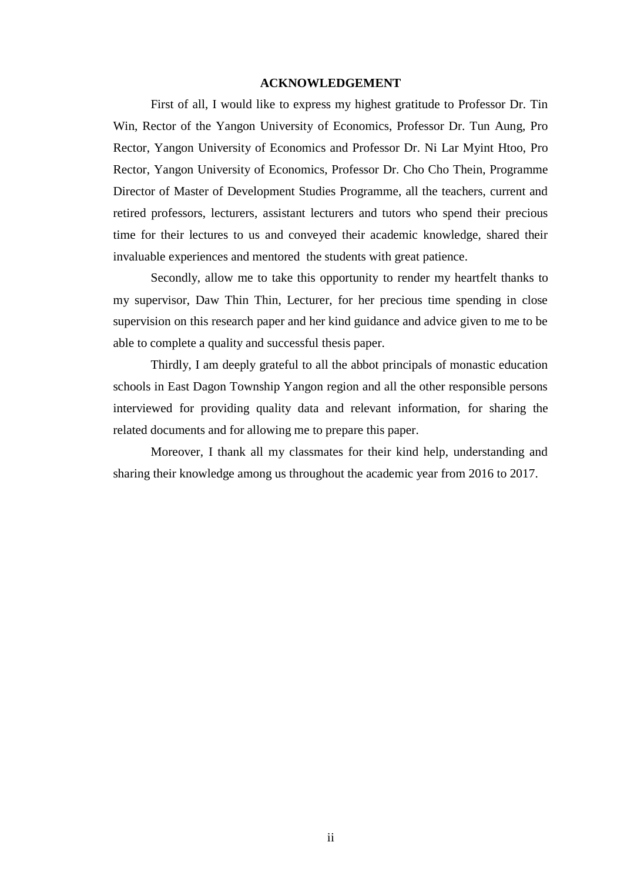## ACKNOWLEDGEMENT

First of all, I would like to express my highest gratitude to Professor Dr. Tin Win, Rector of the Yangon University of Economics, Professor Dr. Tun Aung, Pro Rector, Yangon University of Economics and Professor Dr. Ni Lar Myint Htoo, Pro Rector, Yangon University of Economics, Professor Dr. Cho Cho Thein, Programme Director of Master of Development Studies Programme, all the teachers, current and retired professors, lecturers, assistant lecturers and tutors who spend their precious time for their lectures to us and conveyed their academic knowledge, shared their invaluable experiences and mentored the students with great patience.

Secondly, allow me to take this opportunity to render my heartfelt thanks to my supervisor, Daw Thin Thin, Lecturer, for her precious time spending in close supervision on this research paper and her kind guidance and advice given to me to be able to complete a quality and successful thesis paper.

Thirdly, I am deeply grateful to all the abbot principals of monastic education schools in East Dagon Township Yangon region and all the other responsible persons interviewed for providing quality data and relevant information, for sharing the related documents and for allowing me to prepare this paper.

Moreover, I thank all my classmates for their kind help, understanding and sharing their knowledge among us throughout the academic year from 2016 to 2017.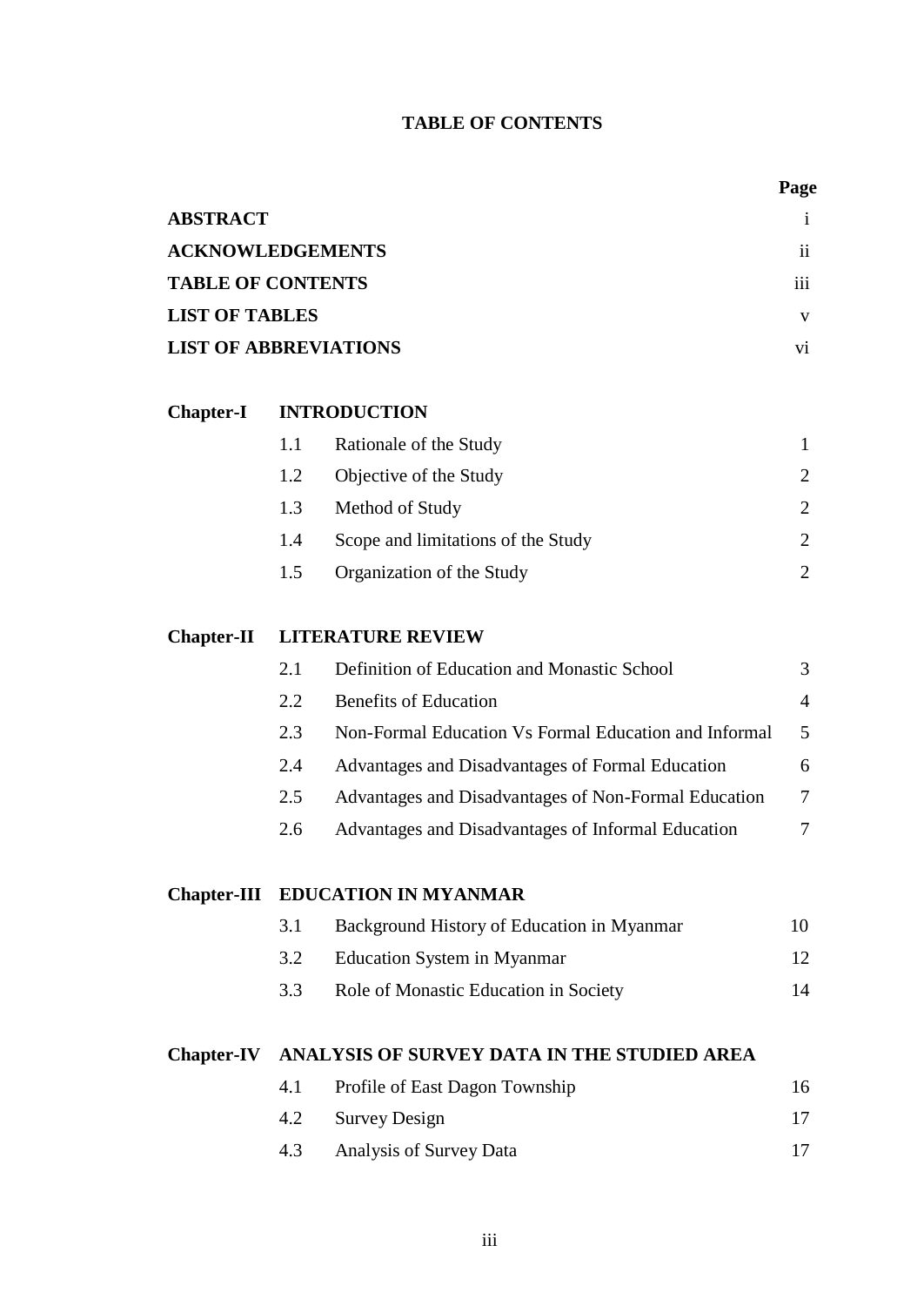# TABLE OF CONTENTS

| | | | Page |
|---|---|---|---|
| **ABSTRACT** | | | i |
| **ACKNOWLEDGEMENTS** | | | ii |
| **TABLE OF CONTENTS** | | | iii |
| **LIST OF TABLES** | | | v |
| **LIST OF ABBREVIATIONS** | | | vi |
| **Chapter-I** | **INTRODUCTION** | | |
| | 1.1 | Rationale of the Study | 1 |
| | 1.2 | Objective of the Study | 2 |
| | 1.3 | Method of Study | 2 |
| | 1.4 | Scope and limitations of the Study | 2 |
| | 1.5 | Organization of the Study | 2 |
| **Chapter-II** | **LITERATURE REVIEW** | | |
| | 2.1 | Definition of Education and Monastic School | 3 |
| | 2.2 | Benefits of Education | 4 |
| | 2.3 | Non-Formal Education Vs Formal Education and Informal | 5 |
| | 2.4 | Advantages and Disadvantages of Formal Education | 6 |
| | 2.5 | Advantages and Disadvantages of Non-Formal Education | 7 |
| | 2.6 | Advantages and Disadvantages of Informal Education | 7 |
| **Chapter-III** | **EDUCATION IN MYANMAR** | | |
| | 3.1 | Background History of Education in Myanmar | 10 |
| | 3.2 | Education System in Myanmar | 12 |
| | 3.3 | Role of Monastic Education in Society | 14 |
| **Chapter-IV** | **ANALYSIS OF SURVEY DATA IN THE STUDIED AREA** | | |
| | 4.1 | Profile of East Dagon Township | 16 |
| | 4.2 | Survey Design | 17 |
| | 4.3 | Analysis of Survey Data | 17 |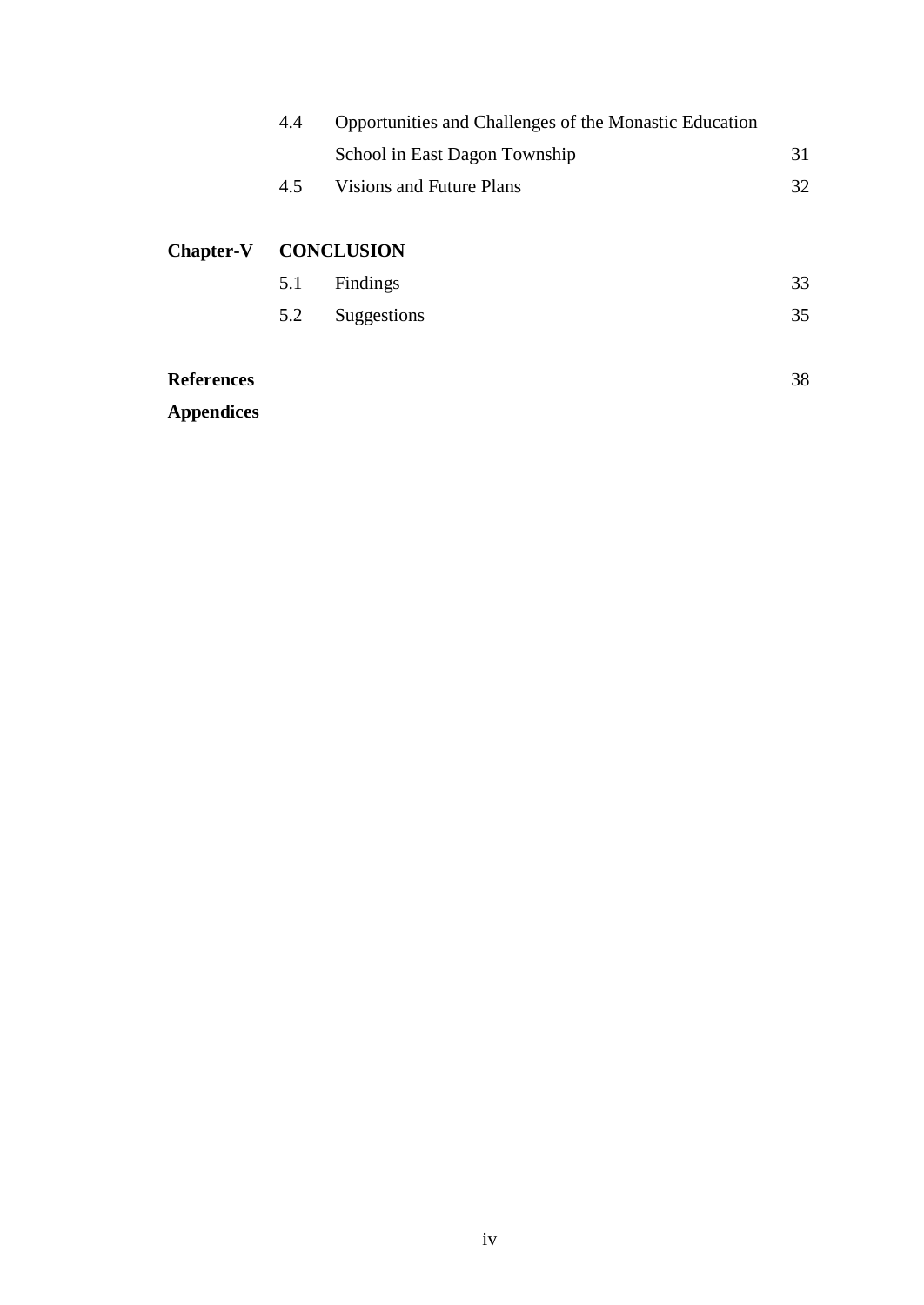| | | | |
|---|---|---|---|
| | 4.4 | Opportunities and Challenges of the Monastic Education School in East Dagon Township | 31 |
| | 4.5 | Visions and Future Plans | 32 |
| **Chapter-V** | **CONCLUSION** | | |
| | 5.1 | Findings | 33 |
| | 5.2 | Suggestions | 35 |
| **References** | | | 38 |
| **Appendices** | | | |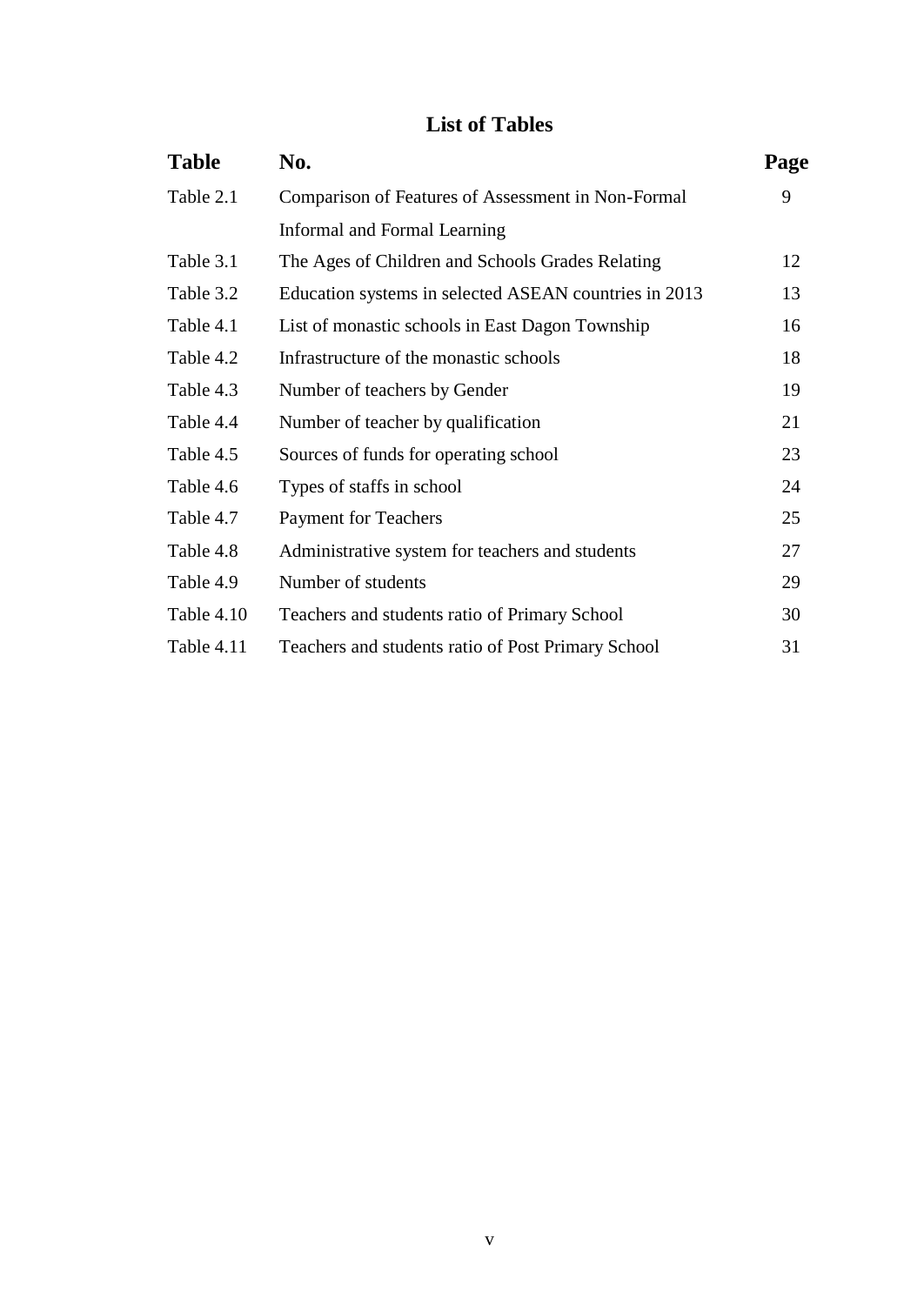# List of Tables

| Table | No. | Page |
|---|---|---|
| Table 2.1 | Comparison of Features of Assessment in Non-Formal Informal and Formal Learning | 9 |
| Table 3.1 | The Ages of Children and Schools Grades Relating | 12 |
| Table 3.2 | Education systems in selected ASEAN countries in 2013 | 13 |
| Table 4.1 | List of monastic schools in East Dagon Township | 16 |
| Table 4.2 | Infrastructure of the monastic schools | 18 |
| Table 4.3 | Number of teachers by Gender | 19 |
| Table 4.4 | Number of teacher by qualification | 21 |
| Table 4.5 | Sources of funds for operating school | 23 |
| Table 4.6 | Types of staffs in school | 24 |
| Table 4.7 | Payment for Teachers | 25 |
| Table 4.8 | Administrative system for teachers and students | 27 |
| Table 4.9 | Number of students | 29 |
| Table 4.10 | Teachers and students ratio of Primary School | 30 |
| Table 4.11 | Teachers and students ratio of Post Primary School | 31 |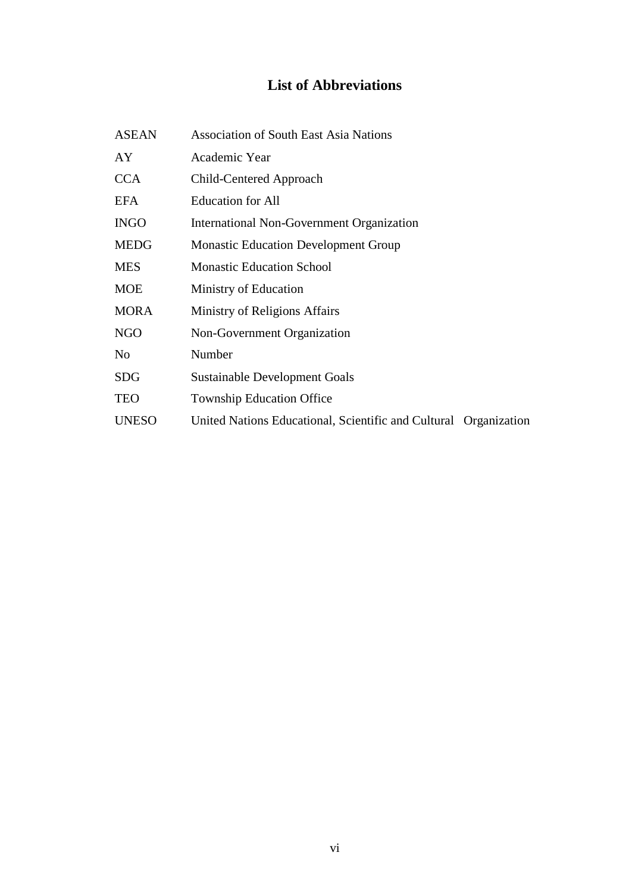# List of Abbreviations

| | |
|---|---|
| ASEAN | Association of South East Asia Nations |
| AY | Academic Year |
| CCA | Child-Centered Approach |
| EFA | Education for All |
| INGO | International Non-Government Organization |
| MEDG | Monastic Education Development Group |
| MES | Monastic Education School |
| MOE | Ministry of Education |
| MORA | Ministry of Religions Affairs |
| NGO | Non-Government Organization |
| No | Number |
| SDG | Sustainable Development Goals |
| TEO | Township Education Office |
| UNESO | United Nations Educational, Scientific and Cultural Organization |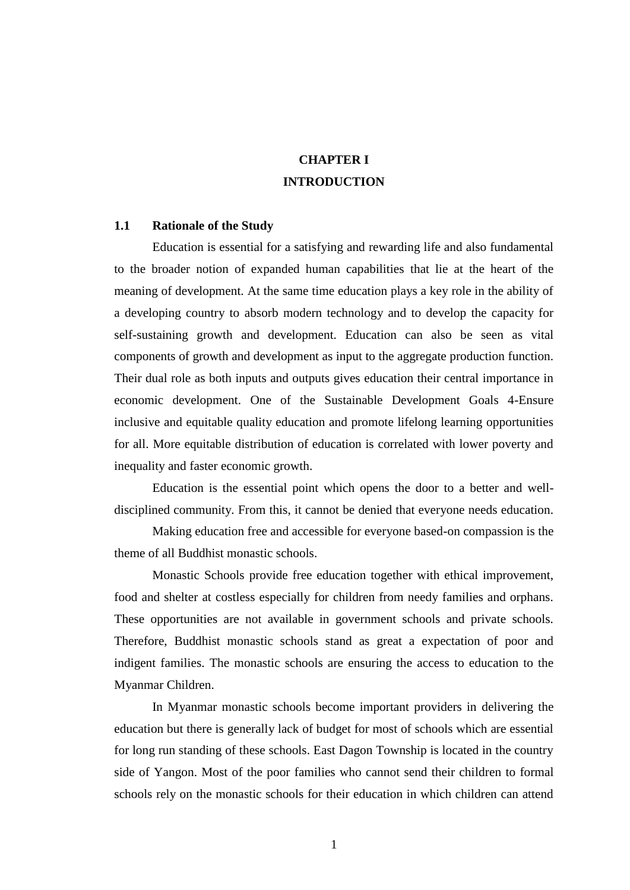# CHAPTER I
# INTRODUCTION

## 1.1 Rationale of the Study

Education is essential for a satisfying and rewarding life and also fundamental to the broader notion of expanded human capabilities that lie at the heart of the meaning of development. At the same time education plays a key role in the ability of a developing country to absorb modern technology and to develop the capacity for self-sustaining growth and development. Education can also be seen as vital components of growth and development as input to the aggregate production function. Their dual role as both inputs and outputs gives education their central importance in economic development. One of the Sustainable Development Goals 4-Ensure inclusive and equitable quality education and promote lifelong learning opportunities for all. More equitable distribution of education is correlated with lower poverty and inequality and faster economic growth.

Education is the essential point which opens the door to a better and well-disciplined community. From this, it cannot be denied that everyone needs education.

Making education free and accessible for everyone based-on compassion is the theme of all Buddhist monastic schools.

Monastic Schools provide free education together with ethical improvement, food and shelter at costless especially for children from needy families and orphans. These opportunities are not available in government schools and private schools. Therefore, Buddhist monastic schools stand as great a expectation of poor and indigent families. The monastic schools are ensuring the access to education to the Myanmar Children.

In Myanmar monastic schools become important providers in delivering the education but there is generally lack of budget for most of schools which are essential for long run standing of these schools. East Dagon Township is located in the country side of Yangon. Most of the poor families who cannot send their children to formal schools rely on the monastic schools for their education in which children can attend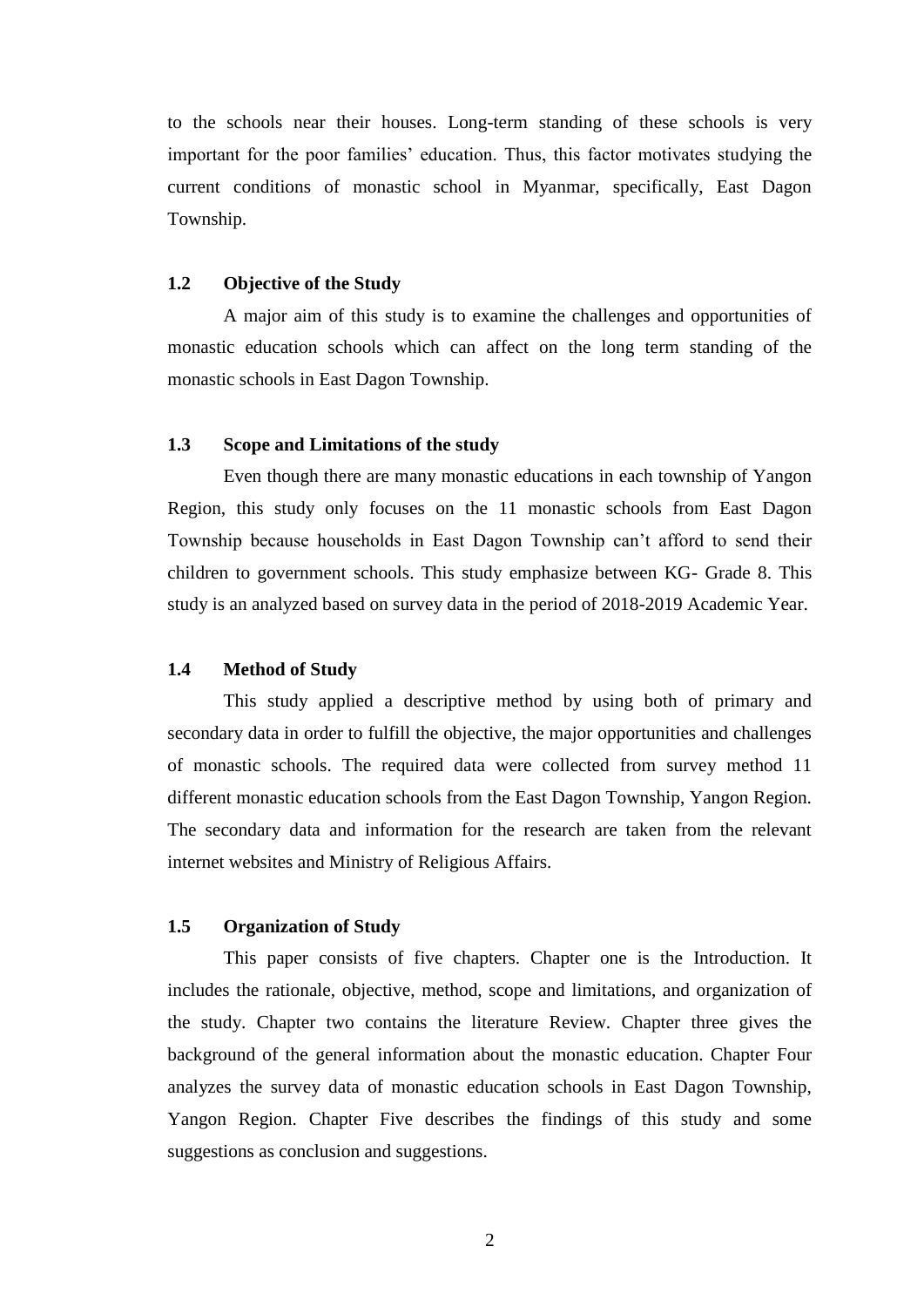to the schools near their houses. Long-term standing of these schools is very important for the poor families' education. Thus, this factor motivates studying the current conditions of monastic school in Myanmar, specifically, East Dagon Township.

## 1.2 Objective of the Study

A major aim of this study is to examine the challenges and opportunities of monastic education schools which can affect on the long term standing of the monastic schools in East Dagon Township.

## 1.3 Scope and Limitations of the study

Even though there are many monastic educations in each township of Yangon Region, this study only focuses on the 11 monastic schools from East Dagon Township because households in East Dagon Township can't afford to send their children to government schools. This study emphasize between KG- Grade 8. This study is an analyzed based on survey data in the period of 2018-2019 Academic Year.

## 1.4 Method of Study

This study applied a descriptive method by using both of primary and secondary data in order to fulfill the objective, the major opportunities and challenges of monastic schools. The required data were collected from survey method 11 different monastic education schools from the East Dagon Township, Yangon Region. The secondary data and information for the research are taken from the relevant internet websites and Ministry of Religious Affairs.

## 1.5 Organization of Study

This paper consists of five chapters. Chapter one is the Introduction. It includes the rationale, objective, method, scope and limitations, and organization of the study. Chapter two contains the literature Review. Chapter three gives the background of the general information about the monastic education. Chapter Four analyzes the survey data of monastic education schools in East Dagon Township, Yangon Region. Chapter Five describes the findings of this study and some suggestions as conclusion and suggestions.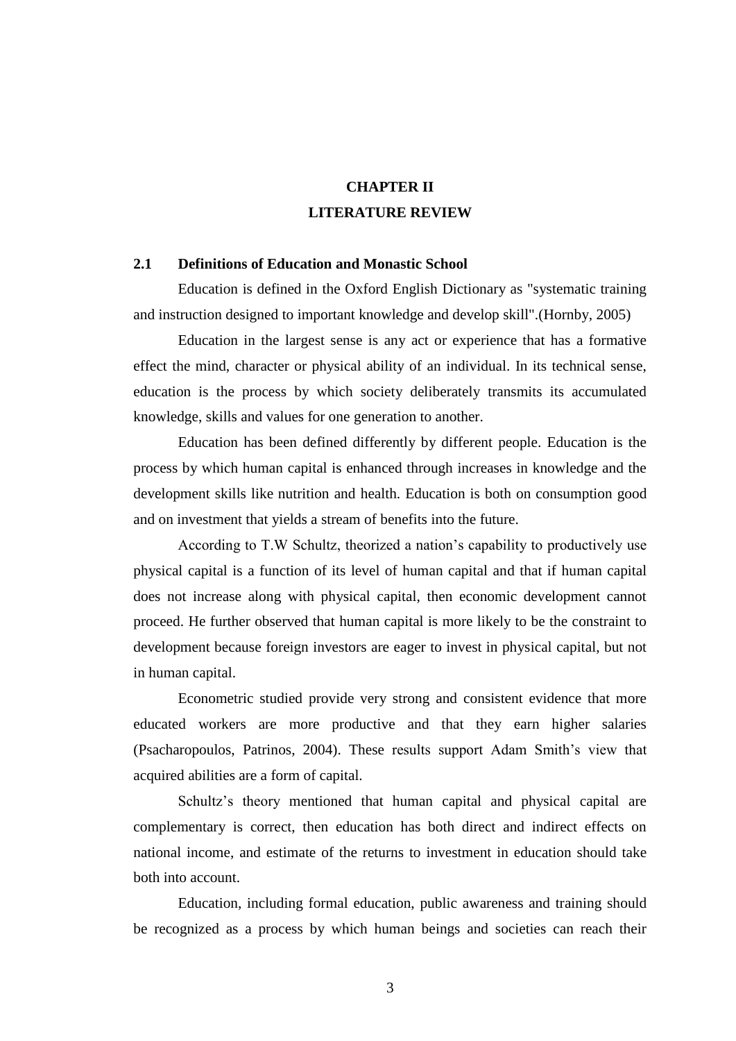# CHAPTER II

# LITERATURE REVIEW

## 2.1 Definitions of Education and Monastic School

Education is defined in the Oxford English Dictionary as "systematic training and instruction designed to important knowledge and develop skill".(Hornby, 2005)

Education in the largest sense is any act or experience that has a formative effect the mind, character or physical ability of an individual. In its technical sense, education is the process by which society deliberately transmits its accumulated knowledge, skills and values for one generation to another.

Education has been defined differently by different people. Education is the process by which human capital is enhanced through increases in knowledge and the development skills like nutrition and health. Education is both on consumption good and on investment that yields a stream of benefits into the future.

According to T.W Schultz, theorized a nation's capability to productively use physical capital is a function of its level of human capital and that if human capital does not increase along with physical capital, then economic development cannot proceed. He further observed that human capital is more likely to be the constraint to development because foreign investors are eager to invest in physical capital, but not in human capital.

Econometric studied provide very strong and consistent evidence that more educated workers are more productive and that they earn higher salaries (Psacharopoulos, Patrinos, 2004). These results support Adam Smith's view that acquired abilities are a form of capital.

Schultz's theory mentioned that human capital and physical capital are complementary is correct, then education has both direct and indirect effects on national income, and estimate of the returns to investment in education should take both into account.

Education, including formal education, public awareness and training should be recognized as a process by which human beings and societies can reach their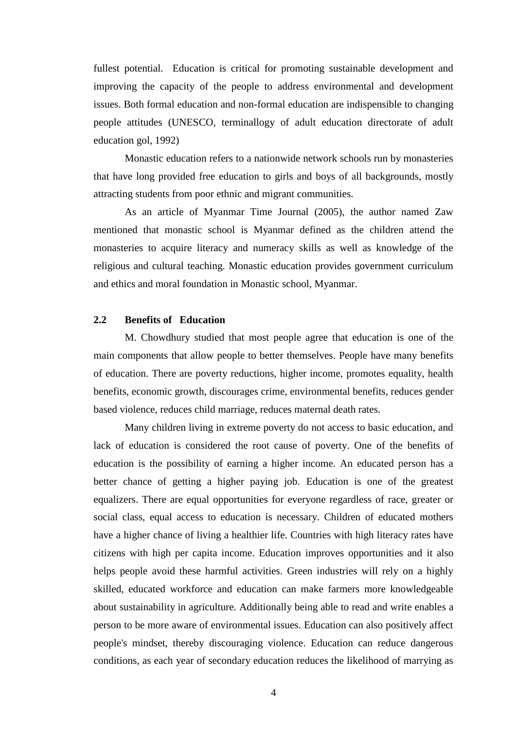fullest potential. Education is critical for promoting sustainable development and improving the capacity of the people to address environmental and development issues. Both formal education and non-formal education are indispensible to changing people attitudes (UNESCO, terminallogy of adult education directorate of adult education gol, 1992)

Monastic education refers to a nationwide network schools run by monasteries that have long provided free education to girls and boys of all backgrounds, mostly attracting students from poor ethnic and migrant communities.

As an article of Myanmar Time Journal (2005), the author named Zaw mentioned that monastic school is Myanmar defined as the children attend the monasteries to acquire literacy and numeracy skills as well as knowledge of the religious and cultural teaching. Monastic education provides government curriculum and ethics and moral foundation in Monastic school, Myanmar.

## 2.2 Benefits of Education

M. Chowdhury studied that most people agree that education is one of the main components that allow people to better themselves. People have many benefits of education. There are poverty reductions, higher income, promotes equality, health benefits, economic growth, discourages crime, environmental benefits, reduces gender based violence, reduces child marriage, reduces maternal death rates.

Many children living in extreme poverty do not access to basic education, and lack of education is considered the root cause of poverty. One of the benefits of education is the possibility of earning a higher income. An educated person has a better chance of getting a higher paying job. Education is one of the greatest equalizers. There are equal opportunities for everyone regardless of race, greater or social class, equal access to education is necessary. Children of educated mothers have a higher chance of living a healthier life. Countries with high literacy rates have citizens with high per capita income. Education improves opportunities and it also helps people avoid these harmful activities. Green industries will rely on a highly skilled, educated workforce and education can make farmers more knowledgeable about sustainability in agriculture. Additionally being able to read and write enables a person to be more aware of environmental issues. Education can also positively affect people's mindset, thereby discouraging violence. Education can reduce dangerous conditions, as each year of secondary education reduces the likelihood of marrying as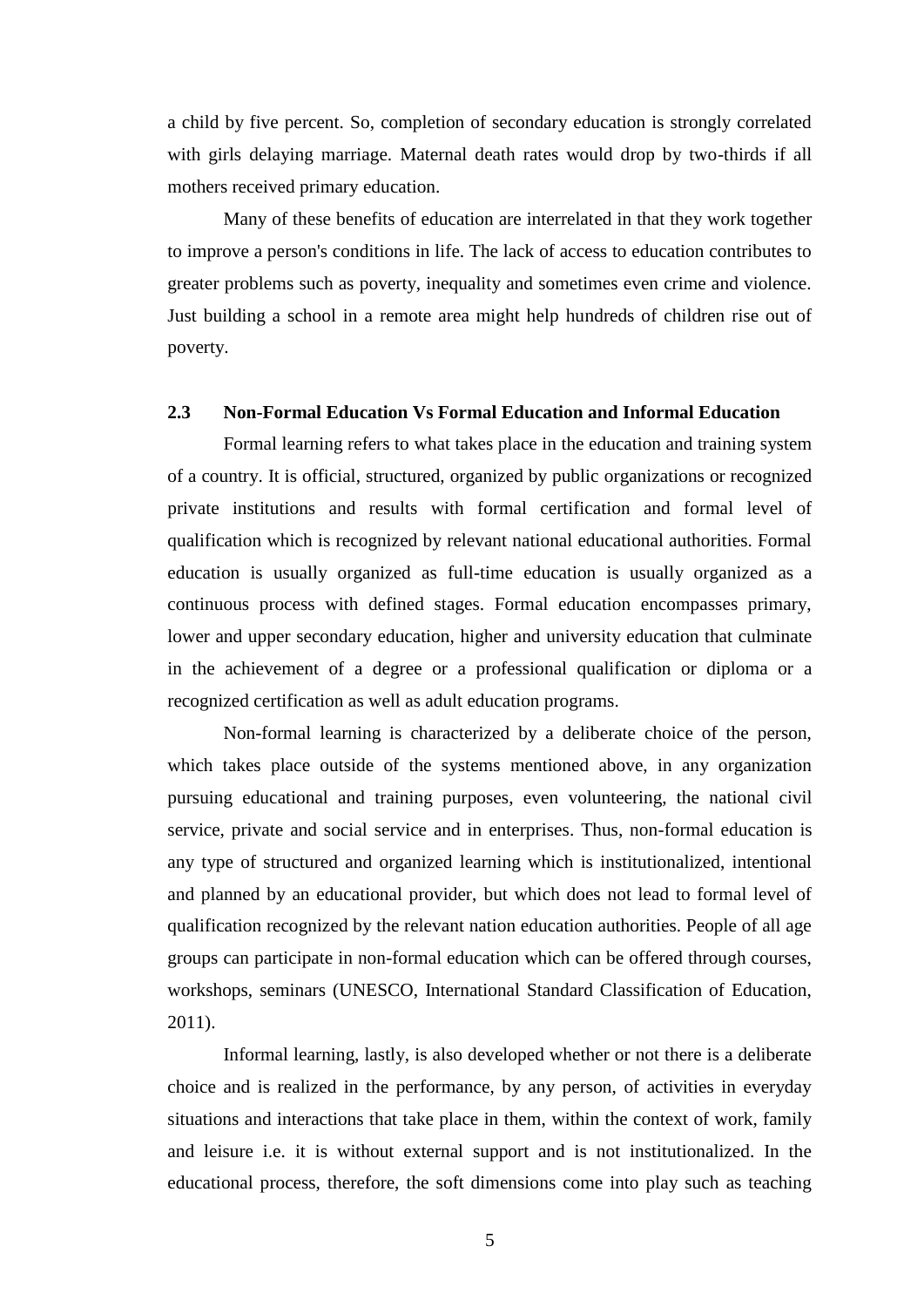a child by five percent. So, completion of secondary education is strongly correlated with girls delaying marriage. Maternal death rates would drop by two-thirds if all mothers received primary education.

Many of these benefits of education are interrelated in that they work together to improve a person's conditions in life. The lack of access to education contributes to greater problems such as poverty, inequality and sometimes even crime and violence. Just building a school in a remote area might help hundreds of children rise out of poverty.

### 2.3 Non-Formal Education Vs Formal Education and Informal Education

Formal learning refers to what takes place in the education and training system of a country. It is official, structured, organized by public organizations or recognized private institutions and results with formal certification and formal level of qualification which is recognized by relevant national educational authorities. Formal education is usually organized as full-time education is usually organized as a continuous process with defined stages. Formal education encompasses primary, lower and upper secondary education, higher and university education that culminate in the achievement of a degree or a professional qualification or diploma or a recognized certification as well as adult education programs.

Non-formal learning is characterized by a deliberate choice of the person, which takes place outside of the systems mentioned above, in any organization pursuing educational and training purposes, even volunteering, the national civil service, private and social service and in enterprises. Thus, non-formal education is any type of structured and organized learning which is institutionalized, intentional and planned by an educational provider, but which does not lead to formal level of qualification recognized by the relevant nation education authorities. People of all age groups can participate in non-formal education which can be offered through courses, workshops, seminars (UNESCO, International Standard Classification of Education, 2011).

Informal learning, lastly, is also developed whether or not there is a deliberate choice and is realized in the performance, by any person, of activities in everyday situations and interactions that take place in them, within the context of work, family and leisure i.e. it is without external support and is not institutionalized. In the educational process, therefore, the soft dimensions come into play such as teaching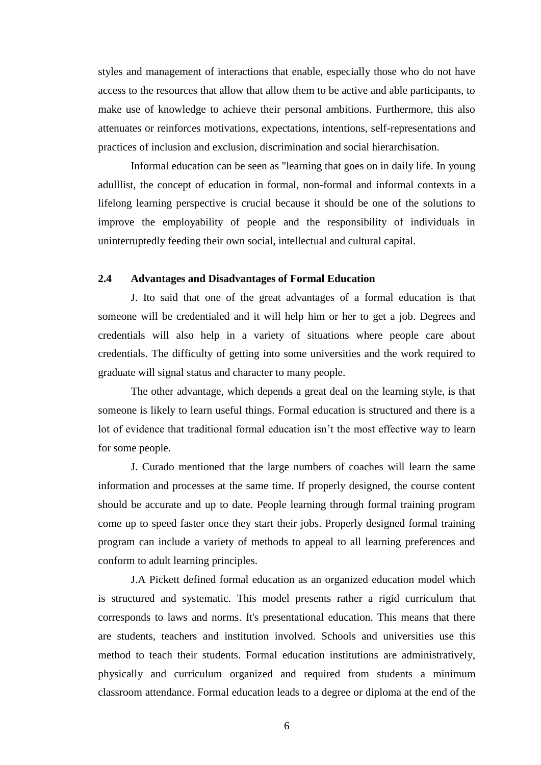styles and management of interactions that enable, especially those who do not have access to the resources that allow that allow them to be active and able participants, to make use of knowledge to achieve their personal ambitions. Furthermore, this also attenuates or reinforces motivations, expectations, intentions, self-representations and practices of inclusion and exclusion, discrimination and social hierarchisation.

Informal education can be seen as "learning that goes on in daily life. In young adulllist, the concept of education in formal, non-formal and informal contexts in a lifelong learning perspective is crucial because it should be one of the solutions to improve the employability of people and the responsibility of individuals in uninterruptedly feeding their own social, intellectual and cultural capital.

## 2.4 Advantages and Disadvantages of Formal Education

J. Ito said that one of the great advantages of a formal education is that someone will be credentialed and it will help him or her to get a job. Degrees and credentials will also help in a variety of situations where people care about credentials. The difficulty of getting into some universities and the work required to graduate will signal status and character to many people.

The other advantage, which depends a great deal on the learning style, is that someone is likely to learn useful things. Formal education is structured and there is a lot of evidence that traditional formal education isn't the most effective way to learn for some people.

J. Curado mentioned that the large numbers of coaches will learn the same information and processes at the same time. If properly designed, the course content should be accurate and up to date. People learning through formal training program come up to speed faster once they start their jobs. Properly designed formal training program can include a variety of methods to appeal to all learning preferences and conform to adult learning principles.

J.A Pickett defined formal education as an organized education model which is structured and systematic. This model presents rather a rigid curriculum that corresponds to laws and norms. It's presentational education. This means that there are students, teachers and institution involved. Schools and universities use this method to teach their students. Formal education institutions are administratively, physically and curriculum organized and required from students a minimum classroom attendance. Formal education leads to a degree or diploma at the end of the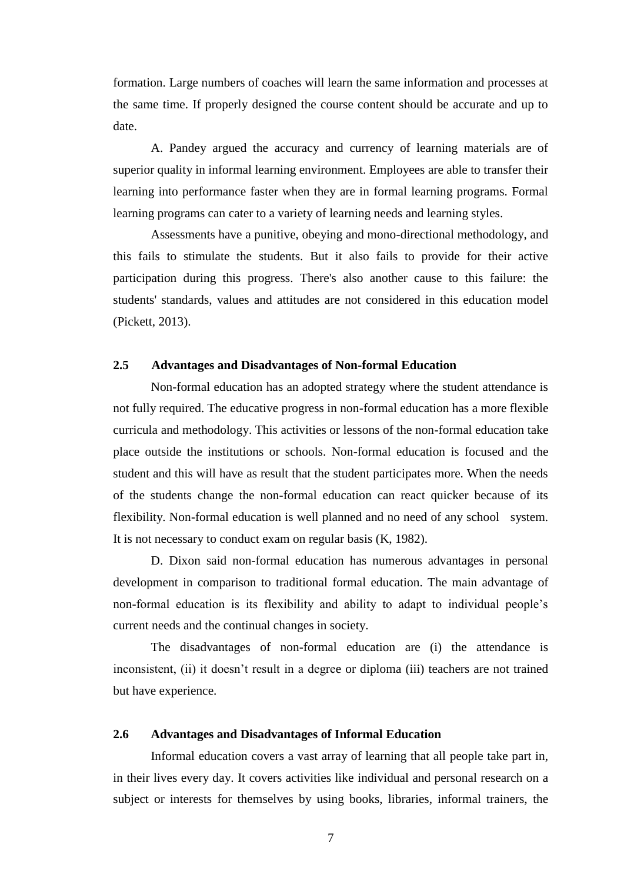formation. Large numbers of coaches will learn the same information and processes at the same time. If properly designed the course content should be accurate and up to date.

A. Pandey argued the accuracy and currency of learning materials are of superior quality in informal learning environment. Employees are able to transfer their learning into performance faster when they are in formal learning programs. Formal learning programs can cater to a variety of learning needs and learning styles.

Assessments have a punitive, obeying and mono-directional methodology, and this fails to stimulate the students. But it also fails to provide for their active participation during this progress. There's also another cause to this failure: the students' standards, values and attitudes are not considered in this education model (Pickett, 2013).

## 2.5 Advantages and Disadvantages of Non-formal Education

Non-formal education has an adopted strategy where the student attendance is not fully required. The educative progress in non-formal education has a more flexible curricula and methodology. This activities or lessons of the non-formal education take place outside the institutions or schools. Non-formal education is focused and the student and this will have as result that the student participates more. When the needs of the students change the non-formal education can react quicker because of its flexibility. Non-formal education is well planned and no need of any school system. It is not necessary to conduct exam on regular basis (K, 1982).

D. Dixon said non-formal education has numerous advantages in personal development in comparison to traditional formal education. The main advantage of non-formal education is its flexibility and ability to adapt to individual people's current needs and the continual changes in society.

The disadvantages of non-formal education are (i) the attendance is inconsistent, (ii) it doesn't result in a degree or diploma (iii) teachers are not trained but have experience.

## 2.6 Advantages and Disadvantages of Informal Education

Informal education covers a vast array of learning that all people take part in, in their lives every day. It covers activities like individual and personal research on a subject or interests for themselves by using books, libraries, informal trainers, the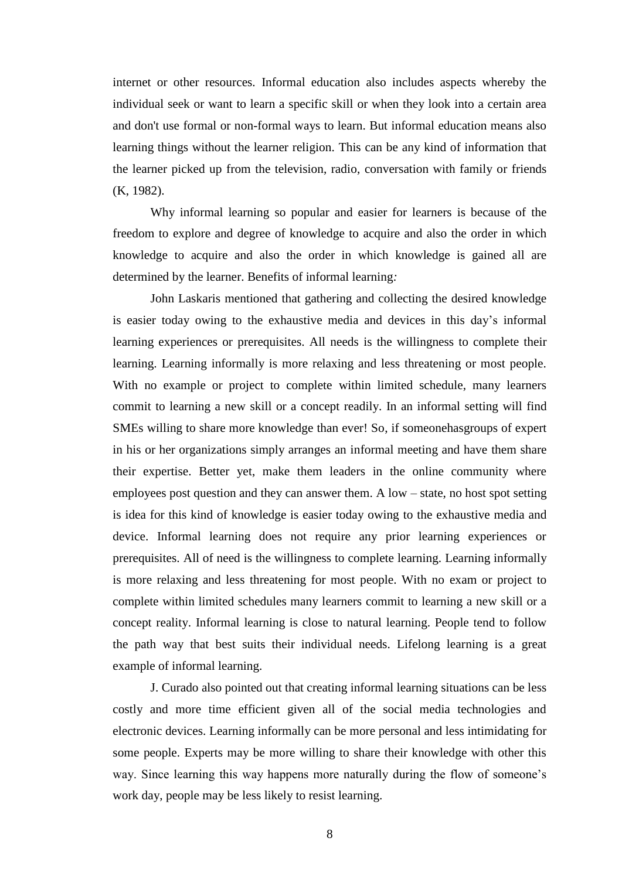internet or other resources. Informal education also includes aspects whereby the individual seek or want to learn a specific skill or when they look into a certain area and don't use formal or non-formal ways to learn. But informal education means also learning things without the learner religion. This can be any kind of information that the learner picked up from the television, radio, conversation with family or friends (K, 1982).

Why informal learning so popular and easier for learners is because of the freedom to explore and degree of knowledge to acquire and also the order in which knowledge to acquire and also the order in which knowledge is gained all are determined by the learner. Benefits of informal learning*:*

John Laskaris mentioned that gathering and collecting the desired knowledge is easier today owing to the exhaustive media and devices in this day's informal learning experiences or prerequisites. All needs is the willingness to complete their learning. Learning informally is more relaxing and less threatening or most people. With no example or project to complete within limited schedule, many learners commit to learning a new skill or a concept readily. In an informal setting will find SMEs willing to share more knowledge than ever! So, if someonehasgroups of expert in his or her organizations simply arranges an informal meeting and have them share their expertise. Better yet, make them leaders in the online community where employees post question and they can answer them. A low – state, no host spot setting is idea for this kind of knowledge is easier today owing to the exhaustive media and device. Informal learning does not require any prior learning experiences or prerequisites. All of need is the willingness to complete learning. Learning informally is more relaxing and less threatening for most people. With no exam or project to complete within limited schedules many learners commit to learning a new skill or a concept reality. Informal learning is close to natural learning. People tend to follow the path way that best suits their individual needs. Lifelong learning is a great example of informal learning.

J. Curado also pointed out that creating informal learning situations can be less costly and more time efficient given all of the social media technologies and electronic devices. Learning informally can be more personal and less intimidating for some people. Experts may be more willing to share their knowledge with other this way. Since learning this way happens more naturally during the flow of someone's work day, people may be less likely to resist learning.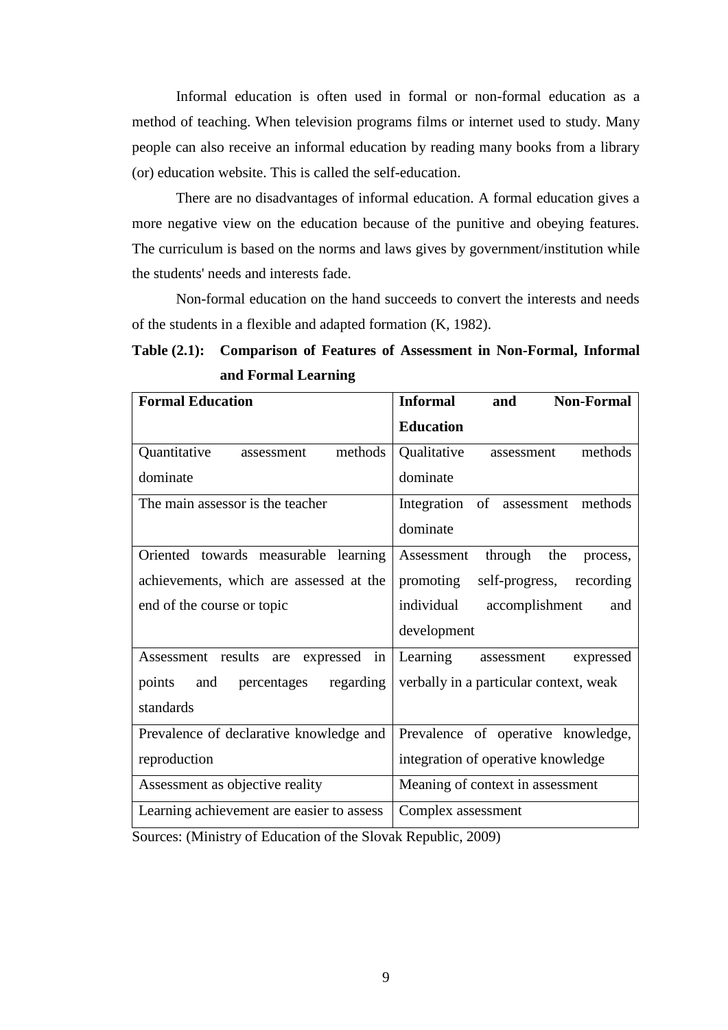Informal education is often used in formal or non-formal education as a method of teaching. When television programs films or internet used to study. Many people can also receive an informal education by reading many books from a library (or) education website. This is called the self-education.

There are no disadvantages of informal education. A formal education gives a more negative view on the education because of the punitive and obeying features. The curriculum is based on the norms and laws gives by government/institution while the students' needs and interests fade.

Non-formal education on the hand succeeds to convert the interests and needs of the students in a flexible and adapted formation (K, 1982).

**Table (2.1): Comparison of Features of Assessment in Non-Formal, Informal and Formal Learning**

| **Formal Education** | **Informal and Non-Formal Education** |
|---|---|
| Quantitative assessment methods dominate | Qualitative assessment methods dominate |
| The main assessor is the teacher | Integration of assessment methods dominate |
| Oriented towards measurable learning achievements, which are assessed at the end of the course or topic | Assessment through the process, promoting self-progress, recording individual accomplishment and development |
| Assessment results are expressed in points and percentages regarding standards | Learning assessment expressed verbally in a particular context, weak |
| Prevalence of declarative knowledge and reproduction | Prevalence of operative knowledge, integration of operative knowledge |
| Assessment as objective reality | Meaning of context in assessment |
| Learning achievement are easier to assess | Complex assessment |

Sources: (Ministry of Education of the Slovak Republic, 2009)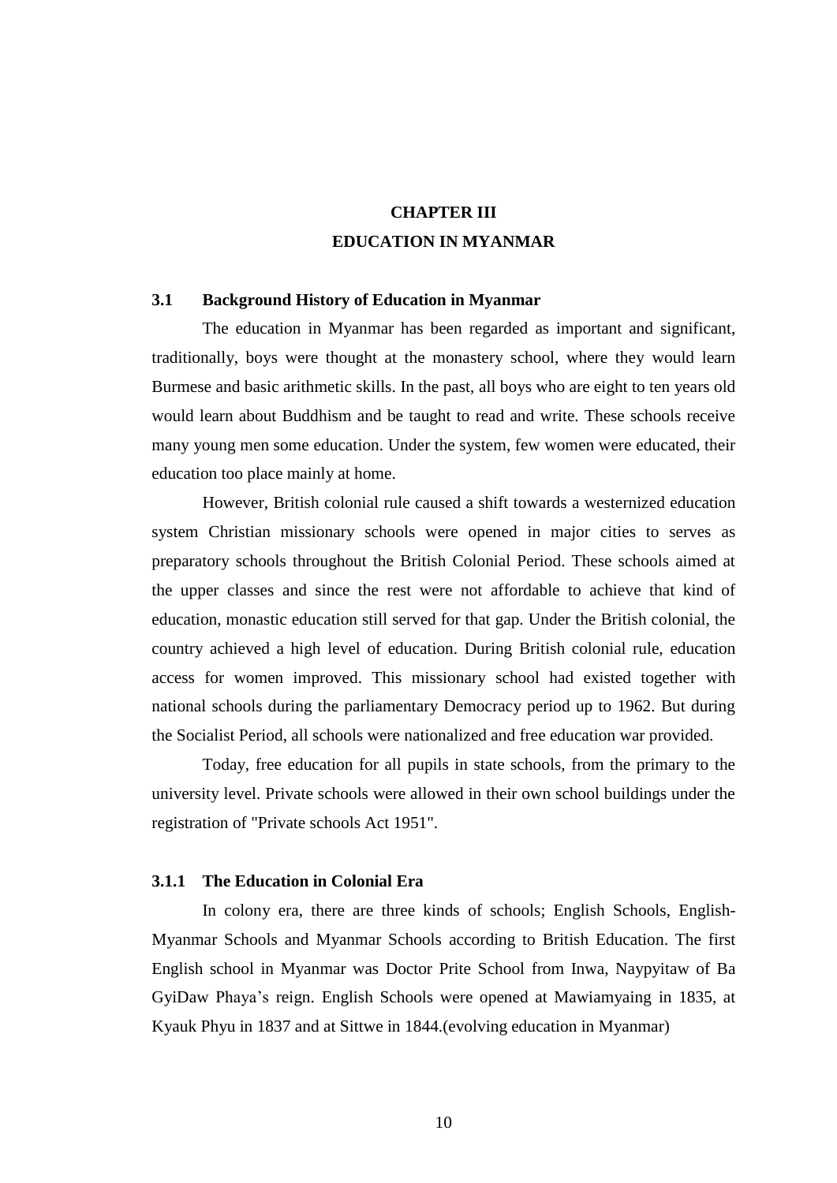# CHAPTER III
# EDUCATION IN MYANMAR

## 3.1 Background History of Education in Myanmar

The education in Myanmar has been regarded as important and significant, traditionally, boys were thought at the monastery school, where they would learn Burmese and basic arithmetic skills. In the past, all boys who are eight to ten years old would learn about Buddhism and be taught to read and write. These schools receive many young men some education. Under the system, few women were educated, their education too place mainly at home.

However, British colonial rule caused a shift towards a westernized education system Christian missionary schools were opened in major cities to serves as preparatory schools throughout the British Colonial Period. These schools aimed at the upper classes and since the rest were not affordable to achieve that kind of education, monastic education still served for that gap. Under the British colonial, the country achieved a high level of education. During British colonial rule, education access for women improved. This missionary school had existed together with national schools during the parliamentary Democracy period up to 1962. But during the Socialist Period, all schools were nationalized and free education war provided.

Today, free education for all pupils in state schools, from the primary to the university level. Private schools were allowed in their own school buildings under the registration of "Private schools Act 1951".

### 3.1.1 The Education in Colonial Era

In colony era, there are three kinds of schools; English Schools, English-Myanmar Schools and Myanmar Schools according to British Education. The first English school in Myanmar was Doctor Prite School from Inwa, Naypyitaw of Ba GyiDaw Phaya's reign. English Schools were opened at Mawiamyaing in 1835, at Kyauk Phyu in 1837 and at Sittwe in 1844.(evolving education in Myanmar)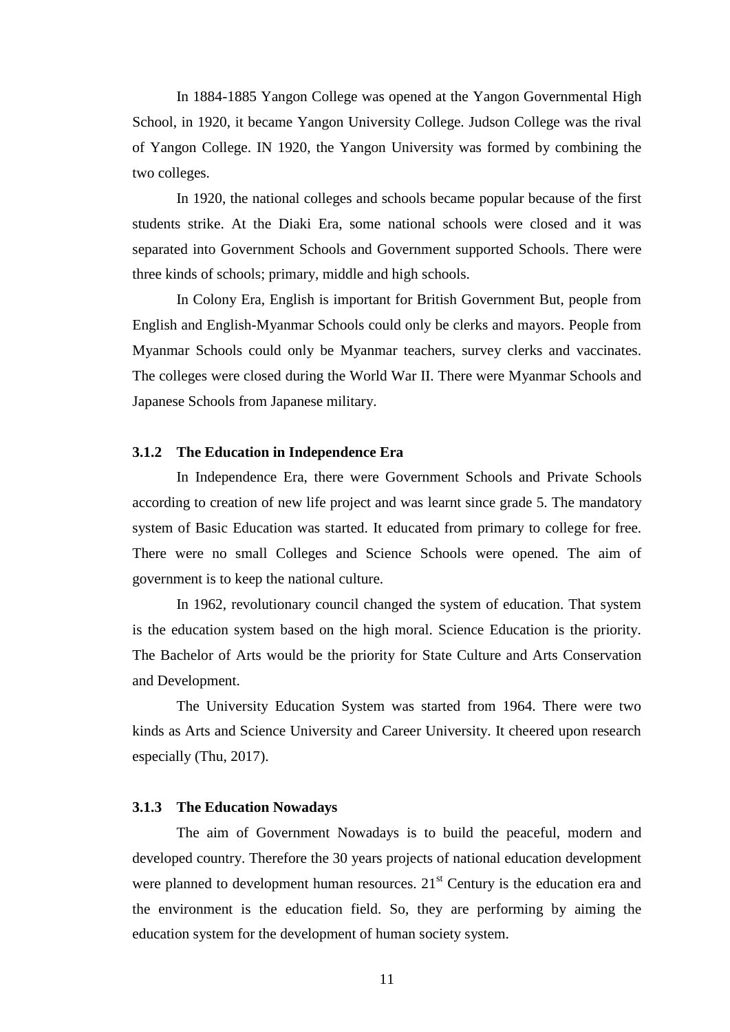In 1884-1885 Yangon College was opened at the Yangon Governmental High School, in 1920, it became Yangon University College. Judson College was the rival of Yangon College. IN 1920, the Yangon University was formed by combining the two colleges.

In 1920, the national colleges and schools became popular because of the first students strike. At the Diaki Era, some national schools were closed and it was separated into Government Schools and Government supported Schools. There were three kinds of schools; primary, middle and high schools.

In Colony Era, English is important for British Government But, people from English and English-Myanmar Schools could only be clerks and mayors. People from Myanmar Schools could only be Myanmar teachers, survey clerks and vaccinates. The colleges were closed during the World War II. There were Myanmar Schools and Japanese Schools from Japanese military.

### 3.1.2 The Education in Independence Era

In Independence Era, there were Government Schools and Private Schools according to creation of new life project and was learnt since grade 5. The mandatory system of Basic Education was started. It educated from primary to college for free. There were no small Colleges and Science Schools were opened. The aim of government is to keep the national culture.

In 1962, revolutionary council changed the system of education. That system is the education system based on the high moral. Science Education is the priority. The Bachelor of Arts would be the priority for State Culture and Arts Conservation and Development.

The University Education System was started from 1964. There were two kinds as Arts and Science University and Career University. It cheered upon research especially (Thu, 2017).

### 3.1.3 The Education Nowadays

The aim of Government Nowadays is to build the peaceful, modern and developed country. Therefore the 30 years projects of national education development were planned to development human resources. 21st Century is the education era and the environment is the education field. So, they are performing by aiming the education system for the development of human society system.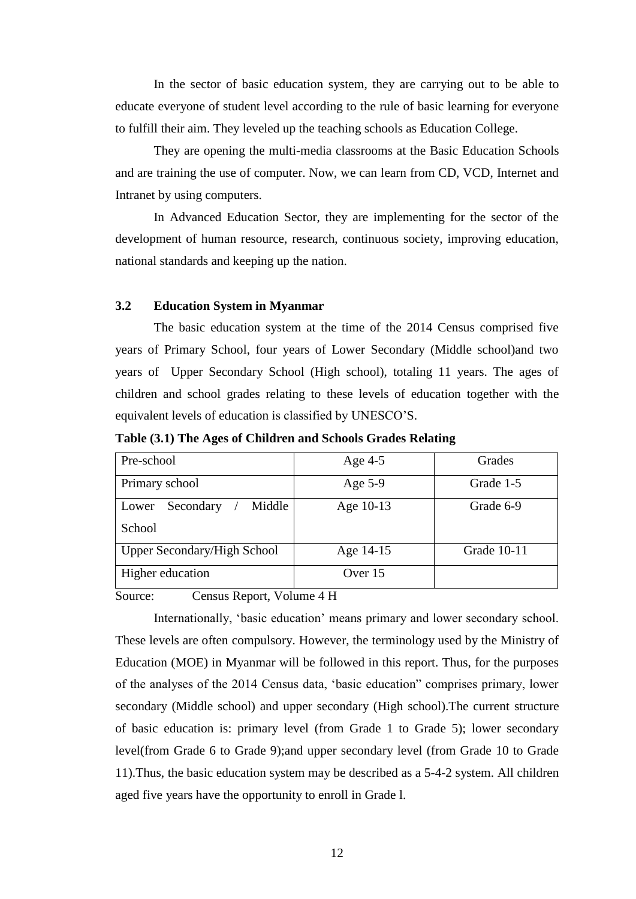In the sector of basic education system, they are carrying out to be able to educate everyone of student level according to the rule of basic learning for everyone to fulfill their aim. They leveled up the teaching schools as Education College.

They are opening the multi-media classrooms at the Basic Education Schools and are training the use of computer. Now, we can learn from CD, VCD, Internet and Intranet by using computers.

In Advanced Education Sector, they are implementing for the sector of the development of human resource, research, continuous society, improving education, national standards and keeping up the nation.

### 3.2 Education System in Myanmar

The basic education system at the time of the 2014 Census comprised five years of Primary School, four years of Lower Secondary (Middle school)and two years of Upper Secondary School (High school), totaling 11 years. The ages of children and school grades relating to these levels of education together with the equivalent levels of education is classified by UNESCO'S.

**Table (3.1) The Ages of Children and Schools Grades Relating**

| Pre-school | Age 4-5 | Grades |
|---|---|---|
| Primary school | Age 5-9 | Grade 1-5 |
| Lower Secondary / Middle School | Age 10-13 | Grade 6-9 |
| Upper Secondary/High School | Age 14-15 | Grade 10-11 |
| Higher education | Over 15 | |

Source: Census Report, Volume 4 H

Internationally, 'basic education' means primary and lower secondary school. These levels are often compulsory. However, the terminology used by the Ministry of Education (MOE) in Myanmar will be followed in this report. Thus, for the purposes of the analyses of the 2014 Census data, 'basic education" comprises primary, lower secondary (Middle school) and upper secondary (High school).The current structure of basic education is: primary level (from Grade 1 to Grade 5); lower secondary level(from Grade 6 to Grade 9);and upper secondary level (from Grade 10 to Grade 11).Thus, the basic education system may be described as a 5-4-2 system. All children aged five years have the opportunity to enroll in Grade l.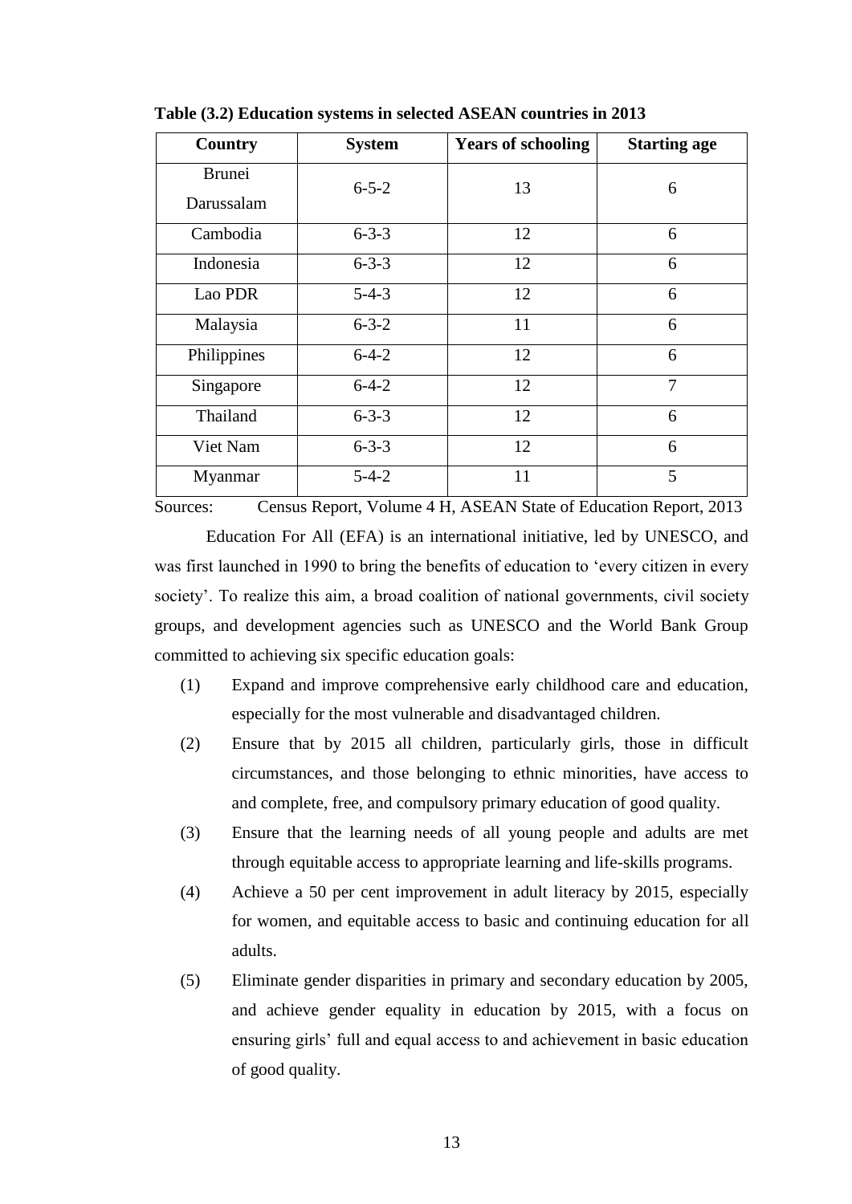**Table (3.2) Education systems in selected ASEAN countries in 2013**

| Country | System | Years of schooling | Starting age |
|---|---|---|---|
| Brunei Darussalam | 6-5-2 | 13 | 6 |
| Cambodia | 6-3-3 | 12 | 6 |
| Indonesia | 6-3-3 | 12 | 6 |
| Lao PDR | 5-4-3 | 12 | 6 |
| Malaysia | 6-3-2 | 11 | 6 |
| Philippines | 6-4-2 | 12 | 6 |
| Singapore | 6-4-2 | 12 | 7 |
| Thailand | 6-3-3 | 12 | 6 |
| Viet Nam | 6-3-3 | 12 | 6 |
| Myanmar | 5-4-2 | 11 | 5 |

Sources: Census Report, Volume 4 H, ASEAN State of Education Report, 2013

Education For All (EFA) is an international initiative, led by UNESCO, and was first launched in 1990 to bring the benefits of education to 'every citizen in every society'. To realize this aim, a broad coalition of national governments, civil society groups, and development agencies such as UNESCO and the World Bank Group committed to achieving six specific education goals:

(1) Expand and improve comprehensive early childhood care and education, especially for the most vulnerable and disadvantaged children.

(2) Ensure that by 2015 all children, particularly girls, those in difficult circumstances, and those belonging to ethnic minorities, have access to and complete, free, and compulsory primary education of good quality.

(3) Ensure that the learning needs of all young people and adults are met through equitable access to appropriate learning and life-skills programs.

(4) Achieve a 50 per cent improvement in adult literacy by 2015, especially for women, and equitable access to basic and continuing education for all adults.

(5) Eliminate gender disparities in primary and secondary education by 2005, and achieve gender equality in education by 2015, with a focus on ensuring girls' full and equal access to and achievement in basic education of good quality.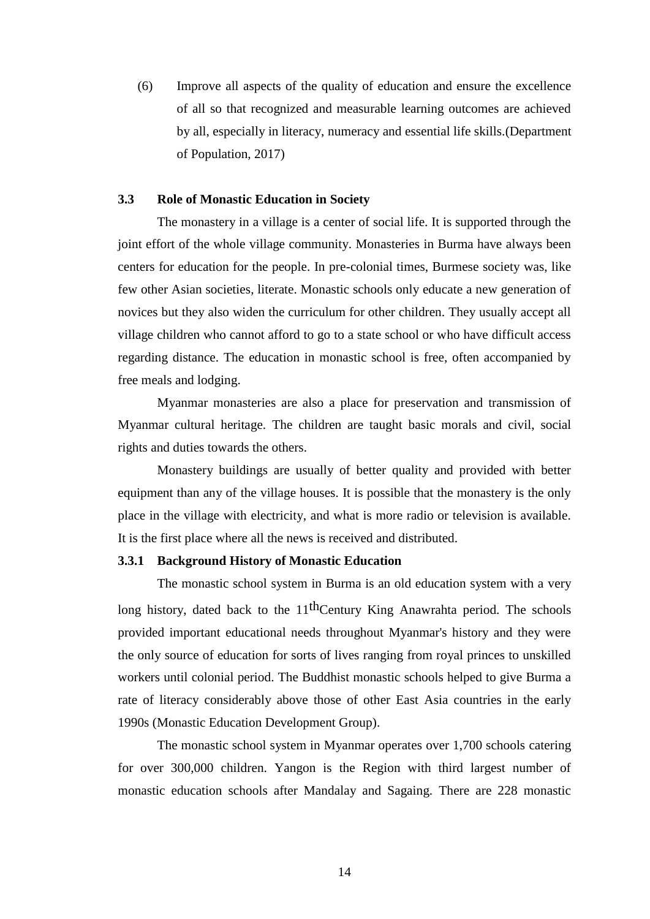(6) Improve all aspects of the quality of education and ensure the excellence of all so that recognized and measurable learning outcomes are achieved by all, especially in literacy, numeracy and essential life skills.(Department of Population, 2017)

### 3.3 Role of Monastic Education in Society

The monastery in a village is a center of social life. It is supported through the joint effort of the whole village community. Monasteries in Burma have always been centers for education for the people. In pre-colonial times, Burmese society was, like few other Asian societies, literate. Monastic schools only educate a new generation of novices but they also widen the curriculum for other children. They usually accept all village children who cannot afford to go to a state school or who have difficult access regarding distance. The education in monastic school is free, often accompanied by free meals and lodging.

Myanmar monasteries are also a place for preservation and transmission of Myanmar cultural heritage. The children are taught basic morals and civil, social rights and duties towards the others.

Monastery buildings are usually of better quality and provided with better equipment than any of the village houses. It is possible that the monastery is the only place in the village with electricity, and what is more radio or television is available. It is the first place where all the news is received and distributed.

#### 3.3.1 Background History of Monastic Education

The monastic school system in Burma is an old education system with a very long history, dated back to the 11thCentury King Anawrahta period. The schools provided important educational needs throughout Myanmar's history and they were the only source of education for sorts of lives ranging from royal princes to unskilled workers until colonial period. The Buddhist monastic schools helped to give Burma a rate of literacy considerably above those of other East Asia countries in the early 1990s (Monastic Education Development Group).

The monastic school system in Myanmar operates over 1,700 schools catering for over 300,000 children. Yangon is the Region with third largest number of monastic education schools after Mandalay and Sagaing. There are 228 monastic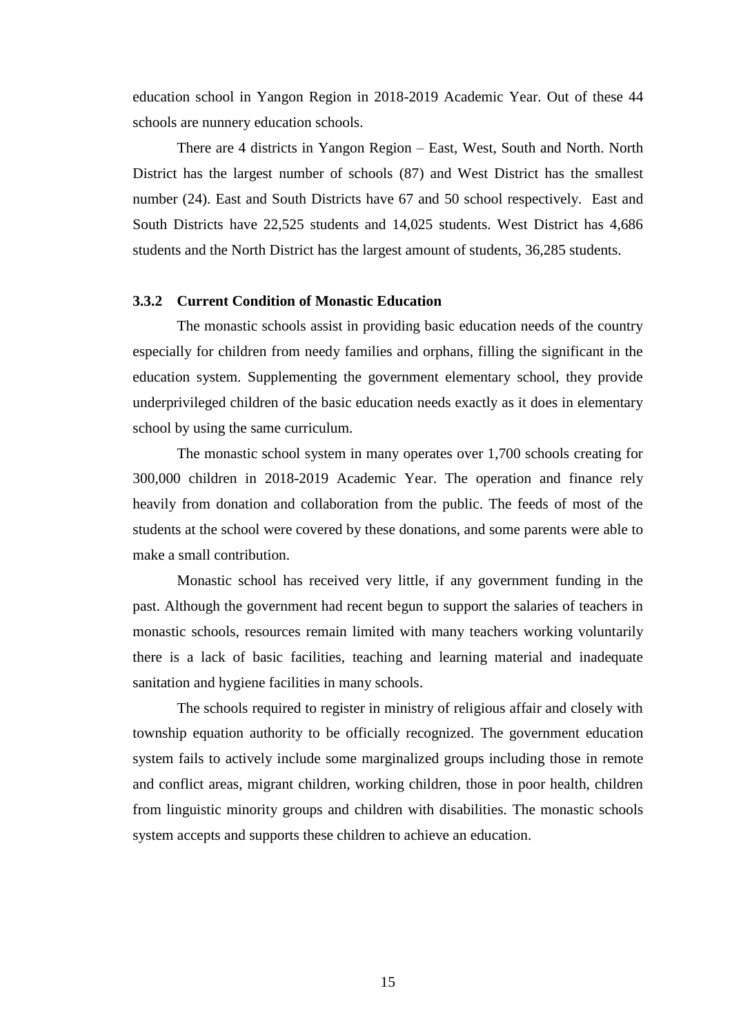education school in Yangon Region in 2018-2019 Academic Year. Out of these 44 schools are nunnery education schools.

There are 4 districts in Yangon Region – East, West, South and North. North District has the largest number of schools (87) and West District has the smallest number (24). East and South Districts have 67 and 50 school respectively. East and South Districts have 22,525 students and 14,025 students. West District has 4,686 students and the North District has the largest amount of students, 36,285 students.

### 3.3.2 Current Condition of Monastic Education

The monastic schools assist in providing basic education needs of the country especially for children from needy families and orphans, filling the significant in the education system. Supplementing the government elementary school, they provide underprivileged children of the basic education needs exactly as it does in elementary school by using the same curriculum.

The monastic school system in many operates over 1,700 schools creating for 300,000 children in 2018-2019 Academic Year. The operation and finance rely heavily from donation and collaboration from the public. The feeds of most of the students at the school were covered by these donations, and some parents were able to make a small contribution.

Monastic school has received very little, if any government funding in the past. Although the government had recent begun to support the salaries of teachers in monastic schools, resources remain limited with many teachers working voluntarily there is a lack of basic facilities, teaching and learning material and inadequate sanitation and hygiene facilities in many schools.

The schools required to register in ministry of religious affair and closely with township equation authority to be officially recognized. The government education system fails to actively include some marginalized groups including those in remote and conflict areas, migrant children, working children, those in poor health, children from linguistic minority groups and children with disabilities. The monastic schools system accepts and supports these children to achieve an education.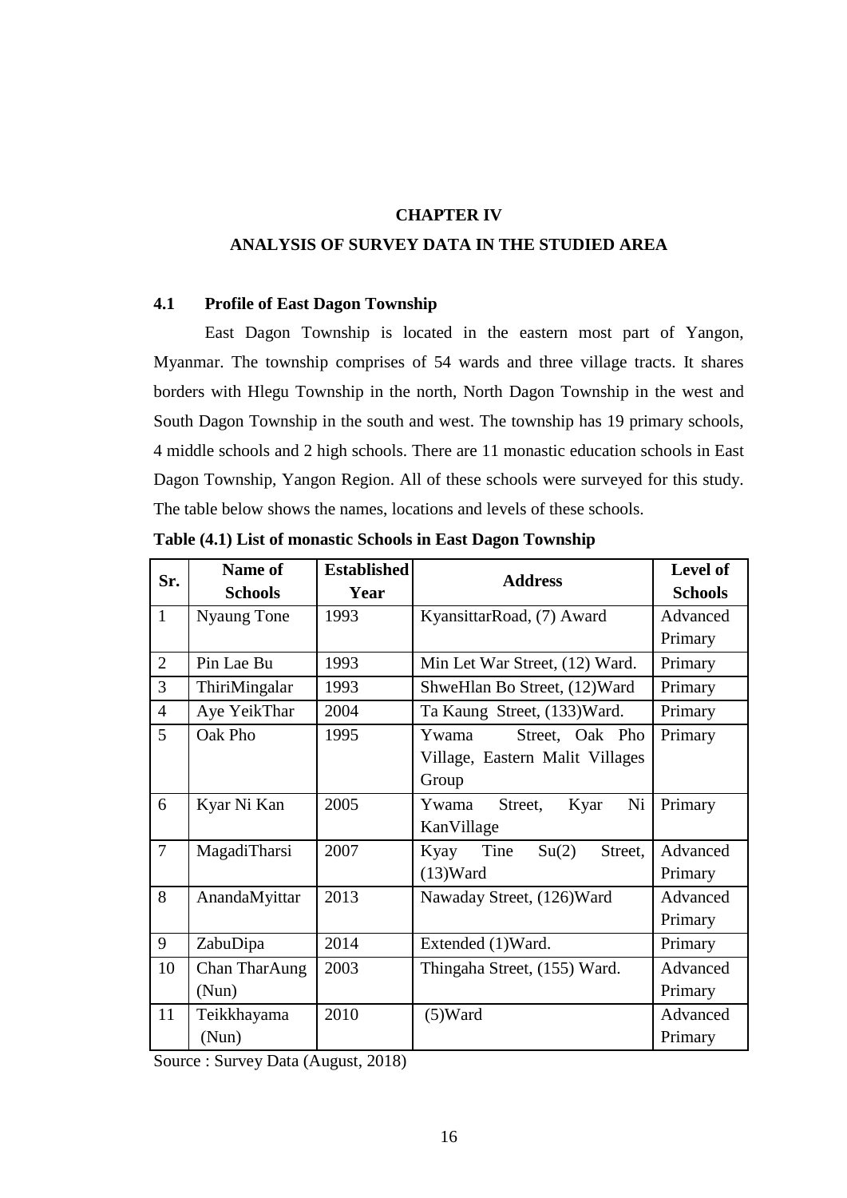# CHAPTER IV

# ANALYSIS OF SURVEY DATA IN THE STUDIED AREA

## 4.1 Profile of East Dagon Township

East Dagon Township is located in the eastern most part of Yangon, Myanmar. The township comprises of 54 wards and three village tracts. It shares borders with Hlegu Township in the north, North Dagon Township in the west and South Dagon Township in the south and west. The township has 19 primary schools, 4 middle schools and 2 high schools. There are 11 monastic education schools in East Dagon Township, Yangon Region. All of these schools were surveyed for this study. The table below shows the names, locations and levels of these schools.

**Table (4.1) List of monastic Schools in East Dagon Township**

| Sr. | Name of Schools | Established Year | Address | Level of Schools |
|---|---|---|---|---|
| 1 | Nyaung Tone | 1993 | KyansittarRoad, (7) Award | Advanced Primary |
| 2 | Pin Lae Bu | 1993 | Min Let War Street, (12) Ward. | Primary |
| 3 | ThiriMingalar | 1993 | ShweHlan Bo Street, (12)Ward | Primary |
| 4 | Aye YeikThar | 2004 | Ta Kaung Street, (133)Ward. | Primary |
| 5 | Oak Pho | 1995 | Ywama Street, Oak Pho Village, Eastern Malit Villages Group | Primary |
| 6 | Kyar Ni Kan | 2005 | Ywama Street, Kyar Ni KanVillage | Primary |
| 7 | MagadiTharsi | 2007 | Kyay Tine Su(2) Street, (13)Ward | Advanced Primary |
| 8 | AnandaMyittar | 2013 | Nawaday Street, (126)Ward | Advanced Primary |
| 9 | ZabuDipa | 2014 | Extended (1)Ward. | Primary |
| 10 | Chan TharAung (Nun) | 2003 | Thingaha Street, (155) Ward. | Advanced Primary |
| 11 | Teikkhayama (Nun) | 2010 | (5)Ward | Advanced Primary |

Source : Survey Data (August, 2018)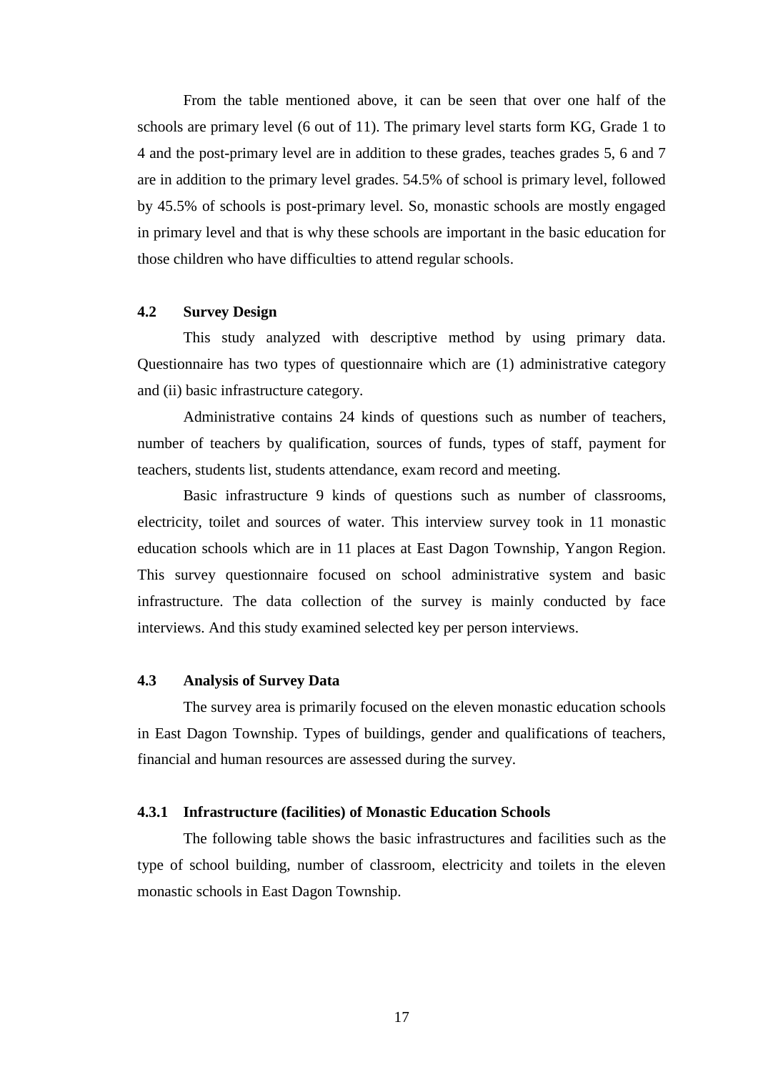From the table mentioned above, it can be seen that over one half of the schools are primary level (6 out of 11). The primary level starts form KG, Grade 1 to 4 and the post-primary level are in addition to these grades, teaches grades 5, 6 and 7 are in addition to the primary level grades. 54.5% of school is primary level, followed by 45.5% of schools is post-primary level. So, monastic schools are mostly engaged in primary level and that is why these schools are important in the basic education for those children who have difficulties to attend regular schools.

### 4.2 Survey Design

This study analyzed with descriptive method by using primary data. Questionnaire has two types of questionnaire which are (1) administrative category and (ii) basic infrastructure category.

Administrative contains 24 kinds of questions such as number of teachers, number of teachers by qualification, sources of funds, types of staff, payment for teachers, students list, students attendance, exam record and meeting.

Basic infrastructure 9 kinds of questions such as number of classrooms, electricity, toilet and sources of water. This interview survey took in 11 monastic education schools which are in 11 places at East Dagon Township, Yangon Region. This survey questionnaire focused on school administrative system and basic infrastructure. The data collection of the survey is mainly conducted by face interviews. And this study examined selected key per person interviews.

### 4.3 Analysis of Survey Data

The survey area is primarily focused on the eleven monastic education schools in East Dagon Township. Types of buildings, gender and qualifications of teachers, financial and human resources are assessed during the survey.

#### 4.3.1 Infrastructure (facilities) of Monastic Education Schools

The following table shows the basic infrastructures and facilities such as the type of school building, number of classroom, electricity and toilets in the eleven monastic schools in East Dagon Township.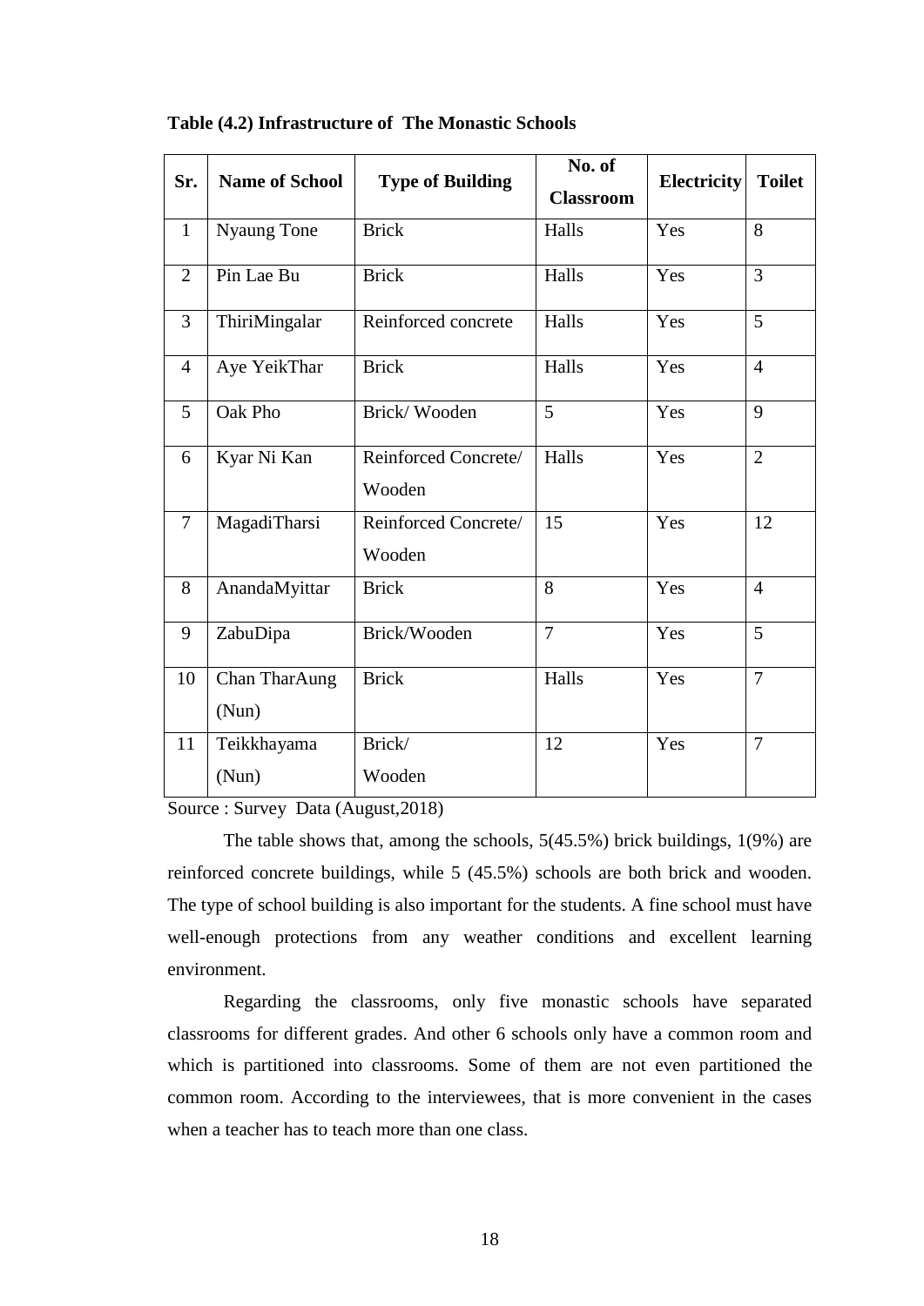**Table (4.2) Infrastructure of The Monastic Schools**

| Sr. | Name of School | Type of Building | No. of Classroom | Electricity | Toilet |
|---|---|---|---|---|---|
| 1 | Nyaung Tone | Brick | Halls | Yes | 8 |
| 2 | Pin Lae Bu | Brick | Halls | Yes | 3 |
| 3 | ThiriMingalar | Reinforced concrete | Halls | Yes | 5 |
| 4 | Aye YeikThar | Brick | Halls | Yes | 4 |
| 5 | Oak Pho | Brick/ Wooden | 5 | Yes | 9 |
| 6 | Kyar Ni Kan | Reinforced Concrete/ Wooden | Halls | Yes | 2 |
| 7 | MagadiTharsi | Reinforced Concrete/ Wooden | 15 | Yes | 12 |
| 8 | AnandaMyittar | Brick | 8 | Yes | 4 |
| 9 | ZabuDipa | Brick/Wooden | 7 | Yes | 5 |
| 10 | Chan TharAung (Nun) | Brick | Halls | Yes | 7 |
| 11 | Teikkhayama (Nun) | Brick/ Wooden | 12 | Yes | 7 |

Source : Survey Data (August,2018)

The table shows that, among the schools, 5(45.5%) brick buildings, 1(9%) are reinforced concrete buildings, while 5 (45.5%) schools are both brick and wooden. The type of school building is also important for the students. A fine school must have well-enough protections from any weather conditions and excellent learning environment.

Regarding the classrooms, only five monastic schools have separated classrooms for different grades. And other 6 schools only have a common room and which is partitioned into classrooms. Some of them are not even partitioned the common room. According to the interviewees, that is more convenient in the cases when a teacher has to teach more than one class.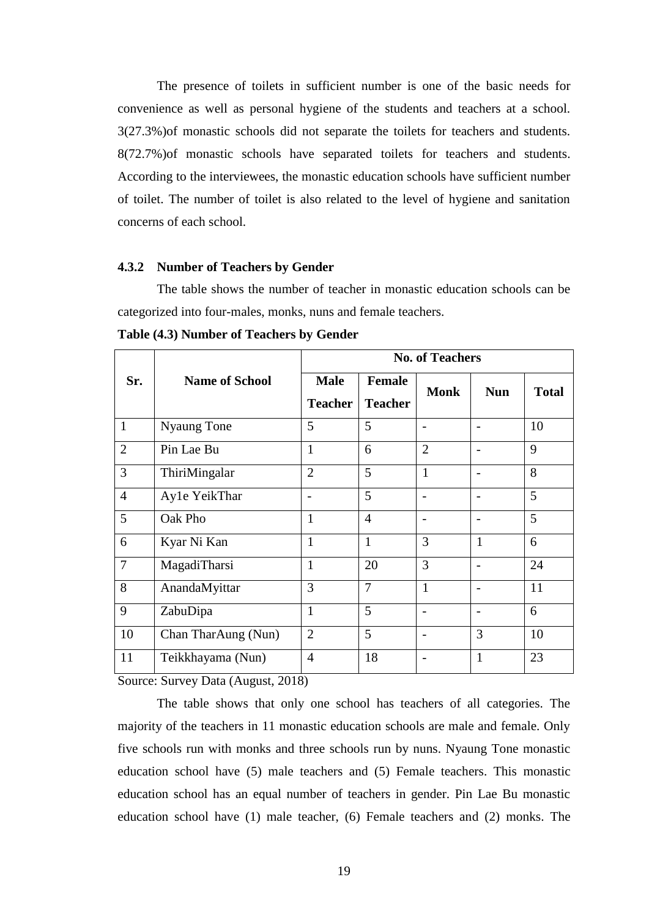The presence of toilets in sufficient number is one of the basic needs for convenience as well as personal hygiene of the students and teachers at a school. 3(27.3%)of monastic schools did not separate the toilets for teachers and students. 8(72.7%)of monastic schools have separated toilets for teachers and students. According to the interviewees, the monastic education schools have sufficient number of toilet. The number of toilet is also related to the level of hygiene and sanitation concerns of each school.

### 4.3.2 Number of Teachers by Gender

The table shows the number of teacher in monastic education schools can be categorized into four-males, monks, nuns and female teachers.

**Table (4.3) Number of Teachers by Gender**

| Sr. | Name of School | No. of Teachers | | | | |
|---|---|---|---|---|---|---|
| | | Male Teacher | Female Teacher | Monk | Nun | Total |
| 1 | Nyaung Tone | 5 | 5 | - | - | 10 |
| 2 | Pin Lae Bu | 1 | 6 | 2 | - | 9 |
| 3 | ThiriMingalar | 2 | 5 | 1 | - | 8 |
| 4 | Ay1e YeikThar | - | 5 | - | - | 5 |
| 5 | Oak Pho | 1 | 4 | - | - | 5 |
| 6 | Kyar Ni Kan | 1 | 1 | 3 | 1 | 6 |
| 7 | MagadiTharsi | 1 | 20 | 3 | - | 24 |
| 8 | AnandaMyittar | 3 | 7 | 1 | - | 11 |
| 9 | ZabuDipa | 1 | 5 | - | - | 6 |
| 10 | Chan TharAung (Nun) | 2 | 5 | - | 3 | 10 |
| 11 | Teikkhayama (Nun) | 4 | 18 | - | 1 | 23 |

Source: Survey Data (August, 2018)

The table shows that only one school has teachers of all categories. The majority of the teachers in 11 monastic education schools are male and female. Only five schools run with monks and three schools run by nuns. Nyaung Tone monastic education school have (5) male teachers and (5) Female teachers. This monastic education school has an equal number of teachers in gender. Pin Lae Bu monastic education school have (1) male teacher, (6) Female teachers and (2) monks. The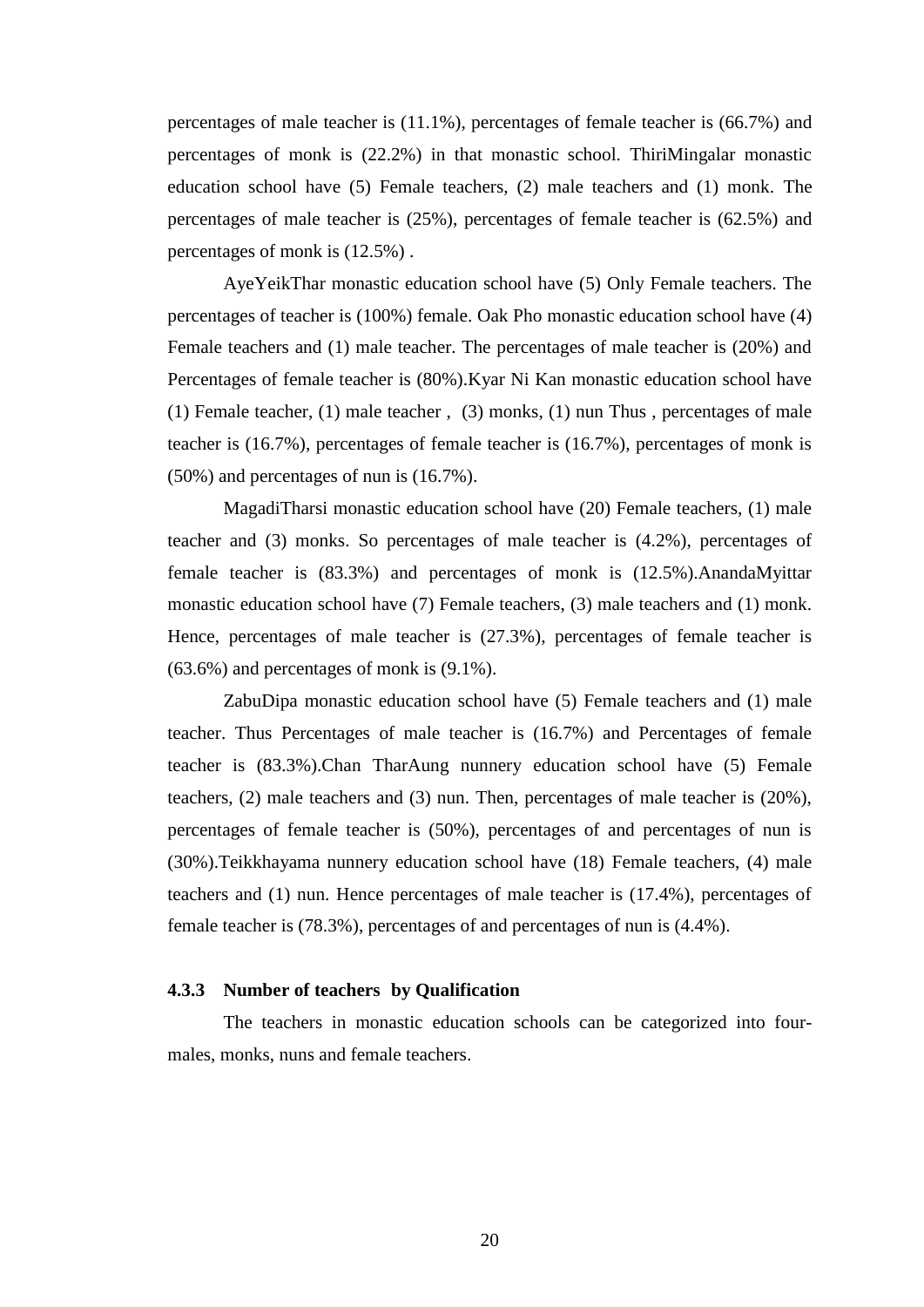percentages of male teacher is (11.1%), percentages of female teacher is (66.7%) and percentages of monk is (22.2%) in that monastic school. ThiriMingalar monastic education school have (5) Female teachers, (2) male teachers and (1) monk. The percentages of male teacher is (25%), percentages of female teacher is (62.5%) and percentages of monk is (12.5%) .

AyeYeikThar monastic education school have (5) Only Female teachers. The percentages of teacher is (100%) female. Oak Pho monastic education school have (4) Female teachers and (1) male teacher. The percentages of male teacher is (20%) and Percentages of female teacher is (80%).Kyar Ni Kan monastic education school have (1) Female teacher, (1) male teacher , (3) monks, (1) nun Thus , percentages of male teacher is (16.7%), percentages of female teacher is (16.7%), percentages of monk is (50%) and percentages of nun is (16.7%).

MagadiTharsi monastic education school have (20) Female teachers, (1) male teacher and (3) monks. So percentages of male teacher is (4.2%), percentages of female teacher is (83.3%) and percentages of monk is (12.5%).AnandaMyittar monastic education school have (7) Female teachers, (3) male teachers and (1) monk. Hence, percentages of male teacher is (27.3%), percentages of female teacher is (63.6%) and percentages of monk is (9.1%).

ZabuDipa monastic education school have (5) Female teachers and (1) male teacher. Thus Percentages of male teacher is (16.7%) and Percentages of female teacher is (83.3%).Chan TharAung nunnery education school have (5) Female teachers, (2) male teachers and (3) nun. Then, percentages of male teacher is (20%), percentages of female teacher is (50%), percentages of and percentages of nun is (30%).Teikkhayama nunnery education school have (18) Female teachers, (4) male teachers and (1) nun. Hence percentages of male teacher is (17.4%), percentages of female teacher is (78.3%), percentages of and percentages of nun is (4.4%).

### 4.3.3 Number of teachers by Qualification

The teachers in monastic education schools can be categorized into four- males, monks, nuns and female teachers.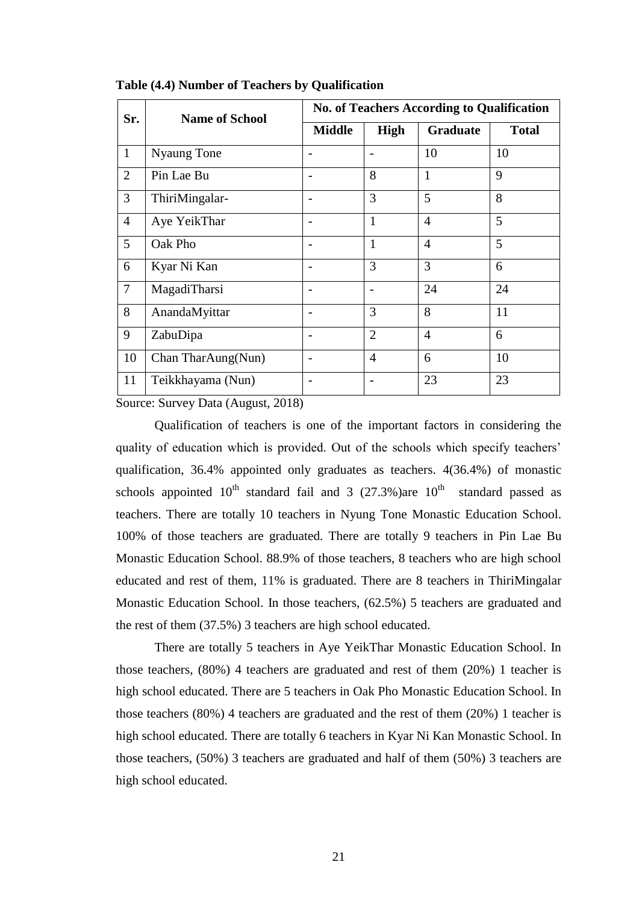**Table (4.4) Number of Teachers by Qualification**

| Sr. | Name of School | No. of Teachers According to Qualification | | | |
|---|---|---|---|---|---|
| | | Middle | High | Graduate | Total |
| 1 | Nyaung Tone | - | - | 10 | 10 |
| 2 | Pin Lae Bu | - | 8 | 1 | 9 |
| 3 | ThiriMingalar- | - | 3 | 5 | 8 |
| 4 | Aye YeikThar | - | 1 | 4 | 5 |
| 5 | Oak Pho | - | 1 | 4 | 5 |
| 6 | Kyar Ni Kan | - | 3 | 3 | 6 |
| 7 | MagadiTharsi | - | - | 24 | 24 |
| 8 | AnandaMyittar | - | 3 | 8 | 11 |
| 9 | ZabuDipa | - | 2 | 4 | 6 |
| 10 | Chan TharAung(Nun) | - | 4 | 6 | 10 |
| 11 | Teikkhayama (Nun) | - | - | 23 | 23 |

Source: Survey Data (August, 2018)

Qualification of teachers is one of the important factors in considering the quality of education which is provided. Out of the schools which specify teachers' qualification, 36.4% appointed only graduates as teachers. 4(36.4%) of monastic schools appointed 10th standard fail and 3 (27.3%)are 10th standard passed as teachers. There are totally 10 teachers in Nyung Tone Monastic Education School. 100% of those teachers are graduated. There are totally 9 teachers in Pin Lae Bu Monastic Education School. 88.9% of those teachers, 8 teachers who are high school educated and rest of them, 11% is graduated. There are 8 teachers in ThiriMingalar Monastic Education School. In those teachers, (62.5%) 5 teachers are graduated and the rest of them (37.5%) 3 teachers are high school educated.

There are totally 5 teachers in Aye YeikThar Monastic Education School. In those teachers, (80%) 4 teachers are graduated and rest of them (20%) 1 teacher is high school educated. There are 5 teachers in Oak Pho Monastic Education School. In those teachers (80%) 4 teachers are graduated and the rest of them (20%) 1 teacher is high school educated. There are totally 6 teachers in Kyar Ni Kan Monastic School. In those teachers, (50%) 3 teachers are graduated and half of them (50%) 3 teachers are high school educated.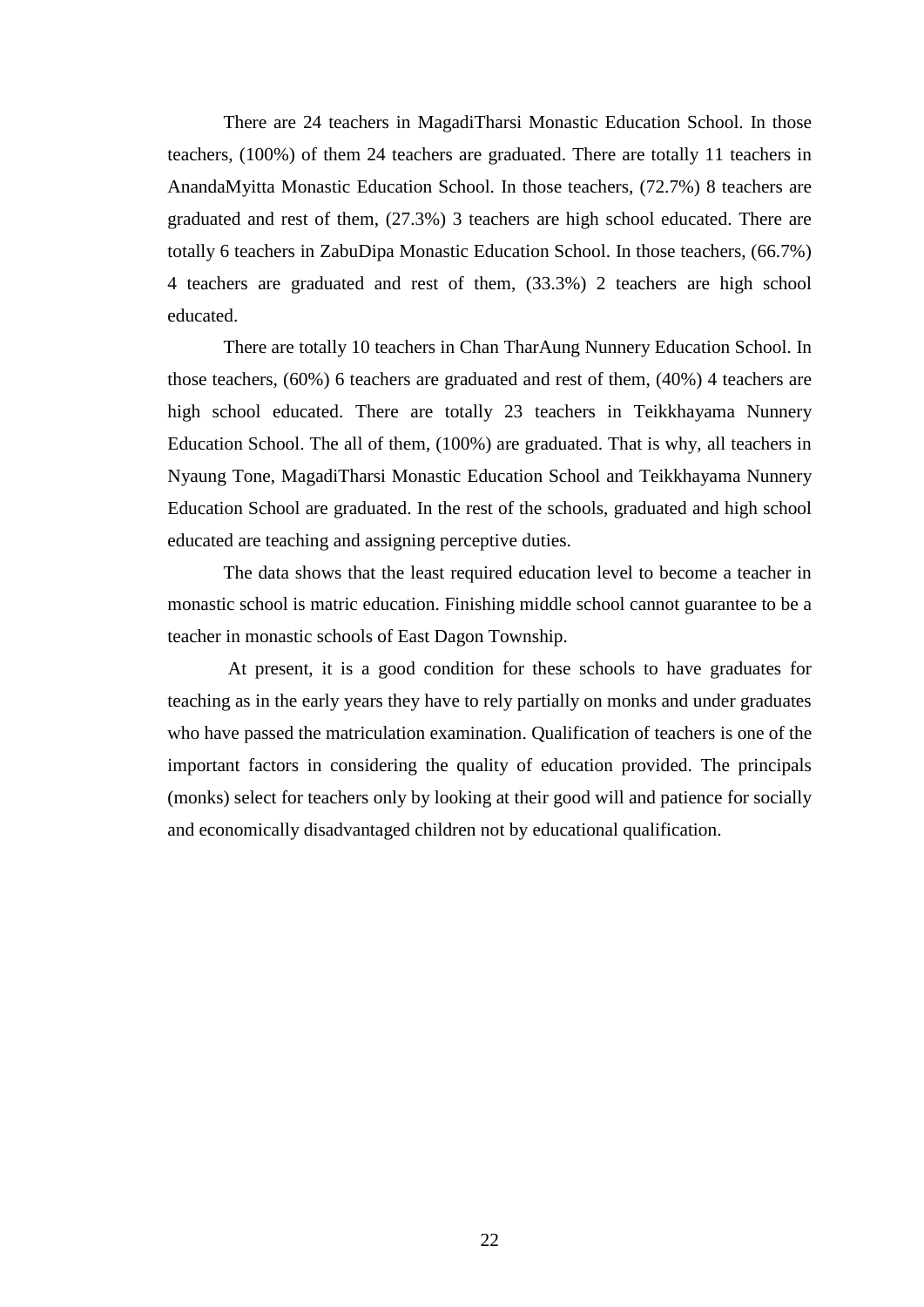There are 24 teachers in MagadiTharsi Monastic Education School. In those teachers, (100%) of them 24 teachers are graduated. There are totally 11 teachers in AnandaMyitta Monastic Education School. In those teachers, (72.7%) 8 teachers are graduated and rest of them, (27.3%) 3 teachers are high school educated. There are totally 6 teachers in ZabuDipa Monastic Education School. In those teachers, (66.7%) 4 teachers are graduated and rest of them, (33.3%) 2 teachers are high school educated.

There are totally 10 teachers in Chan TharAung Nunnery Education School. In those teachers, (60%) 6 teachers are graduated and rest of them, (40%) 4 teachers are high school educated. There are totally 23 teachers in Teikkhayama Nunnery Education School. The all of them, (100%) are graduated. That is why, all teachers in Nyaung Tone, MagadiTharsi Monastic Education School and Teikkhayama Nunnery Education School are graduated. In the rest of the schools, graduated and high school educated are teaching and assigning perceptive duties.

The data shows that the least required education level to become a teacher in monastic school is matric education. Finishing middle school cannot guarantee to be a teacher in monastic schools of East Dagon Township.

At present, it is a good condition for these schools to have graduates for teaching as in the early years they have to rely partially on monks and under graduates who have passed the matriculation examination. Qualification of teachers is one of the important factors in considering the quality of education provided. The principals (monks) select for teachers only by looking at their good will and patience for socially and economically disadvantaged children not by educational qualification.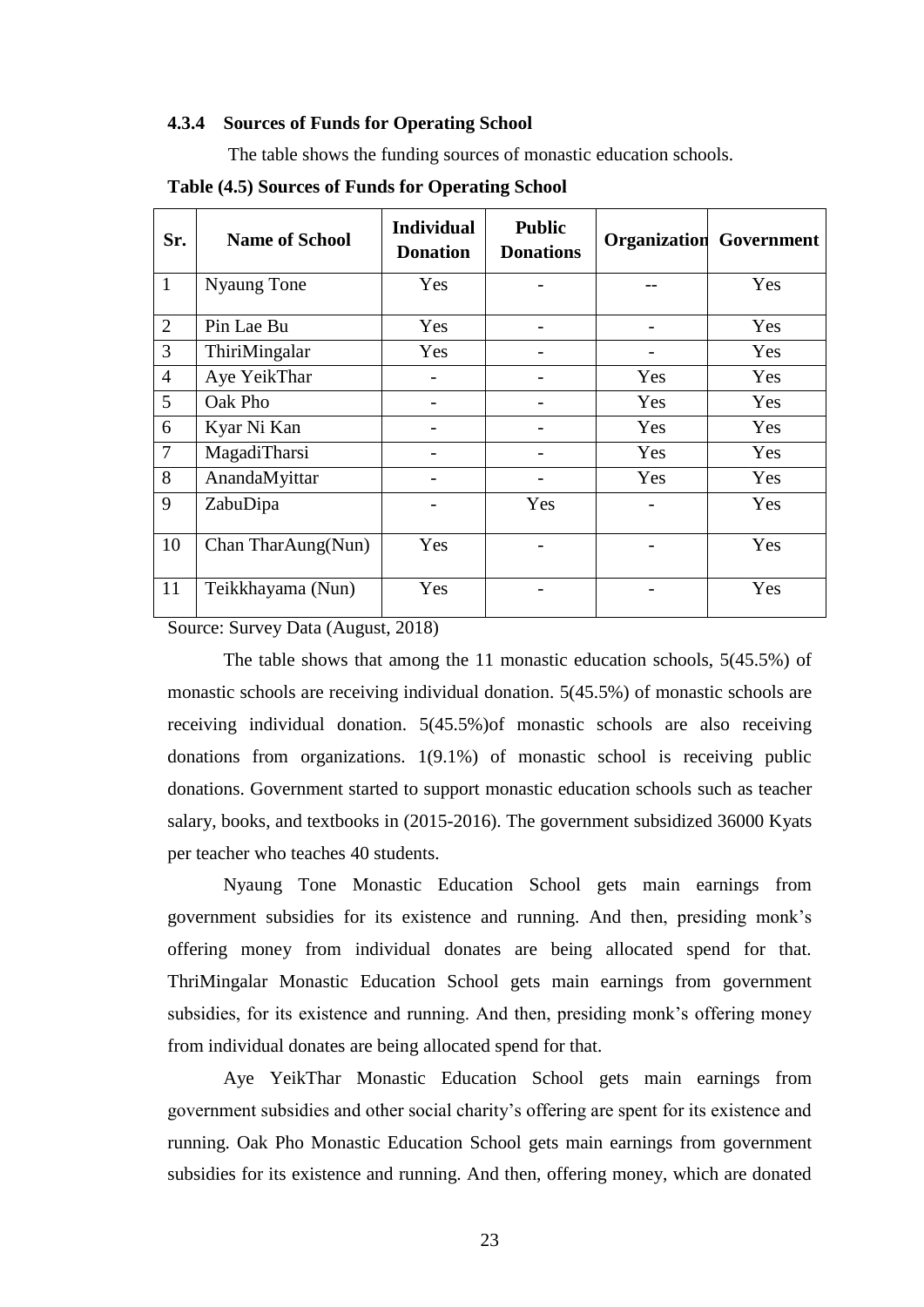### 4.3.4 Sources of Funds for Operating School

The table shows the funding sources of monastic education schools.

**Table (4.5) Sources of Funds for Operating School**

| Sr. | Name of School | Individual Donation | Public Donations | Organization | Government |
|---|---|---|---|---|---|
| 1 | Nyaung Tone | Yes | - | -- | Yes |
| 2 | Pin Lae Bu | Yes | - | - | Yes |
| 3 | ThiriMingalar | Yes | - | - | Yes |
| 4 | Aye YeikThar | - | - | Yes | Yes |
| 5 | Oak Pho | - | - | Yes | Yes |
| 6 | Kyar Ni Kan | - | - | Yes | Yes |
| 7 | MagadiTharsi | - | - | Yes | Yes |
| 8 | AnandaMyittar | - | - | Yes | Yes |
| 9 | ZabuDipa | - | Yes | - | Yes |
| 10 | Chan TharAung(Nun) | Yes | - | - | Yes |
| 11 | Teikkhayama (Nun) | Yes | - | - | Yes |

Source: Survey Data (August, 2018)

The table shows that among the 11 monastic education schools, 5(45.5%) of monastic schools are receiving individual donation. 5(45.5%) of monastic schools are receiving individual donation. 5(45.5%)of monastic schools are also receiving donations from organizations. 1(9.1%) of monastic school is receiving public donations. Government started to support monastic education schools such as teacher salary, books, and textbooks in (2015-2016). The government subsidized 36000 Kyats per teacher who teaches 40 students.

Nyaung Tone Monastic Education School gets main earnings from government subsidies for its existence and running. And then, presiding monk's offering money from individual donates are being allocated spend for that. ThriMingalar Monastic Education School gets main earnings from government subsidies, for its existence and running. And then, presiding monk's offering money from individual donates are being allocated spend for that.

Aye YeikThar Monastic Education School gets main earnings from government subsidies and other social charity's offering are spent for its existence and running. Oak Pho Monastic Education School gets main earnings from government subsidies for its existence and running. And then, offering money, which are donated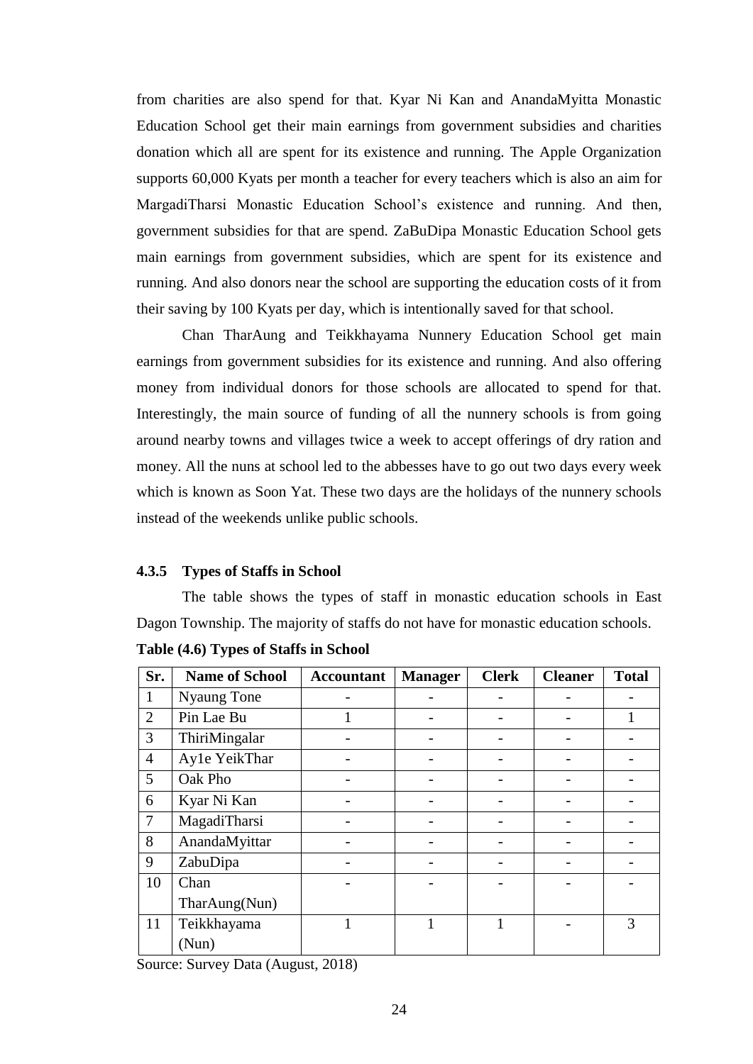from charities are also spend for that. Kyar Ni Kan and AnandaMyitta Monastic Education School get their main earnings from government subsidies and charities donation which all are spent for its existence and running. The Apple Organization supports 60,000 Kyats per month a teacher for every teachers which is also an aim for MargadiTharsi Monastic Education School's existence and running. And then, government subsidies for that are spend. ZaBuDipa Monastic Education School gets main earnings from government subsidies, which are spent for its existence and running. And also donors near the school are supporting the education costs of it from their saving by 100 Kyats per day, which is intentionally saved for that school.

Chan TharAung and Teikkhayama Nunnery Education School get main earnings from government subsidies for its existence and running. And also offering money from individual donors for those schools are allocated to spend for that. Interestingly, the main source of funding of all the nunnery schools is from going around nearby towns and villages twice a week to accept offerings of dry ration and money. All the nuns at school led to the abbesses have to go out two days every week which is known as Soon Yat. These two days are the holidays of the nunnery schools instead of the weekends unlike public schools.

### 4.3.5 Types of Staffs in School

The table shows the types of staff in monastic education schools in East Dagon Township. The majority of staffs do not have for monastic education schools.

**Table (4.6) Types of Staffs in School**

| Sr. | Name of School | Accountant | Manager | Clerk | Cleaner | Total |
|---|---|---|---|---|---|---|
| 1 | Nyaung Tone | - | - | - | - | - |
| 2 | Pin Lae Bu | 1 | - | - | - | 1 |
| 3 | ThiriMingalar | - | - | - | - | - |
| 4 | Ay1e YeikThar | - | - | - | - | - |
| 5 | Oak Pho | - | - | - | - | - |
| 6 | Kyar Ni Kan | - | - | - | - | - |
| 7 | MagadiTharsi | - | - | - | - | - |
| 8 | AnandaMyittar | - | - | - | - | - |
| 9 | ZabuDipa | - | - | - | - | - |
| 10 | Chan TharAung(Nun) | - | - | - | - | - |
| 11 | Teikkhayama (Nun) | 1 | 1 | 1 | - | 3 |

Source: Survey Data (August, 2018)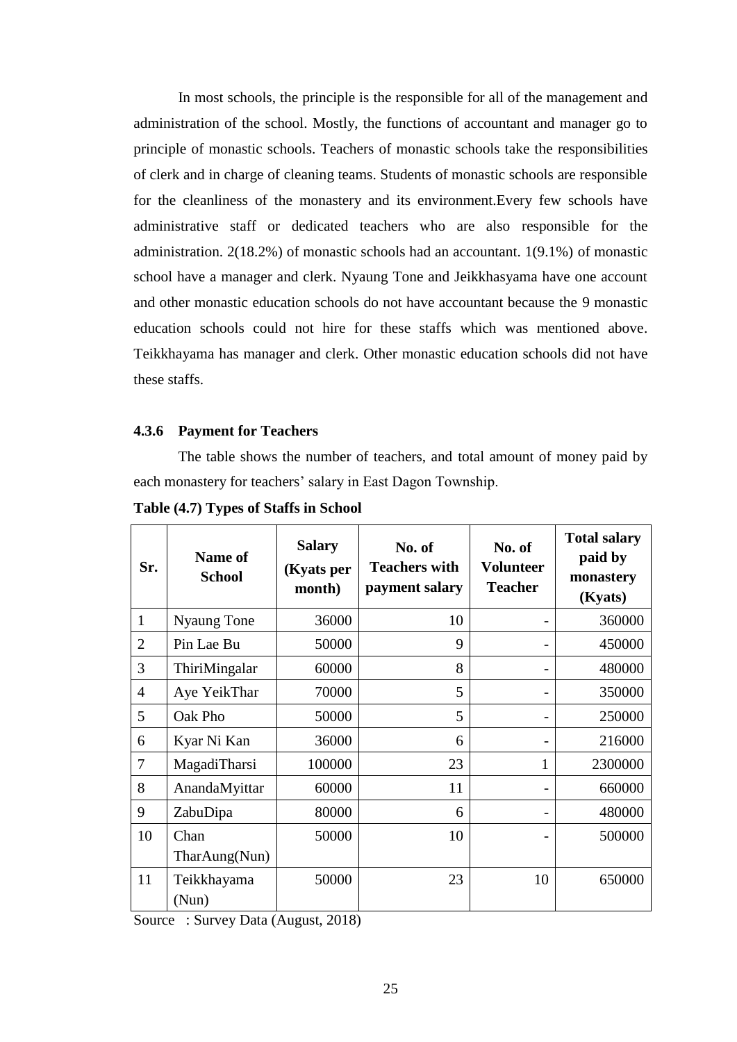In most schools, the principle is the responsible for all of the management and administration of the school. Mostly, the functions of accountant and manager go to principle of monastic schools. Teachers of monastic schools take the responsibilities of clerk and in charge of cleaning teams. Students of monastic schools are responsible for the cleanliness of the monastery and its environment.Every few schools have administrative staff or dedicated teachers who are also responsible for the administration. 2(18.2%) of monastic schools had an accountant. 1(9.1%) of monastic school have a manager and clerk. Nyaung Tone and Jeikkhasyama have one account and other monastic education schools do not have accountant because the 9 monastic education schools could not hire for these staffs which was mentioned above. Teikkhayama has manager and clerk. Other monastic education schools did not have these staffs.

### 4.3.6 Payment for Teachers

The table shows the number of teachers, and total amount of money paid by each monastery for teachers' salary in East Dagon Township.

**Table (4.7) Types of Staffs in School**

| Sr. | Name of School | Salary (Kyats per month) | No. of Teachers with payment salary | No. of Volunteer Teacher | Total salary paid by monastery (Kyats) |
|---|---|---|---|---|---|
| 1 | Nyaung Tone | 36000 | 10 | - | 360000 |
| 2 | Pin Lae Bu | 50000 | 9 | - | 450000 |
| 3 | ThiriMingalar | 60000 | 8 | - | 480000 |
| 4 | Aye YeikThar | 70000 | 5 | - | 350000 |
| 5 | Oak Pho | 50000 | 5 | - | 250000 |
| 6 | Kyar Ni Kan | 36000 | 6 | - | 216000 |
| 7 | MagadiTharsi | 100000 | 23 | 1 | 2300000 |
| 8 | AnandaMyittar | 60000 | 11 | - | 660000 |
| 9 | ZabuDipa | 80000 | 6 | - | 480000 |
| 10 | Chan TharAung(Nun) | 50000 | 10 | - | 500000 |
| 11 | Teikkhayama (Nun) | 50000 | 23 | 10 | 650000 |

Source : Survey Data (August, 2018)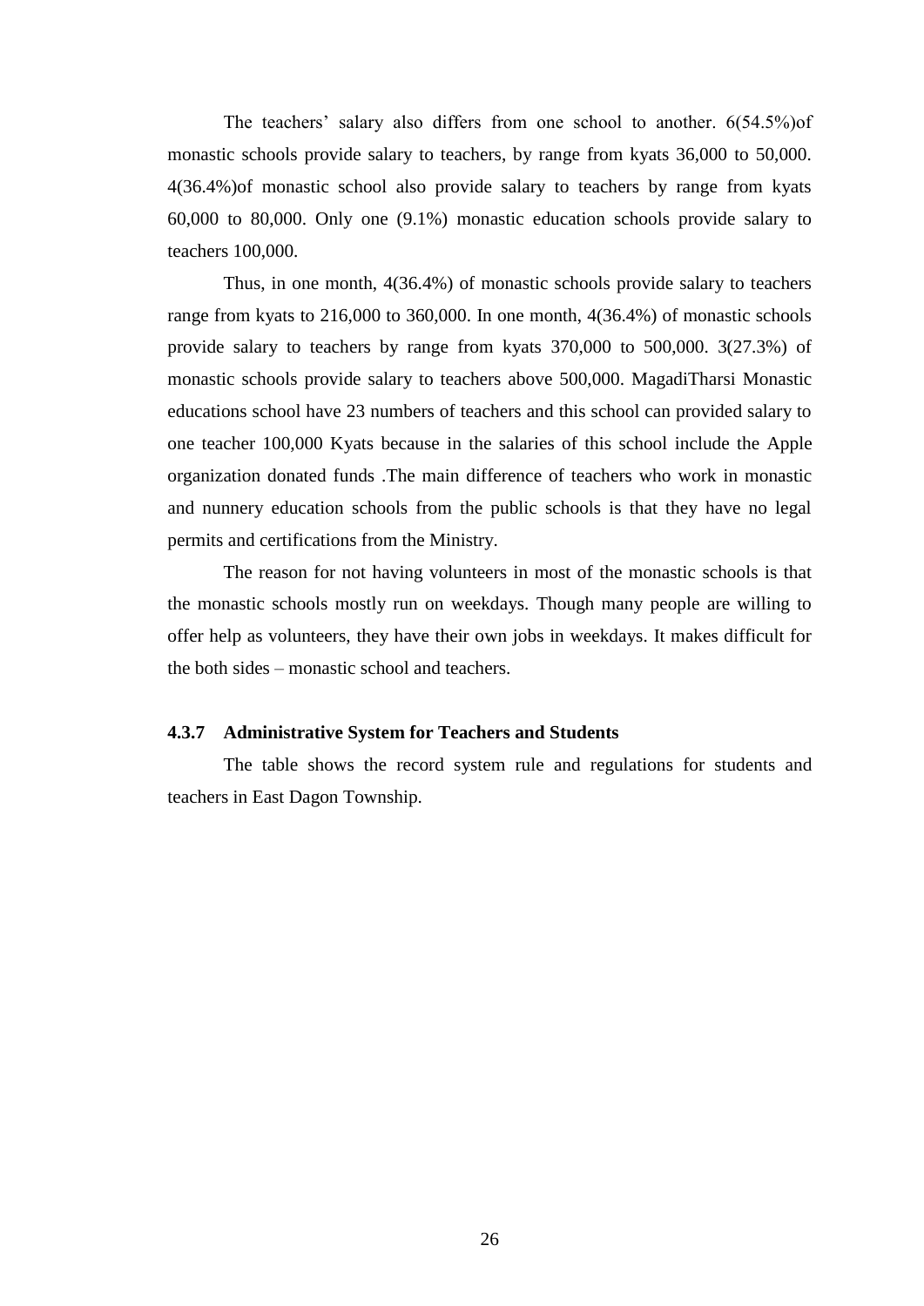The teachers' salary also differs from one school to another. 6(54.5%)of monastic schools provide salary to teachers, by range from kyats 36,000 to 50,000. 4(36.4%)of monastic school also provide salary to teachers by range from kyats 60,000 to 80,000. Only one (9.1%) monastic education schools provide salary to teachers 100,000.

Thus, in one month, 4(36.4%) of monastic schools provide salary to teachers range from kyats to 216,000 to 360,000. In one month, 4(36.4%) of monastic schools provide salary to teachers by range from kyats 370,000 to 500,000. 3(27.3%) of monastic schools provide salary to teachers above 500,000. MagadiTharsi Monastic educations school have 23 numbers of teachers and this school can provided salary to one teacher 100,000 Kyats because in the salaries of this school include the Apple organization donated funds .The main difference of teachers who work in monastic and nunnery education schools from the public schools is that they have no legal permits and certifications from the Ministry.

The reason for not having volunteers in most of the monastic schools is that the monastic schools mostly run on weekdays. Though many people are willing to offer help as volunteers, they have their own jobs in weekdays. It makes difficult for the both sides – monastic school and teachers.

### 4.3.7 Administrative System for Teachers and Students

The table shows the record system rule and regulations for students and teachers in East Dagon Township.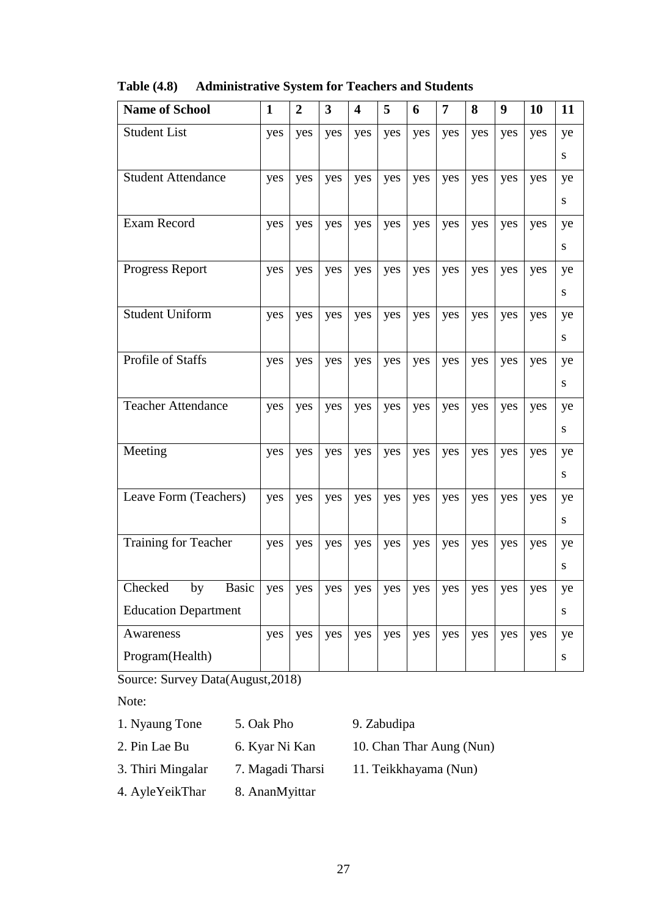**Table (4.8) Administrative System for Teachers and Students**

| Name of School | 1 | 2 | 3 | 4 | 5 | 6 | 7 | 8 | 9 | 10 | 11 |
|---|---|---|---|---|---|---|---|---|---|---|---|
| Student List | yes | yes | yes | yes | yes | yes | yes | yes | yes | yes | yes |
| Student Attendance | yes | yes | yes | yes | yes | yes | yes | yes | yes | yes | yes |
| Exam Record | yes | yes | yes | yes | yes | yes | yes | yes | yes | yes | yes |
| Progress Report | yes | yes | yes | yes | yes | yes | yes | yes | yes | yes | yes |
| Student Uniform | yes | yes | yes | yes | yes | yes | yes | yes | yes | yes | yes |
| Profile of Staffs | yes | yes | yes | yes | yes | yes | yes | yes | yes | yes | yes |
| Teacher Attendance | yes | yes | yes | yes | yes | yes | yes | yes | yes | yes | yes |
| Meeting | yes | yes | yes | yes | yes | yes | yes | yes | yes | yes | yes |
| Leave Form (Teachers) | yes | yes | yes | yes | yes | yes | yes | yes | yes | yes | yes |
| Training for Teacher | yes | yes | yes | yes | yes | yes | yes | yes | yes | yes | yes |
| Checked by Basic Education Department | yes | yes | yes | yes | yes | yes | yes | yes | yes | yes | yes |
| Awareness Program(Health) | yes | yes | yes | yes | yes | yes | yes | yes | yes | yes | yes |

Source: Survey Data(August,2018)

Note:

1. Nyaung Tone
2. Pin Lae Bu
3. Thiri Mingalar
4. AyleYeikThar
5. Oak Pho
6. Kyar Ni Kan
7. Magadi Tharsi
8. AnanMyittar
9. Zabudipa
10. Chan Thar Aung (Nun)
11. Teikkhayama (Nun)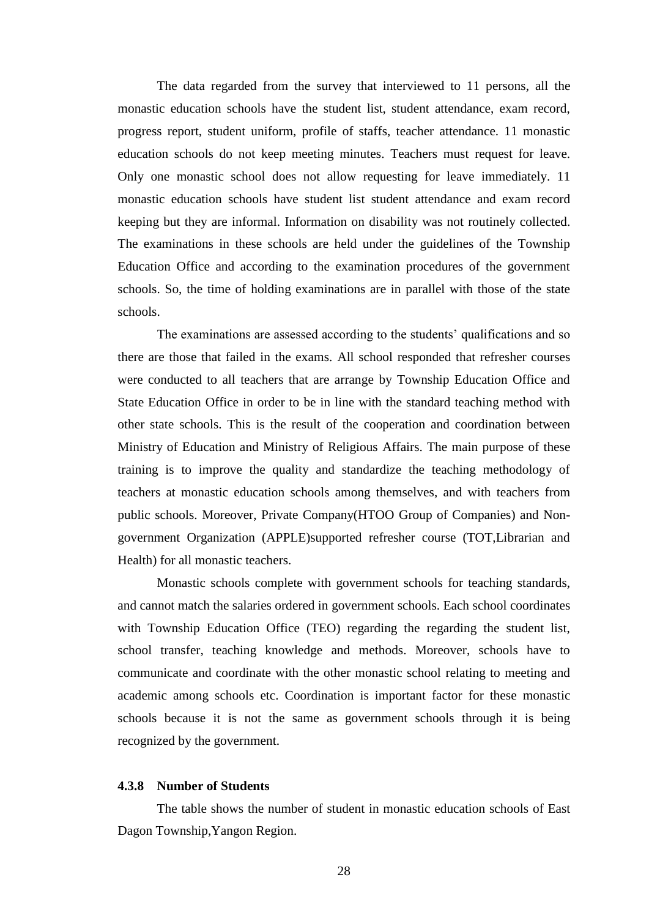The data regarded from the survey that interviewed to 11 persons, all the monastic education schools have the student list, student attendance, exam record, progress report, student uniform, profile of staffs, teacher attendance. 11 monastic education schools do not keep meeting minutes. Teachers must request for leave. Only one monastic school does not allow requesting for leave immediately. 11 monastic education schools have student list student attendance and exam record keeping but they are informal. Information on disability was not routinely collected. The examinations in these schools are held under the guidelines of the Township Education Office and according to the examination procedures of the government schools. So, the time of holding examinations are in parallel with those of the state schools.

The examinations are assessed according to the students' qualifications and so there are those that failed in the exams. All school responded that refresher courses were conducted to all teachers that are arrange by Township Education Office and State Education Office in order to be in line with the standard teaching method with other state schools. This is the result of the cooperation and coordination between Ministry of Education and Ministry of Religious Affairs. The main purpose of these training is to improve the quality and standardize the teaching methodology of teachers at monastic education schools among themselves, and with teachers from public schools. Moreover, Private Company(HTOO Group of Companies) and Non-government Organization (APPLE)supported refresher course (TOT,Librarian and Health) for all monastic teachers.

Monastic schools complete with government schools for teaching standards, and cannot match the salaries ordered in government schools. Each school coordinates with Township Education Office (TEO) regarding the regarding the student list, school transfer, teaching knowledge and methods. Moreover, schools have to communicate and coordinate with the other monastic school relating to meeting and academic among schools etc. Coordination is important factor for these monastic schools because it is not the same as government schools through it is being recognized by the government.

### 4.3.8 Number of Students

The table shows the number of student in monastic education schools of East Dagon Township,Yangon Region.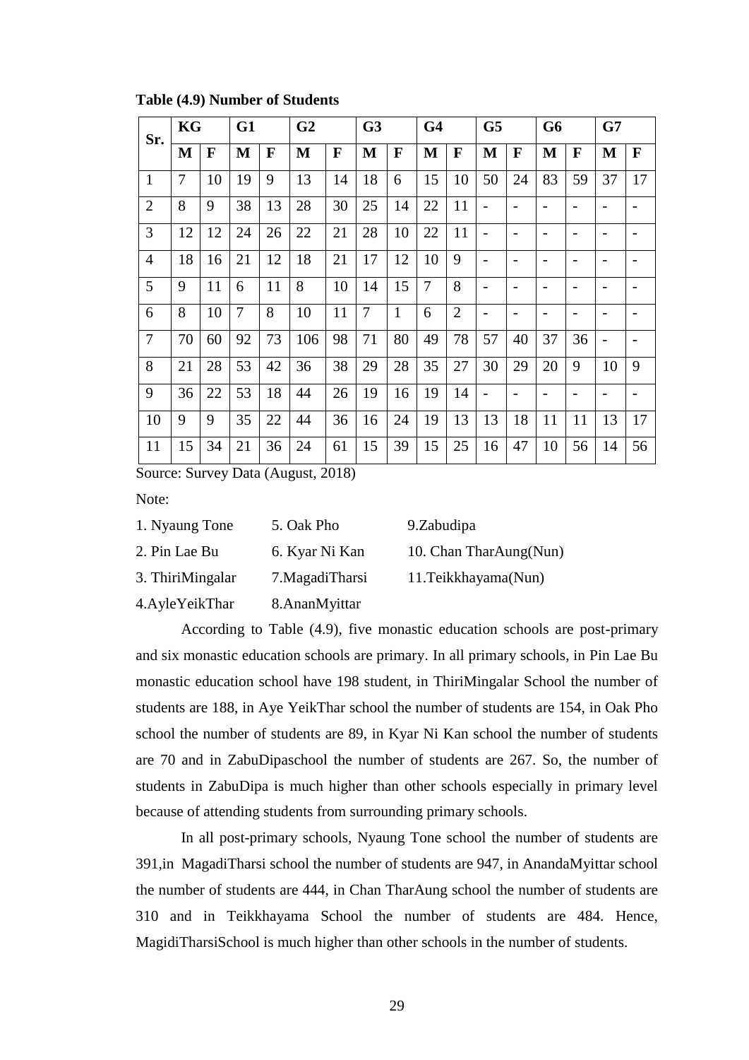**Table (4.9) Number of Students**

| Sr. | KG | | G1 | | G2 | | G3 | | G4 | | G5 | | G6 | | G7 | |
|---|---|---|---|---|---|---|---|---|---|---|---|---|---|---|---|---|
| | **M** | **F** | **M** | **F** | **M** | **F** | **M** | **F** | **M** | **F** | **M** | **F** | **M** | **F** | **M** | **F** |
| 1 | 7 | 10 | 19 | 9 | 13 | 14 | 18 | 6 | 15 | 10 | 50 | 24 | 83 | 59 | 37 | 17 |
| 2 | 8 | 9 | 38 | 13 | 28 | 30 | 25 | 14 | 22 | 11 | - | - | - | - | - | - |
| 3 | 12 | 12 | 24 | 26 | 22 | 21 | 28 | 10 | 22 | 11 | - | - | - | - | - | - |
| 4 | 18 | 16 | 21 | 12 | 18 | 21 | 17 | 12 | 10 | 9 | - | - | - | - | - | - |
| 5 | 9 | 11 | 6 | 11 | 8 | 10 | 14 | 15 | 7 | 8 | - | - | - | - | - | - |
| 6 | 8 | 10 | 7 | 8 | 10 | 11 | 7 | 1 | 6 | 2 | - | - | - | - | - | - |
| 7 | 70 | 60 | 92 | 73 | 106 | 98 | 71 | 80 | 49 | 78 | 57 | 40 | 37 | 36 | - | - |
| 8 | 21 | 28 | 53 | 42 | 36 | 38 | 29 | 28 | 35 | 27 | 30 | 29 | 20 | 9 | 10 | 9 |
| 9 | 36 | 22 | 53 | 18 | 44 | 26 | 19 | 16 | 19 | 14 | - | - | - | - | - | - |
| 10 | 9 | 9 | 35 | 22 | 44 | 36 | 16 | 24 | 19 | 13 | 13 | 18 | 11 | 11 | 13 | 17 |
| 11 | 15 | 34 | 21 | 36 | 24 | 61 | 15 | 39 | 15 | 25 | 16 | 47 | 10 | 56 | 14 | 56 |

Source: Survey Data (August, 2018)

Note:

| | | |
|---|---|---|
| 1. Nyaung Tone | 5. Oak Pho | 9.Zabudipa |
| 2. Pin Lae Bu | 6. Kyar Ni Kan | 10. Chan TharAung(Nun) |
| 3. ThiriMingalar | 7.MagadiTharsi | 11.Teikkhayama(Nun) |
| 4.AyleYeikThar | 8.AnanMyittar | |

According to Table (4.9), five monastic education schools are post-primary and six monastic education schools are primary. In all primary schools, in Pin Lae Bu monastic education school have 198 student, in ThiriMingalar School the number of students are 188, in Aye YeikThar school the number of students are 154, in Oak Pho school the number of students are 89, in Kyar Ni Kan school the number of students are 70 and in ZabuDipaschool the number of students are 267. So, the number of students in ZabuDipa is much higher than other schools especially in primary level because of attending students from surrounding primary schools.

In all post-primary schools, Nyaung Tone school the number of students are 391,in MagadiTharsi school the number of students are 947, in AnandaMyittar school the number of students are 444, in Chan TharAung school the number of students are 310 and in Teikkhayama School the number of students are 484. Hence, MagidiTharsiSchool is much higher than other schools in the number of students.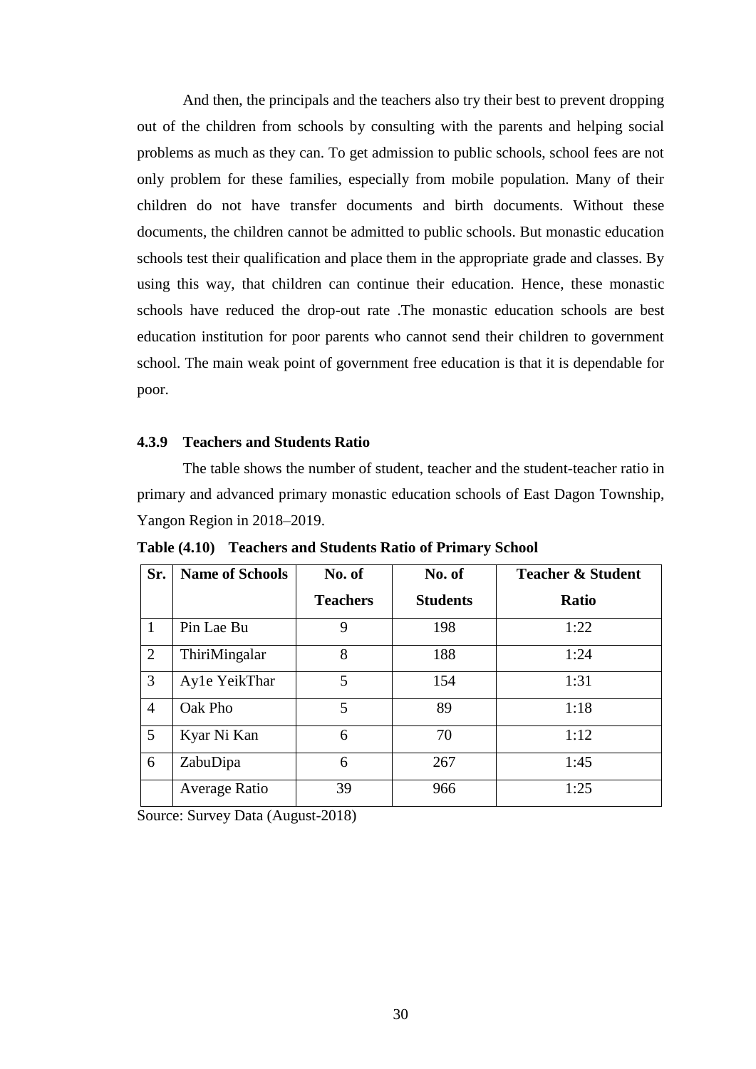And then, the principals and the teachers also try their best to prevent dropping out of the children from schools by consulting with the parents and helping social problems as much as they can. To get admission to public schools, school fees are not only problem for these families, especially from mobile population. Many of their children do not have transfer documents and birth documents. Without these documents, the children cannot be admitted to public schools. But monastic education schools test their qualification and place them in the appropriate grade and classes. By using this way, that children can continue their education. Hence, these monastic schools have reduced the drop-out rate .The monastic education schools are best education institution for poor parents who cannot send their children to government school. The main weak point of government free education is that it is dependable for poor.

### 4.3.9 Teachers and Students Ratio

The table shows the number of student, teacher and the student-teacher ratio in primary and advanced primary monastic education schools of East Dagon Township, Yangon Region in 2018–2019.

**Table (4.10) Teachers and Students Ratio of Primary School**

| Sr. | Name of Schools | No. of Teachers | No. of Students | Teacher & Student Ratio |
|---|---|---|---|---|
| 1 | Pin Lae Bu | 9 | 198 | 1:22 |
| 2 | ThiriMingalar | 8 | 188 | 1:24 |
| 3 | Ay1e YeikThar | 5 | 154 | 1:31 |
| 4 | Oak Pho | 5 | 89 | 1:18 |
| 5 | Kyar Ni Kan | 6 | 70 | 1:12 |
| 6 | ZabuDipa | 6 | 267 | 1:45 |
| | Average Ratio | 39 | 966 | 1:25 |

Source: Survey Data (August-2018)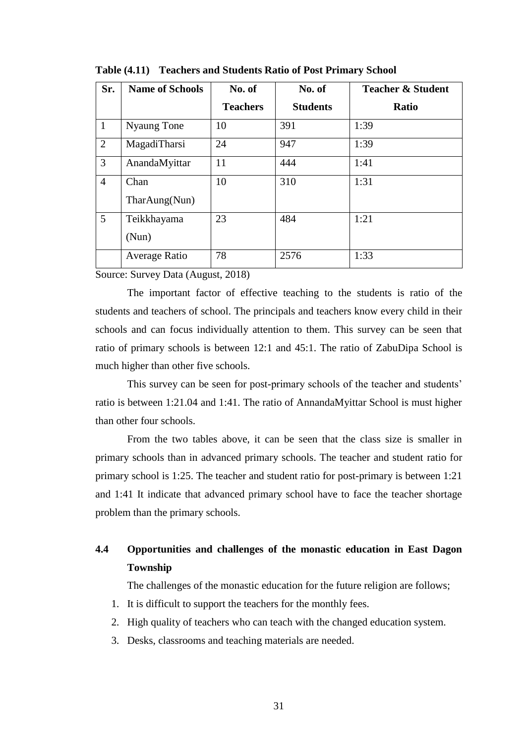**Table (4.11) Teachers and Students Ratio of Post Primary School**

| Sr. | Name of Schools | No. of Teachers | No. of Students | Teacher & Student Ratio |
|---|---|---|---|---|
| 1 | Nyaung Tone | 10 | 391 | 1:39 |
| 2 | MagadiTharsi | 24 | 947 | 1:39 |
| 3 | AnandaMyittar | 11 | 444 | 1:41 |
| 4 | Chan TharAung(Nun) | 10 | 310 | 1:31 |
| 5 | Teikkhayama (Nun) | 23 | 484 | 1:21 |
| | Average Ratio | 78 | 2576 | 1:33 |

Source: Survey Data (August, 2018)

The important factor of effective teaching to the students is ratio of the students and teachers of school. The principals and teachers know every child in their schools and can focus individually attention to them. This survey can be seen that ratio of primary schools is between 12:1 and 45:1. The ratio of ZabuDipa School is much higher than other five schools.

This survey can be seen for post-primary schools of the teacher and students' ratio is between 1:21.04 and 1:41. The ratio of AnnandaMyittar School is must higher than other four schools.

From the two tables above, it can be seen that the class size is smaller in primary schools than in advanced primary schools. The teacher and student ratio for primary school is 1:25. The teacher and student ratio for post-primary is between 1:21 and 1:41 It indicate that advanced primary school have to face the teacher shortage problem than the primary schools.

## 4.4 Opportunities and challenges of the monastic education in East Dagon Township

The challenges of the monastic education for the future religion are follows;

1. It is difficult to support the teachers for the monthly fees.
2. High quality of teachers who can teach with the changed education system.
3. Desks, classrooms and teaching materials are needed.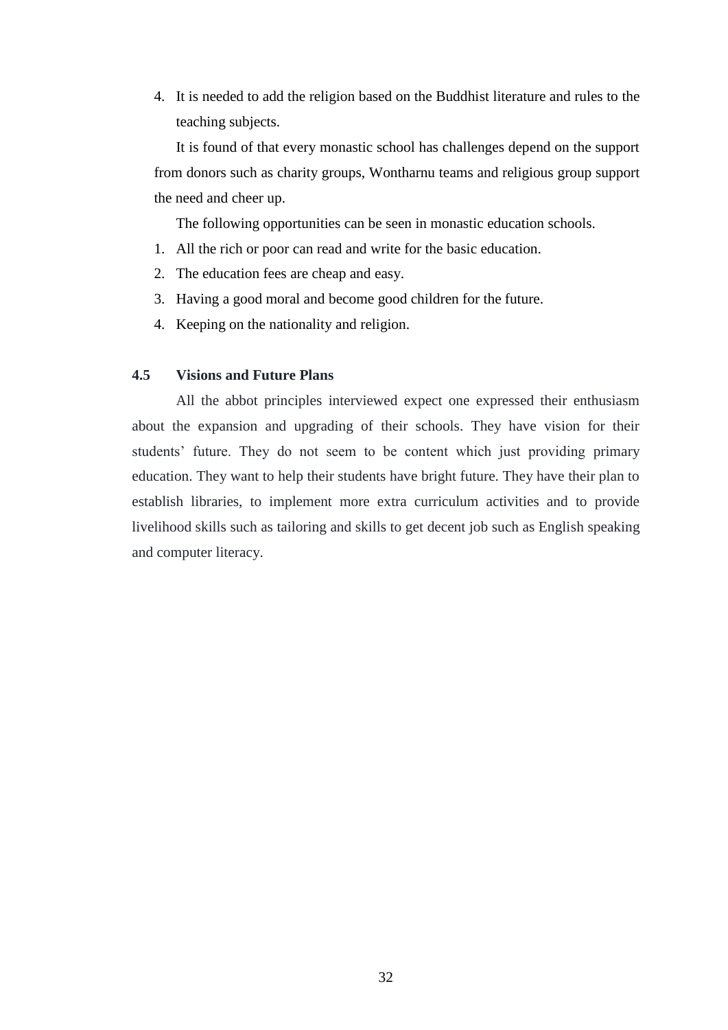4. It is needed to add the religion based on the Buddhist literature and rules to the teaching subjects.

It is found of that every monastic school has challenges depend on the support from donors such as charity groups, Wontharnu teams and religious group support the need and cheer up.

The following opportunities can be seen in monastic education schools.

1. All the rich or poor can read and write for the basic education.
2. The education fees are cheap and easy.
3. Having a good moral and become good children for the future.
4. Keeping on the nationality and religion.

### 4.5 Visions and Future Plans

All the abbot principles interviewed expect one expressed their enthusiasm about the expansion and upgrading of their schools. They have vision for their students' future. They do not seem to be content which just providing primary education. They want to help their students have bright future. They have their plan to establish libraries, to implement more extra curriculum activities and to provide livelihood skills such as tailoring and skills to get decent job such as English speaking and computer literacy.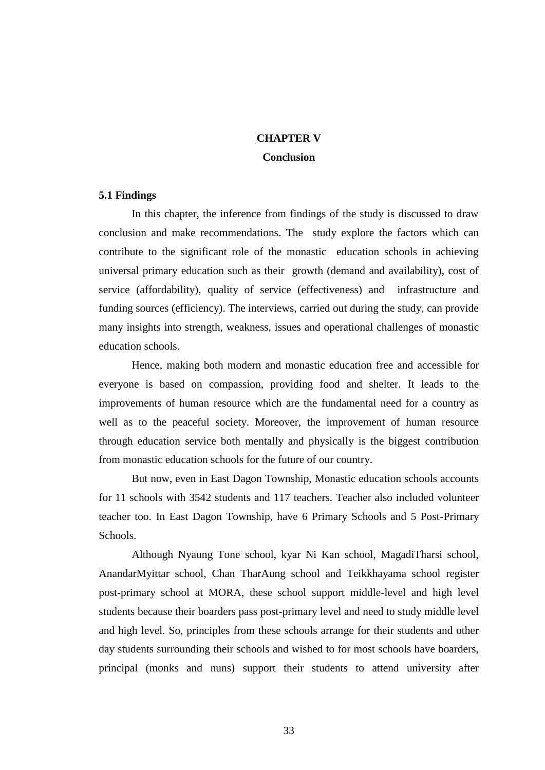# CHAPTER V

# Conclusion

## 5.1 Findings

In this chapter, the inference from findings of the study is discussed to draw conclusion and make recommendations. The study explore the factors which can contribute to the significant role of the monastic education schools in achieving universal primary education such as their growth (demand and availability), cost of service (affordability), quality of service (effectiveness) and infrastructure and funding sources (efficiency). The interviews, carried out during the study, can provide many insights into strength, weakness, issues and operational challenges of monastic education schools.

Hence, making both modern and monastic education free and accessible for everyone is based on compassion, providing food and shelter. It leads to the improvements of human resource which are the fundamental need for a country as well as to the peaceful society. Moreover, the improvement of human resource through education service both mentally and physically is the biggest contribution from monastic education schools for the future of our country.

But now, even in East Dagon Township, Monastic education schools accounts for 11 schools with 3542 students and 117 teachers. Teacher also included volunteer teacher too. In East Dagon Township, have 6 Primary Schools and 5 Post-Primary Schools.

Although Nyaung Tone school, kyar Ni Kan school, MagadiTharsi school, AnandarMyittar school, Chan TharAung school and Teikkhayama school register post-primary school at MORA, these school support middle-level and high level students because their boarders pass post-primary level and need to study middle level and high level. So, principles from these schools arrange for their students and other day students surrounding their schools and wished to for most schools have boarders, principal (monks and nuns) support their students to attend university after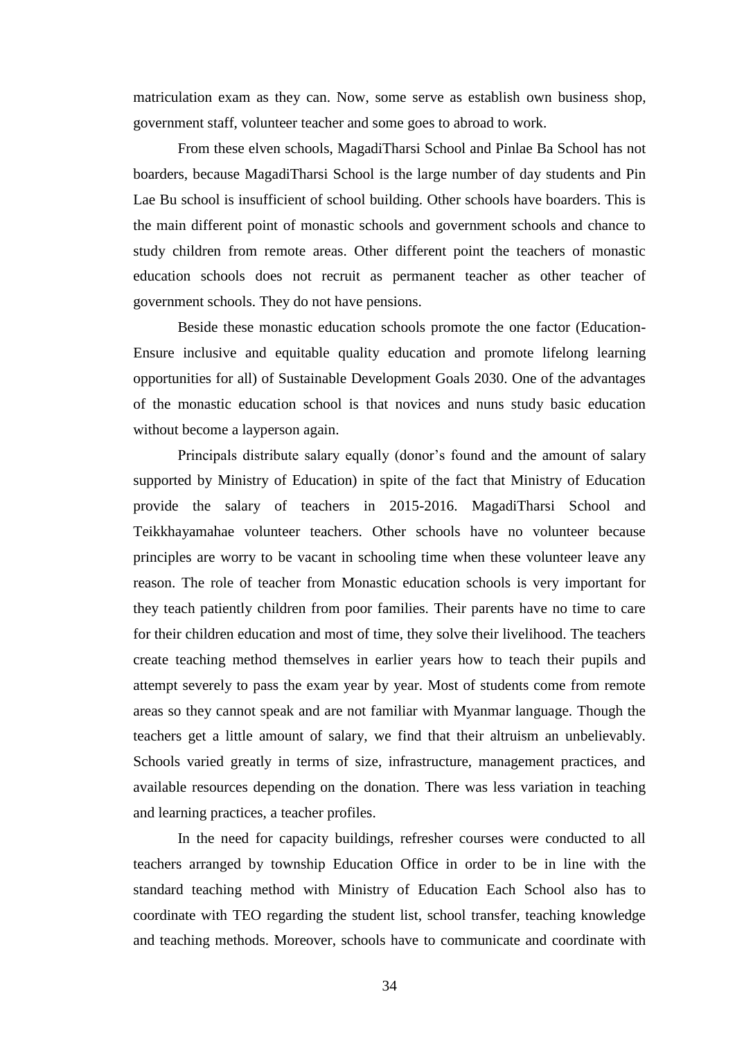matriculation exam as they can. Now, some serve as establish own business shop, government staff, volunteer teacher and some goes to abroad to work.

From these elven schools, MagadiTharsi School and Pinlae Ba School has not boarders, because MagadiTharsi School is the large number of day students and Pin Lae Bu school is insufficient of school building. Other schools have boarders. This is the main different point of monastic schools and government schools and chance to study children from remote areas. Other different point the teachers of monastic education schools does not recruit as permanent teacher as other teacher of government schools. They do not have pensions.

Beside these monastic education schools promote the one factor (Education-Ensure inclusive and equitable quality education and promote lifelong learning opportunities for all) of Sustainable Development Goals 2030. One of the advantages of the monastic education school is that novices and nuns study basic education without become a layperson again.

Principals distribute salary equally (donor's found and the amount of salary supported by Ministry of Education) in spite of the fact that Ministry of Education provide the salary of teachers in 2015-2016. MagadiTharsi School and Teikkhayamahae volunteer teachers. Other schools have no volunteer because principles are worry to be vacant in schooling time when these volunteer leave any reason. The role of teacher from Monastic education schools is very important for they teach patiently children from poor families. Their parents have no time to care for their children education and most of time, they solve their livelihood. The teachers create teaching method themselves in earlier years how to teach their pupils and attempt severely to pass the exam year by year. Most of students come from remote areas so they cannot speak and are not familiar with Myanmar language. Though the teachers get a little amount of salary, we find that their altruism an unbelievably. Schools varied greatly in terms of size, infrastructure, management practices, and available resources depending on the donation. There was less variation in teaching and learning practices, a teacher profiles.

In the need for capacity buildings, refresher courses were conducted to all teachers arranged by township Education Office in order to be in line with the standard teaching method with Ministry of Education Each School also has to coordinate with TEO regarding the student list, school transfer, teaching knowledge and teaching methods. Moreover, schools have to communicate and coordinate with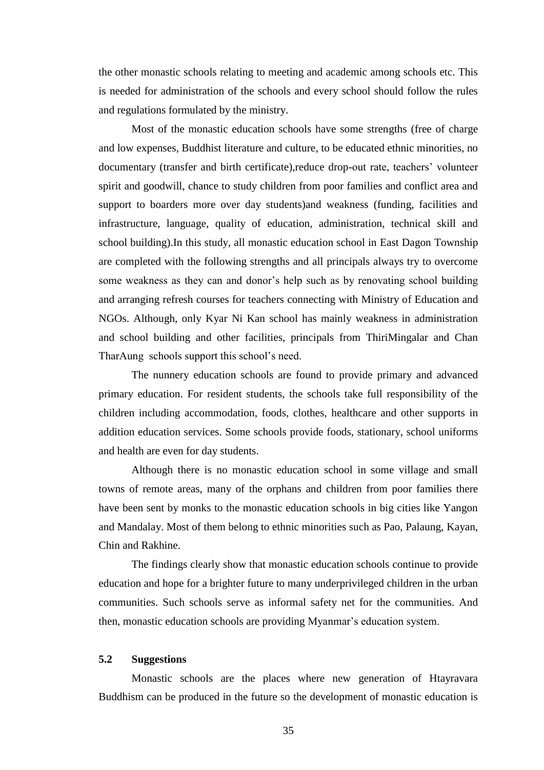the other monastic schools relating to meeting and academic among schools etc. This is needed for administration of the schools and every school should follow the rules and regulations formulated by the ministry.

Most of the monastic education schools have some strengths (free of charge and low expenses, Buddhist literature and culture, to be educated ethnic minorities, no documentary (transfer and birth certificate),reduce drop-out rate, teachers' volunteer spirit and goodwill, chance to study children from poor families and conflict area and support to boarders more over day students)and weakness (funding, facilities and infrastructure, language, quality of education, administration, technical skill and school building).In this study, all monastic education school in East Dagon Township are completed with the following strengths and all principals always try to overcome some weakness as they can and donor's help such as by renovating school building and arranging refresh courses for teachers connecting with Ministry of Education and NGOs. Although, only Kyar Ni Kan school has mainly weakness in administration and school building and other facilities, principals from ThiriMingalar and Chan TharAung schools support this school's need.

The nunnery education schools are found to provide primary and advanced primary education. For resident students, the schools take full responsibility of the children including accommodation, foods, clothes, healthcare and other supports in addition education services. Some schools provide foods, stationary, school uniforms and health are even for day students.

Although there is no monastic education school in some village and small towns of remote areas, many of the orphans and children from poor families there have been sent by monks to the monastic education schools in big cities like Yangon and Mandalay. Most of them belong to ethnic minorities such as Pao, Palaung, Kayan, Chin and Rakhine.

The findings clearly show that monastic education schools continue to provide education and hope for a brighter future to many underprivileged children in the urban communities. Such schools serve as informal safety net for the communities. And then, monastic education schools are providing Myanmar's education system.

## 5.2 Suggestions

Monastic schools are the places where new generation of Htayravara Buddhism can be produced in the future so the development of monastic education is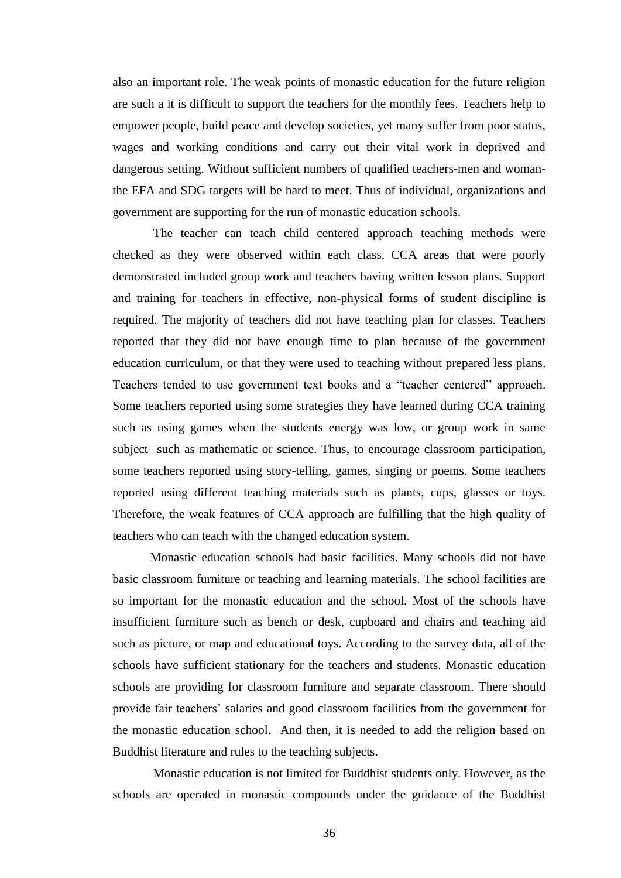also an important role. The weak points of monastic education for the future religion are such a it is difficult to support the teachers for the monthly fees. Teachers help to empower people, build peace and develop societies, yet many suffer from poor status, wages and working conditions and carry out their vital work in deprived and dangerous setting. Without sufficient numbers of qualified teachers-men and woman-the EFA and SDG targets will be hard to meet. Thus of individual, organizations and government are supporting for the run of monastic education schools.

The teacher can teach child centered approach teaching methods were checked as they were observed within each class. CCA areas that were poorly demonstrated included group work and teachers having written lesson plans. Support and training for teachers in effective, non-physical forms of student discipline is required. The majority of teachers did not have teaching plan for classes. Teachers reported that they did not have enough time to plan because of the government education curriculum, or that they were used to teaching without prepared less plans. Teachers tended to use government text books and a "teacher centered" approach. Some teachers reported using some strategies they have learned during CCA training such as using games when the students energy was low, or group work in same subject such as mathematic or science. Thus, to encourage classroom participation, some teachers reported using story-telling, games, singing or poems. Some teachers reported using different teaching materials such as plants, cups, glasses or toys. Therefore, the weak features of CCA approach are fulfilling that the high quality of teachers who can teach with the changed education system.

Monastic education schools had basic facilities. Many schools did not have basic classroom furniture or teaching and learning materials. The school facilities are so important for the monastic education and the school. Most of the schools have insufficient furniture such as bench or desk, cupboard and chairs and teaching aid such as picture, or map and educational toys. According to the survey data, all of the schools have sufficient stationary for the teachers and students. Monastic education schools are providing for classroom furniture and separate classroom. There should provide fair teachers' salaries and good classroom facilities from the government for the monastic education school. And then, it is needed to add the religion based on Buddhist literature and rules to the teaching subjects.

Monastic education is not limited for Buddhist students only. However, as the schools are operated in monastic compounds under the guidance of the Buddhist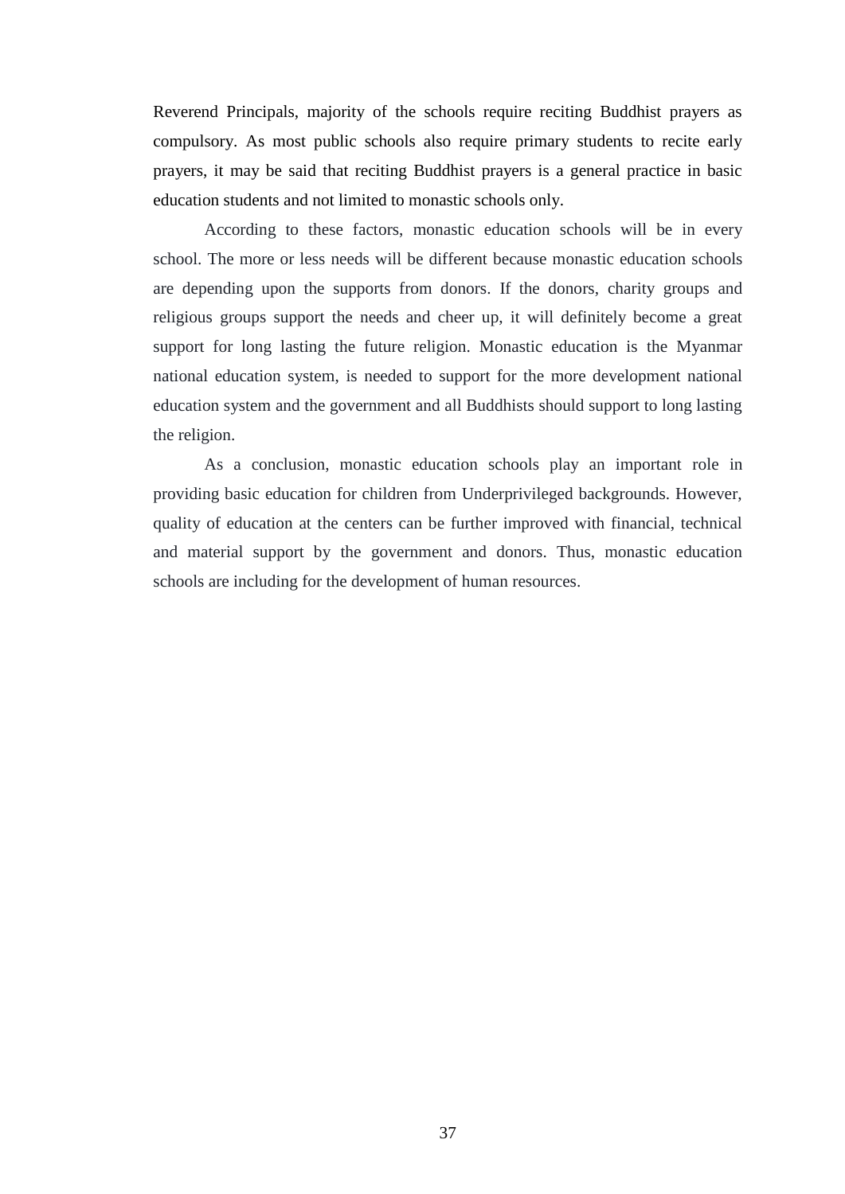Reverend Principals, majority of the schools require reciting Buddhist prayers as compulsory. As most public schools also require primary students to recite early prayers, it may be said that reciting Buddhist prayers is a general practice in basic education students and not limited to monastic schools only.

According to these factors, monastic education schools will be in every school. The more or less needs will be different because monastic education schools are depending upon the supports from donors. If the donors, charity groups and religious groups support the needs and cheer up, it will definitely become a great support for long lasting the future religion. Monastic education is the Myanmar national education system, is needed to support for the more development national education system and the government and all Buddhists should support to long lasting the religion.

As a conclusion, monastic education schools play an important role in providing basic education for children from Underprivileged backgrounds. However, quality of education at the centers can be further improved with financial, technical and material support by the government and donors. Thus, monastic education schools are including for the development of human resources.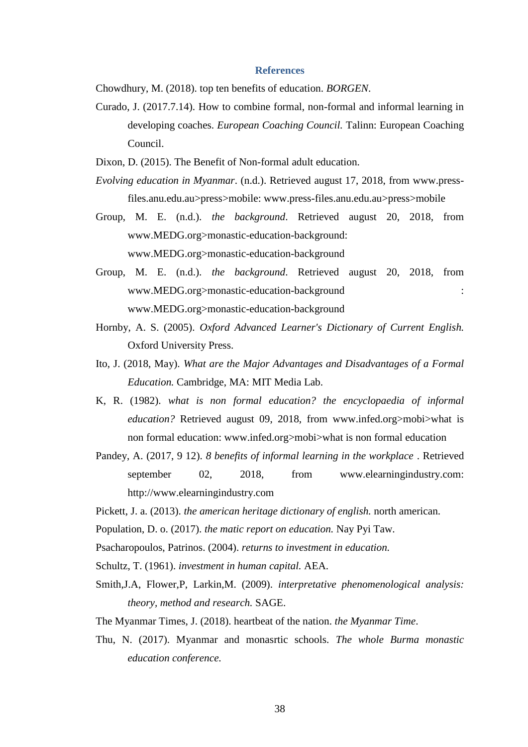## References

Chowdhury, M. (2018). top ten benefits of education. *BORGEN*.

Curado, J. (2017.7.14). How to combine formal, non-formal and informal learning in developing coaches. *European Coaching Council.* Talinn: European Coaching Council.

Dixon, D. (2015). The Benefit of Non-formal adult education.

*Evolving education in Myanmar*. (n.d.). Retrieved august 17, 2018, from www.press-files.anu.edu.au>press>mobile: www.press-files.anu.edu.au>press>mobile

Group, M. E. (n.d.). *the background*. Retrieved august 20, 2018, from www.MEDG.org>monastic-education-background: www.MEDG.org>monastic-education-background

Group, M. E. (n.d.). *the background*. Retrieved august 20, 2018, from www.MEDG.org>monastic-education-background : www.MEDG.org>monastic-education-background

Hornby, A. S. (2005). *Oxford Advanced Learner's Dictionary of Current English.* Oxford University Press.

Ito, J. (2018, May). *What are the Major Advantages and Disadvantages of a Formal Education.* Cambridge, MA: MIT Media Lab.

K, R. (1982). *what is non formal education? the encyclopaedia of informal education?* Retrieved august 09, 2018, from www.infed.org>mobi>what is non formal education: www.infed.org>mobi>what is non formal education

Pandey, A. (2017, 9 12). *8 benefits of informal learning in the workplace* . Retrieved september 02, 2018, from www.elearningindustry.com: http://www.elearningindustry.com

Pickett, J. a. (2013). *the american heritage dictionary of english.* north american.

Population, D. o. (2017). *the matic report on education.* Nay Pyi Taw.

Psacharopoulos, Patrinos. (2004). *returns to investment in education.*

Schultz, T. (1961). *investment in human capital.* AEA.

Smith,J.A, Flower,P, Larkin,M. (2009). *interpretative phenomenological analysis: theory, method and research.* SAGE.

The Myanmar Times, J. (2018). heartbeat of the nation. *the Myanmar Time*.

Thu, N. (2017). Myanmar and monasrtic schools. *The whole Burma monastic education conference.*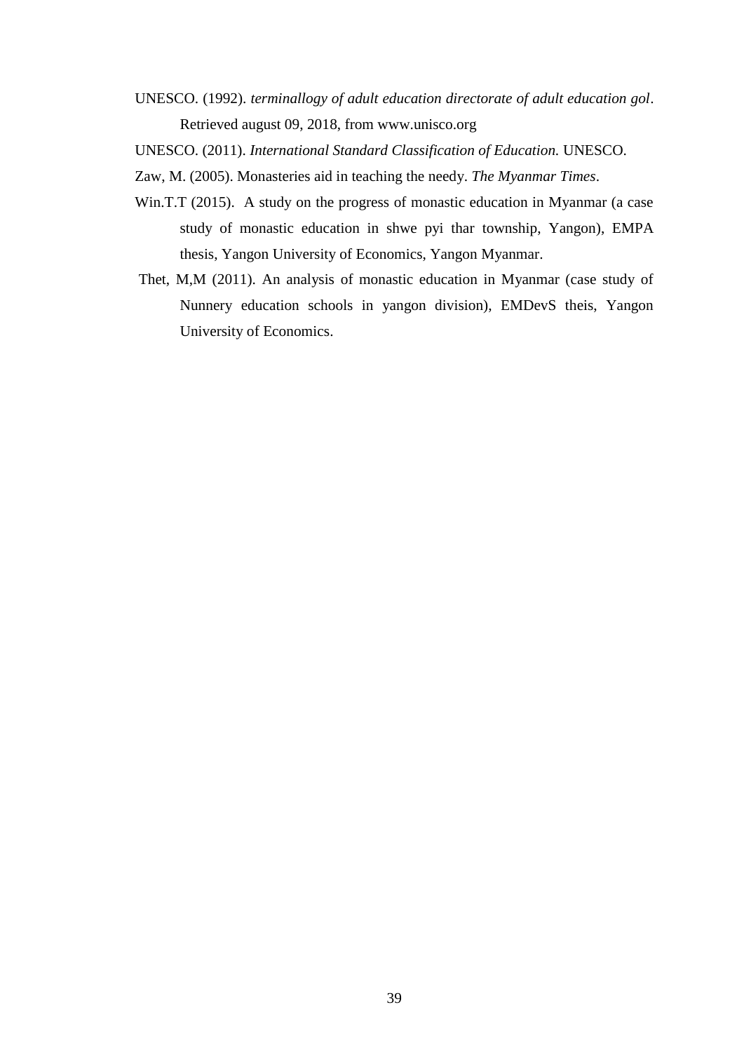UNESCO. (1992). *terminallogy of adult education directorate of adult education gol*. Retrieved august 09, 2018, from www.unisco.org

UNESCO. (2011). *International Standard Classification of Education.* UNESCO.

Zaw, M. (2005). Monasteries aid in teaching the needy. *The Myanmar Times*.

Win.T.T (2015). A study on the progress of monastic education in Myanmar (a case study of monastic education in shwe pyi thar township, Yangon), EMPA thesis, Yangon University of Economics, Yangon Myanmar.

Thet, M,M (2011). An analysis of monastic education in Myanmar (case study of Nunnery education schools in yangon division), EMDevS theis, Yangon University of Economics.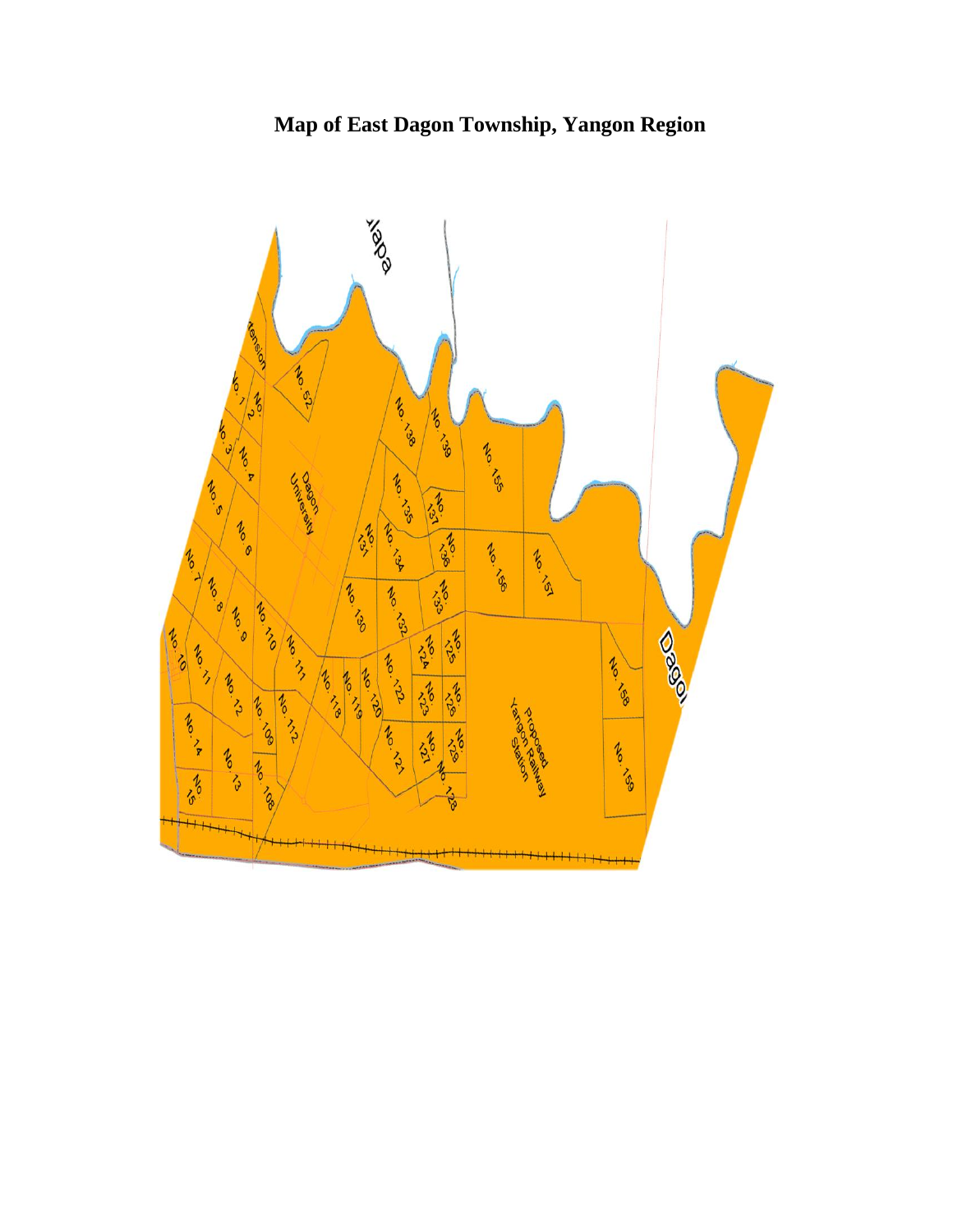**Map of East Dagon Township, Yangon Region**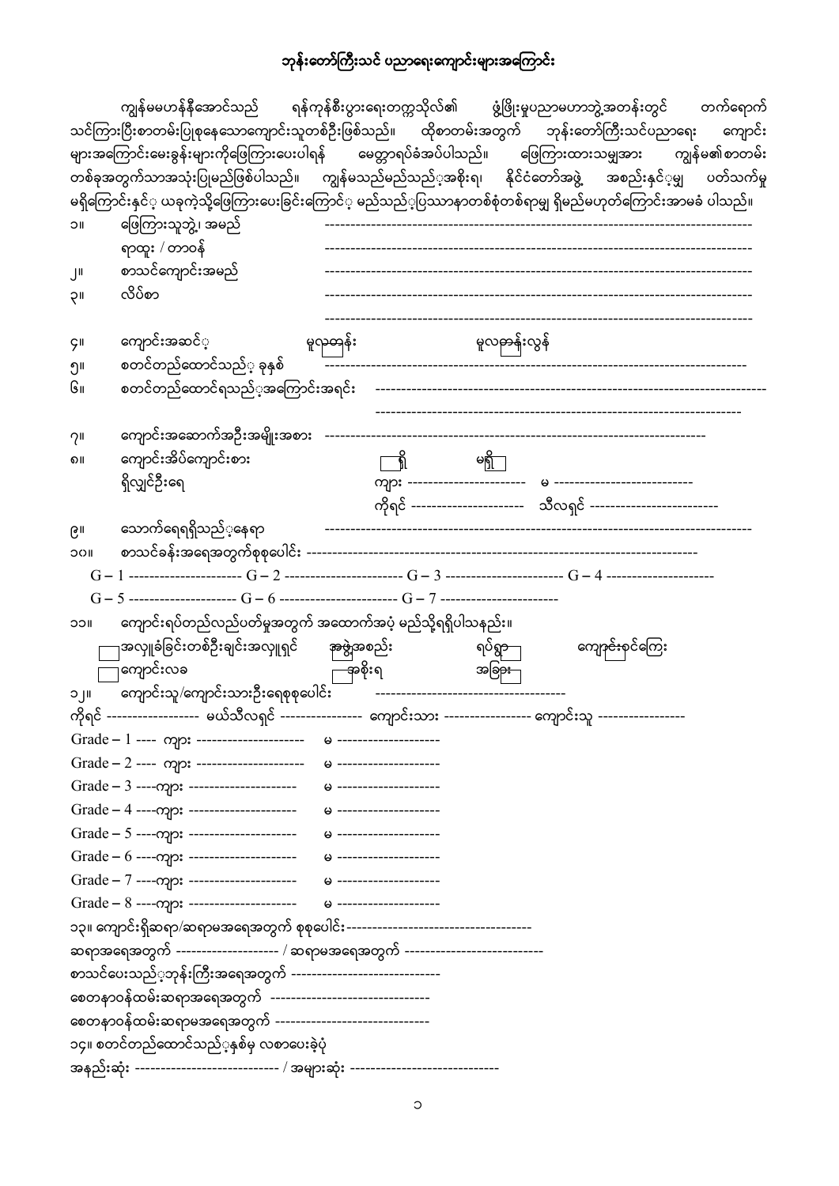# ဘုန်းတော်ကြီးသင် ပညာရေးကျောင်းများအကြောင်း

ကျွန်မမဟန်နီအောင်သည် ရန်ကုန်စီးပွားရေးတက္ကသိုလ်၏ ဖွံ့ဖြိုးမှုပညာမဟာဘွဲ့အတန်းတွင် တက်ရောက်သင်ကြားပြီးစာတမ်းပြုစုနေသောကျောင်းသူတစ်ဦးဖြစ်သည်။ ထိုစာတမ်းအတွက် ဘုန်းတော်ကြီးသင်ပညာရေး ကျောင်းများအကြောင်းမေးခွန်းများကိုဖြေကြားပေးပါရန် မေတ္တာရပ်ခံအပ်ပါသည်။ ဖြေကြားထားသမျှအား ကျွန်မ၏စာတမ်းတစ်ခုအတွက်သာအသုံးပြုမည်ဖြစ်ပါသည်။ ကျွန်မသည်မည်သည့်အစိုးရ၊ နိုင်ငံတော်အဖွဲ့ အစည်းနှင့်မျှ ပတ်သက်မှုမရှိကြောင်းနှင့် ယခုကဲ့သို့ဖြေကြားပေးခြင်းကြောင့် မည်သည့်ပြဿနာတစ်စုံတစ်ရာမျှ ရှိမည်မဟုတ်ကြောင်းအာမခံ ပါသည်။

၁။ ဖြေကြားသူဘွဲ့၊ အမည် ---------------------------------------------------------------------------

ရာထူး / တာဝန် ---------------------------------------------------------------------------

၂။ စာသင်ကျောင်းအမည် ---------------------------------------------------------------------------

၃။ လိပ်စာ ---------------------------------------------------------------------------

---------------------------------------------------------------------------

၄။ ကျောင်းအဆင့် မူလတန်း ☐ မူလတန်းလွန် ☐

၅။ စတင်တည်ထောင်သည့် ခုနှစ် ---------------------------------------------------------------------------

၆။ စတင်တည်ထောင်ရသည့်အကြောင်းအရင်း ---------------------------------------------------------------------------

---------------------------------------------------------------------------

၇။ ကျောင်းအဆောက်အဦးအမျိုးအစား ---------------------------------------------------------------------------

၈။ ကျောင်းအိပ်ကျောင်းစား ☐ ရှိ မရှိ ☐

ရှိလျှင်ဦးရေ ကျား ---------------------- မ ----------------------

ကိုရင် ---------------------- သီလရှင် ----------------------

၉။ သောက်ရေရရှိသည့်နေရာ ---------------------------------------------------------------------------

၁၀။ စာသင်ခန်းအရေအတွက်စုစုပေါင်း ---------------------------------------------------------------------------

G – 1 ---------------------- G – 2 ---------------------- G – 3 ---------------------- G – 4 ----------------------

G – 5 ---------------------- G – 6 ---------------------- G – 7 ----------------------

၁၁။ ကျောင်းရပ်တည်လည်ပတ်မှုအတွက် အထောက်အပံ့ မည်သို့ရရှိပါသနည်း။

☐ အလှူခံခြင်းတစ်ဦးချင်းအလှူရှင် ☐ အဖွဲ့အစည်း ☐ ရပ်ရွာ ☐ ကျောင်းစရိတ်ကြေး

☐ ကျောင်းလခ ☐ အစိုးရ ☐ အခြား

၁၂။ ကျောင်းသူ/ကျောင်းသားဦးရေစုစုပေါင်း ---------------------------------

ကိုရင် ---------------- မယ်သီလရှင် ---------------- ကျောင်းသား ---------------- ကျောင်းသူ ----------------

Grade – 1 ---- ကျား -------------------- မ --------------------

Grade – 2 ---- ကျား -------------------- မ --------------------

Grade – 3 ----ကျား -------------------- မ --------------------

Grade – 4 ----ကျား -------------------- မ --------------------

Grade – 5 ----ကျား -------------------- မ --------------------

Grade – 6 ----ကျား -------------------- မ --------------------

Grade – 7 ----ကျား -------------------- မ --------------------

Grade – 8 ----ကျား -------------------- မ --------------------

၁၃။ ကျောင်းရှိဆရာ/ဆရာမအရေအတွက် စုစုပေါင်း---------------------------------

ဆရာအရေအတွက် -------------------- / ဆရာမအရေအတွက် ------------------------

စာသင်ပေးသည့်ဘုန်းကြီးအရေအတွက် ----------------------------

စေတနာဝန်ထမ်းဆရာအရေအတွက် ----------------------------

စေတနာဝန်ထမ်းဆရာမအရေအတွက် ----------------------------

၁၄။ စတင်တည်ထောင်သည့်နှစ်မှ လစာပေးခဲ့ပုံ

အနည်းဆုံး ------------------------- / အများဆုံး -------------------------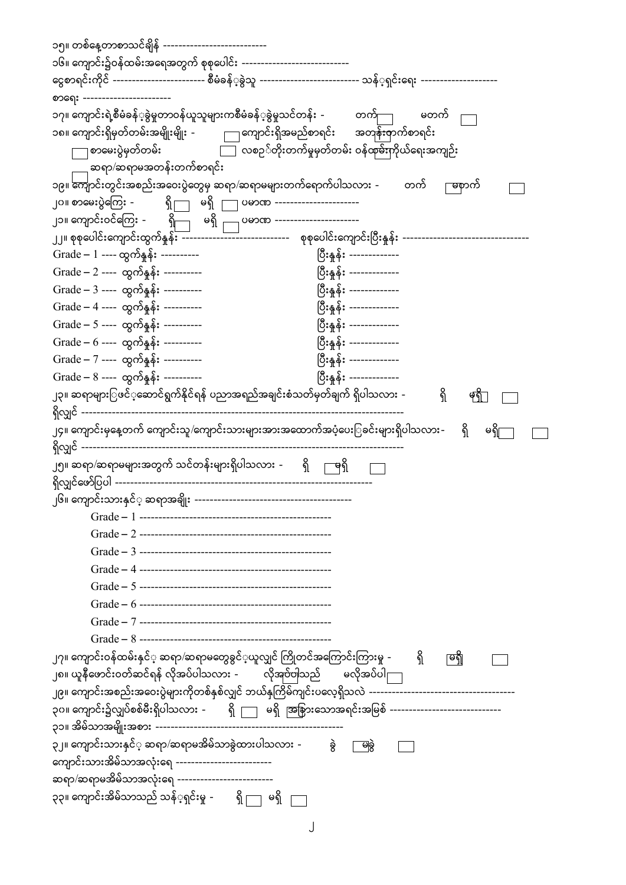၁၅။ တစ်နေ့တာစာသင်ချိန် ---------------------------

၁၆။ ကျောင်း၌ဝန်ထမ်းအရေအတွက် စုစုပေါင်း ----------------------------

ငွေစာရင်းကိုင် ------------------------ စီမံခန့်ခွဲသူ -------------------------- သန့်ရှင်းရေး --------------------

စာရေး -----------------------

၁၇။ ကျောင်းရဲ့စီမံခန့်ခွဲမှုတာဝန်ယူသူများကစီမံခန့်ခွဲမှုသင်တန်း - တက် ☐ မတက် ☐

၁၈။ ကျောင်းရှိမှတ်တမ်းအမျိုးမျိုး - ☐ ကျောင်းရှိအမည်စာရင်း ☐ အတန်းတက်စာရင်း

☐ စာမေးပွဲမှတ်တမ်း ☐ လစဉ်တိုးတက်မှုမှတ်တမ်း ☐ ဝန်ထမ်းကိုယ်ရေးအကျဉ်း

☐ ဆရာ/ဆရာမအတန်းတက်စာရင်း

၁၉။ ကျောင်းတွင်းအစည်းအဝေးပွဲတွေမှ ဆရာ/ဆရာမများတက်ရောက်ပါသလား - တက် ☐ မတက် ☐

၂၀။ စာမေးပွဲကြေး - ရှိ ☐ မရှိ ☐ ပမာဏ ----------------------

၂၁။ ကျောင်းဝင်ကြေး - ရှိ ☐ မရှိ ☐ ပမာဏ ----------------------

၂၂။ စုစုပေါင်းကျောင်းထွက်နှုန်း --------------------------- စုစုပေါင်းကျောင်းပြီးနှုန်း --------------------------------

Grade – 1 ---- ထွက်နှုန်း ---------- ပြီးနှုန်း -------------

Grade – 2 ---- ထွက်နှုန်း ---------- ပြီးနှုန်း -------------

Grade – 3 ---- ထွက်နှုန်း ---------- ပြီးနှုန်း -------------

Grade – 4 ---- ထွက်နှုန်း ---------- ပြီးနှုန်း -------------

Grade – 5 ---- ထွက်နှုန်း ---------- ပြီးနှုန်း -------------

Grade – 6 ---- ထွက်နှုန်း ---------- ပြီးနှုန်း -------------

Grade – 7 ---- ထွက်နှုန်း ---------- ပြီးနှုန်း -------------

Grade – 8 ---- ထွက်နှုန်း ---------- ပြီးနှုန်း -------------

၂၃။ ဆရာများဖြင့်ဆောင်ရွက်နိုင်ရန် ပညာအရည်အချင်းစံသတ်မှတ်ချက် ရှိပါသလား - ရှိ ☐ မရှိ ☐

ရှိလျှင် ------------------------------------------------------------------------------------

၂၄။ ကျောင်းမှနေ့တက် ကျောင်းသူ/ကျောင်းသားများအားအထောက်အပံ့ပေးခြင်းများရှိပါသလား- ရှိ ☐ မရှိ ☐

ရှိလျှင် ------------------------------------------------------------------------------------

၂၅။ ဆရာ/ဆရာမများအတွက် သင်တန်းများရှိပါသလား - ရှိ ☐ မရှိ ☐

ရှိလျှင်ဖော်ပြပါ --------------------------------------------------------------------

၂၆။ ကျောင်းသားနှင့် ဆရာအချိုး -----------------------------------------

Grade – 1 --------------------------------------------------

Grade – 2 --------------------------------------------------

Grade – 3 --------------------------------------------------

Grade – 4 --------------------------------------------------

Grade – 5 --------------------------------------------------

Grade – 6 --------------------------------------------------

Grade – 7 --------------------------------------------------

Grade – 8 --------------------------------------------------

၂၇။ ကျောင်းဝန်ထမ်းနှင့် ဆရာ/ဆရာမတွေခွင့်ယူလျှင် ကြိုတင်အကြောင်းကြားမှု - ရှိ ☐ မရှိ ☐

၂၈။ ယူနီဖောင်းဝတ်ဆင်ရန် လိုအပ်ပါသလား - လိုအပ်ပါသည် ☐ မလိုအပ်ပါ ☐

၂၉။ ကျောင်းအစည်းအဝေးပွဲများကိုတစ်နှစ်လျှင် ဘယ်နှကြိမ်ကျင်းပလေ့ရှိသလဲ -------------------------------------

၃၀။ ကျောင်း၌လျှပ်စစ်မီးရှိပါသလား - ရှိ ☐ မရှိ ☐ အခြားသောအရင်းအမြစ် -----------------------------

၃၁။ အိမ်သာအမျိုးအစား ------------------------------------------------

၃၂။ ကျောင်းသားနှင့် ဆရာ/ဆရာမအိမ်သာခွဲထားပါသလား - ခွဲ ☐ မခွဲ ☐

ကျောင်းသားအိမ်သာအလုံးရေ -------------------------

ဆရာ/ဆရာမအိမ်သာအလုံးရေ -------------------------

၃၃။ ကျောင်းအိမ်သာသည် သန့်ရှင်းမှု - ရှိ ☐ မရှိ ☐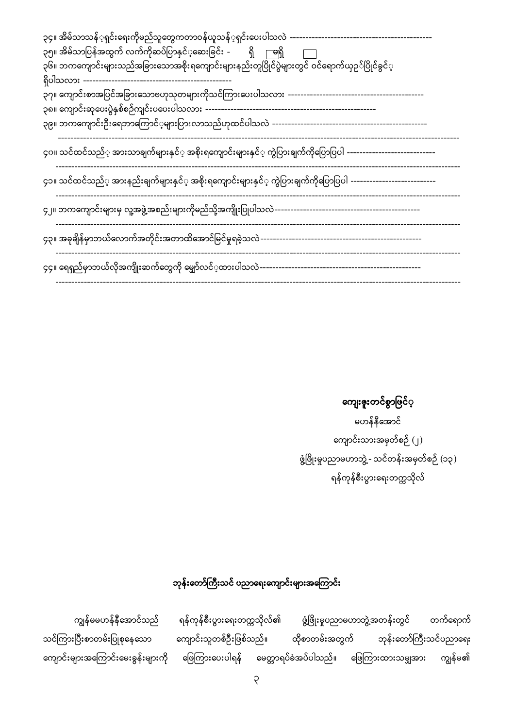၃၄။ အိမ်သာသန့်ရှင်းရေးကိုမည်သူတွေကတာဝန်ယူသန့်ရှင်းပေးပါသလဲ --------------------------------------------

၃၅။ အိမ်သာပြန်အထွက် လက်ကိုဆပ်ပြာနှင့်ဆေးခြင်း - ရှိ ☐ မရှိ ☐

၃၆။ ဘုန်းကျောင်းများသည်အခြားသောအစိုးရကျောင်းများနည်းတူပြိုင်ပွဲများတွင် ဝင်ရောက်ယှဉ်ပြိုင်ခွင့်ရှိပါသလား ----------------------------------------------

၃၇။ ကျောင်းစာအပြင်အခြားသောဗဟုသုတများကိုသင်ကြားပေးပါသလား ------------------------------------------

၃၈။ ကျောင်းဆုပေးပွဲနှစ်စဉ်ကျင်းပပေးပါသလား -----------------------------------------------------

၃၉။ ဘုန်းကျောင်းဦးရေဘာကြောင့်များပြားလာသည်ဟုထင်ပါသလဲ ------------------------------------------------

------------------------------------------------------------------------------------------------------------------------

၄၀။ သင်ထင်သည့် အားသာချက်များနှင့် အစိုးရကျောင်းများနှင့် ကွဲပြားချက်ကိုပြောပြပါ ----------------------------

------------------------------------------------------------------------------------------------------------------------

၄၁။ သင်ထင်သည့် အားနည်းချက်များနှင့် အစိုးရကျောင်းများနှင့် ကွဲပြားချက်ကိုပြောပြပါ ---------------------------

------------------------------------------------------------------------------------------------------------------------

၄၂။ ဘုန်းကျောင်းများမှ လူ့အဖွဲ့အစည်းများကိုမည်သို့အကျိုးပြုပါသလဲ---------------------------------------------

------------------------------------------------------------------------------------------------------------------------

၄၃။ အခုချိန်မှာဘယ်လောက်အတိုင်းအတာထိအောင်မြင်မှုရခဲ့သလဲ--------------------------------------------------

------------------------------------------------------------------------------------------------------------------------

၄၄။ ရေရှည်မှာဘယ်လိုအကျိုးဆက်တွေကို မျှော်လင့်ထားပါသလဲ-------------------------------------------------

------------------------------------------------------------------------------------------------------------------------

**ကျေးဇူးတင်စွာဖြင့်**

မဟန်နီအောင်

ကျောင်းသားအမှတ်စဉ် (၂)

ဖွံ့ဖြိုးမှုပညာမဟာဘွဲ့- သင်တန်းအမှတ်စဉ် (၁၃)

ရန်ကုန်စီးပွားရေးတက္ကသိုလ်

**ဘုန်းတော်ကြီးသင် ပညာရေးကျောင်းများအကြောင်း**

ကျွန်မမဟန်နီအောင်သည် ရန်ကုန်စီးပွားရေးတက္ကသိုလ်၏ ဖွံ့ဖြိုးမှုပညာမဟာဘွဲ့အတန်းတွင် တက်ရောက်သင်ကြားပြီးစာတမ်းပြုစုနေသော ကျောင်းသူတစ်ဦးဖြစ်သည်။ ထိုစာတမ်းအတွက် ဘုန်းတော်ကြီးသင်ပညာရေးကျောင်းများအကြောင်းမေးခွန်းများကို ဖြေကြားပေးပါရန် မေတ္တာရပ်ခံအပ်ပါသည်။ ဖြေကြားထားသမျှအား ကျွန်မ၏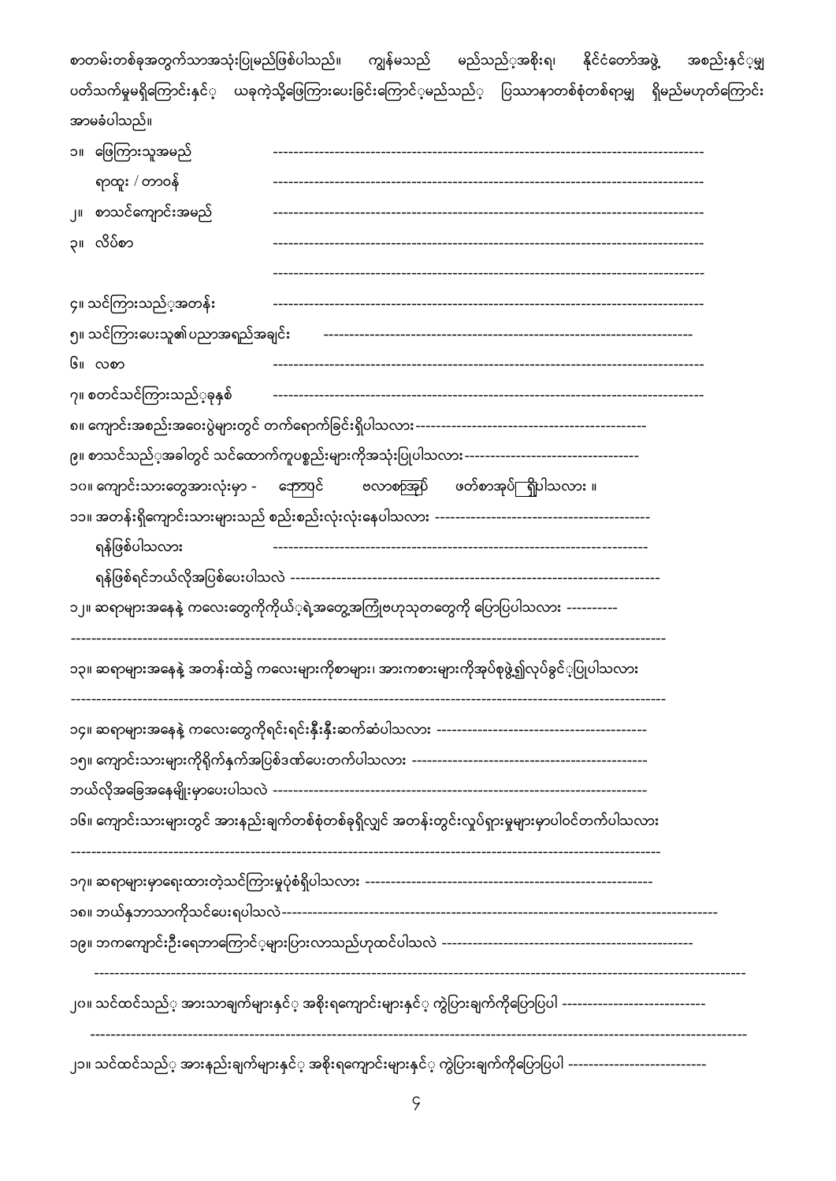စာတမ်းတစ်ခုအတွက်သာအသုံးပြုမည်ဖြစ်ပါသည်။ ကျွန်မသည် မည်သည့်အစိုးရ၊ နိုင်ငံတော်အဖွဲ့ အစည်းနှင့်မျှ ပတ်သက်မှုမရှိကြောင်းနှင့် ယခုကဲ့သို့ဖြေကြားပေးခြင်းကြောင့်မည်သည့် ပြဿနာတစ်စုံတစ်ရာမျှ ရှိမည်မဟုတ်ကြောင်း အာမခံပါသည်။

၁။ ဖြေကြားသူအမည် ---------------------------------------------------------------------------------

ရာထူး / တာဝန် ---------------------------------------------------------------------------------

၂။ စာသင်ကျောင်းအမည် ---------------------------------------------------------------------------------

၃။ လိပ်စာ ---------------------------------------------------------------------------------

---------------------------------------------------------------------------------

၄။ သင်ကြားသည့်အတန်း ---------------------------------------------------------------------------------

၅။ သင်ကြားပေးသူ၏ပညာအရည်အချင်း ---------------------------------------------------------------------------------

၆။ လစာ ---------------------------------------------------------------------------------

၇။ စတင်သင်ကြားသည့်ခုနှစ် ---------------------------------------------------------------------------------

၈။ ကျောင်းအစည်းအဝေးပွဲများတွင် တက်ရောက်ခြင်းရှိပါသလား ---------------------------------------------

၉။ စာသင်သည့်အခါတွင် သင်ထောက်ကူပစ္စည်းများကိုအသုံးပြုပါသလား ---------------------------------

၁၀။ ကျောင်းသားတွေအားလုံးမှာ - ☐ ဘောပင် ☐ ဗလာစာအုပ် ☐ ဖတ်စာအုပ် ☐ ရှိပါသလား ။

၁၁။ အတန်းရှိကျောင်းသားများသည် စည်းစည်းလုံးလုံးနေပါသလား ------------------------------------------

ရန်ဖြစ်ပါသလား ------------------------------------------------------------------------

ရန်ဖြစ်ရင်ဘယ်လိုအပြစ်ပေးပါသလဲ ------------------------------------------------------------------------

၁၂။ ဆရာများအနေနဲ့ ကလေးတွေကိုကိုယ့်ရဲ့အတွေ့အကြုံဗဟုသုတတွေကို ပြောပြပါသလား ----------

---------------------------------------------------------------------------------------------------------

၁၃။ ဆရာများအနေနဲ့ အတန်းထဲ၌ ကလေးများကိုစာများ၊ အားကစားများကိုအုပ်စုဖွဲ့၍လုပ်ခွင့်ပြုပါသလား

---------------------------------------------------------------------------------------------------------

၁၄။ ဆရာများအနေနဲ့ ကလေးတွေကိုရင်းရင်းနှီးနှီးဆက်ဆံပါသလား ------------------------------------------

၁၅။ ကျောင်းသားများကိုရိုက်နှက်အပြစ်ဒဏ်ပေးတက်ပါသလား ---------------------------------------------

ဘယ်လိုအခြေအနေမျိုးမှာပေးပါသလဲ ------------------------------------------------------------------------

၁၆။ ကျောင်းသားများတွင် အားနည်းချက်တစ်စုံတစ်ခုရှိလျှင် အတန်းတွင်းလှုပ်ရှားမှုများမှာပါဝင်တက်ပါသလား

---------------------------------------------------------------------------------------------------------

၁၇။ ဆရာများမှာရေးထားတဲ့သင်ကြားမှုပုံစံရှိပါသလား --------------------------------------------------------

၁၈။ ဘယ်နှဘာသာကိုသင်ပေးရပါသလဲ ------------------------------------------------------------------------

၁၉။ ဘကကျောင်းဦးရေဘာကြောင့်များပြားလာသည်ဟုထင်ပါသလဲ ---------------------------------------------

---------------------------------------------------------------------------------------------------------

၂၀။ သင်ထင်သည့် အားသာချက်များနှင့် အစိုးရကျောင်းများနှင့် ကွဲပြားချက်ကိုပြောပြပါ ----------------------------

---------------------------------------------------------------------------------------------------------

၂၁။ သင်ထင်သည့် အားနည်းချက်များနှင့် အစိုးရကျောင်းများနှင့် ကွဲပြားချက်ကိုပြောပြပါ ---------------------------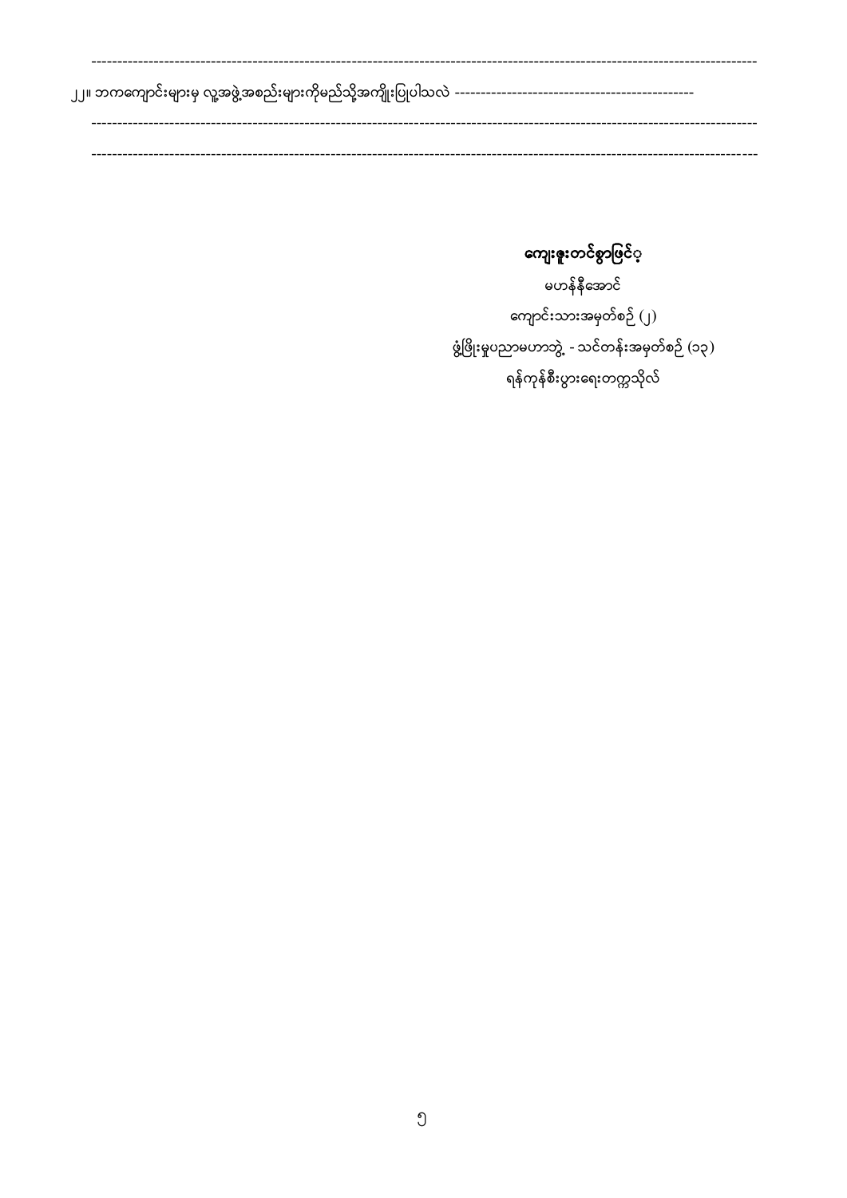--------------------------------------------------------------------------------------------------------------------------------

၂၂။ ဘကကျောင်းများမှ လူ့အဖွဲ့အစည်းများကိုမည်သို့အကျိုးပြုပါသလဲ -----------------------------------------------

--------------------------------------------------------------------------------------------------------------------------------

--------------------------------------------------------------------------------------------------------------------------------

**ကျေးဇူးတင်စွာဖြင့်**

မဟန်နီအောင်

ကျောင်းသားအမှတ်စဉ် (၂)

ဖွံ့ဖြိုးမှုပညာမဟာတွဲ - သင်တန်းအမှတ်စဉ် (၁၃)

ရန်ကုန်စီးပွားရေးတက္ကသိုလ်